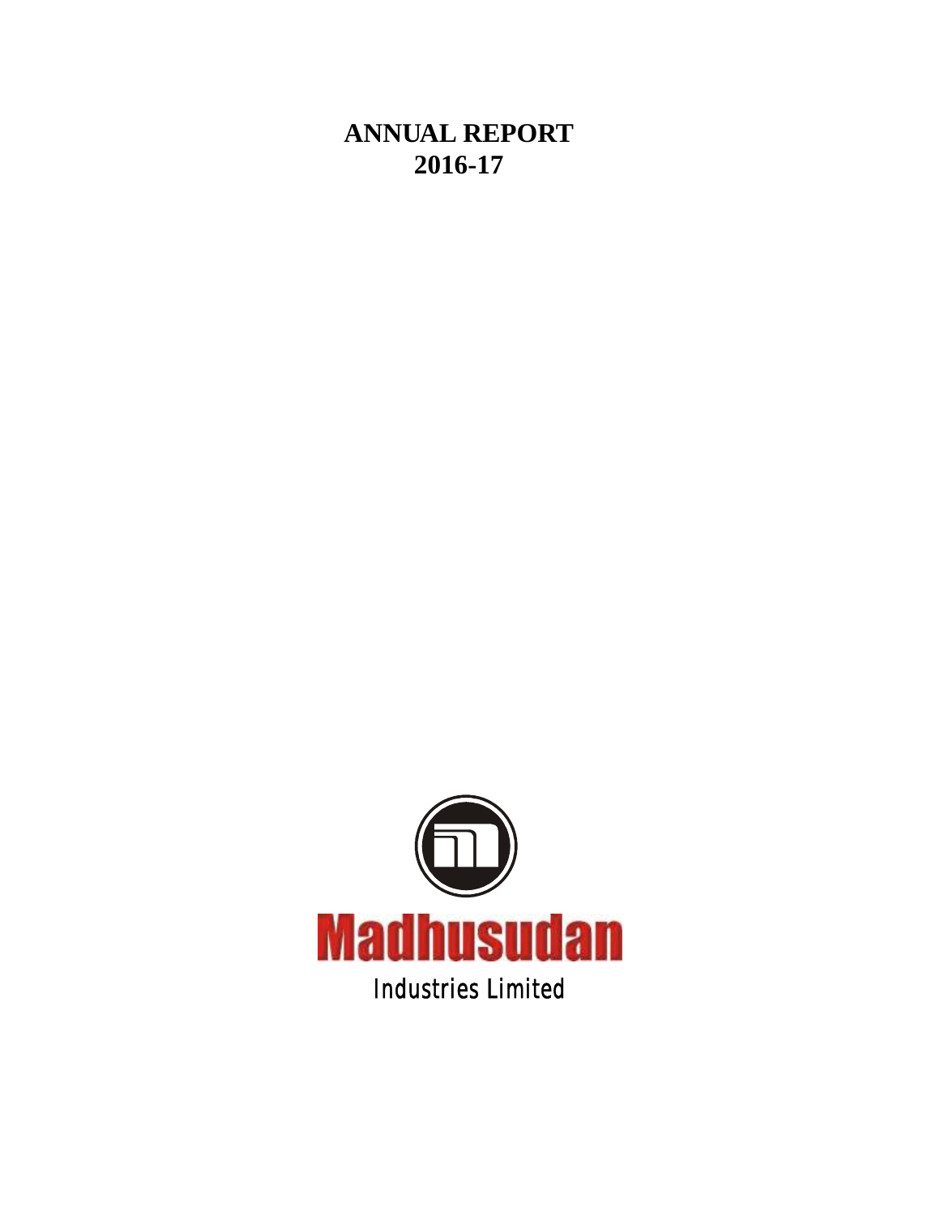# ANNUAL REPORT
# 2016-17

**Madhusudan**

Industries Limited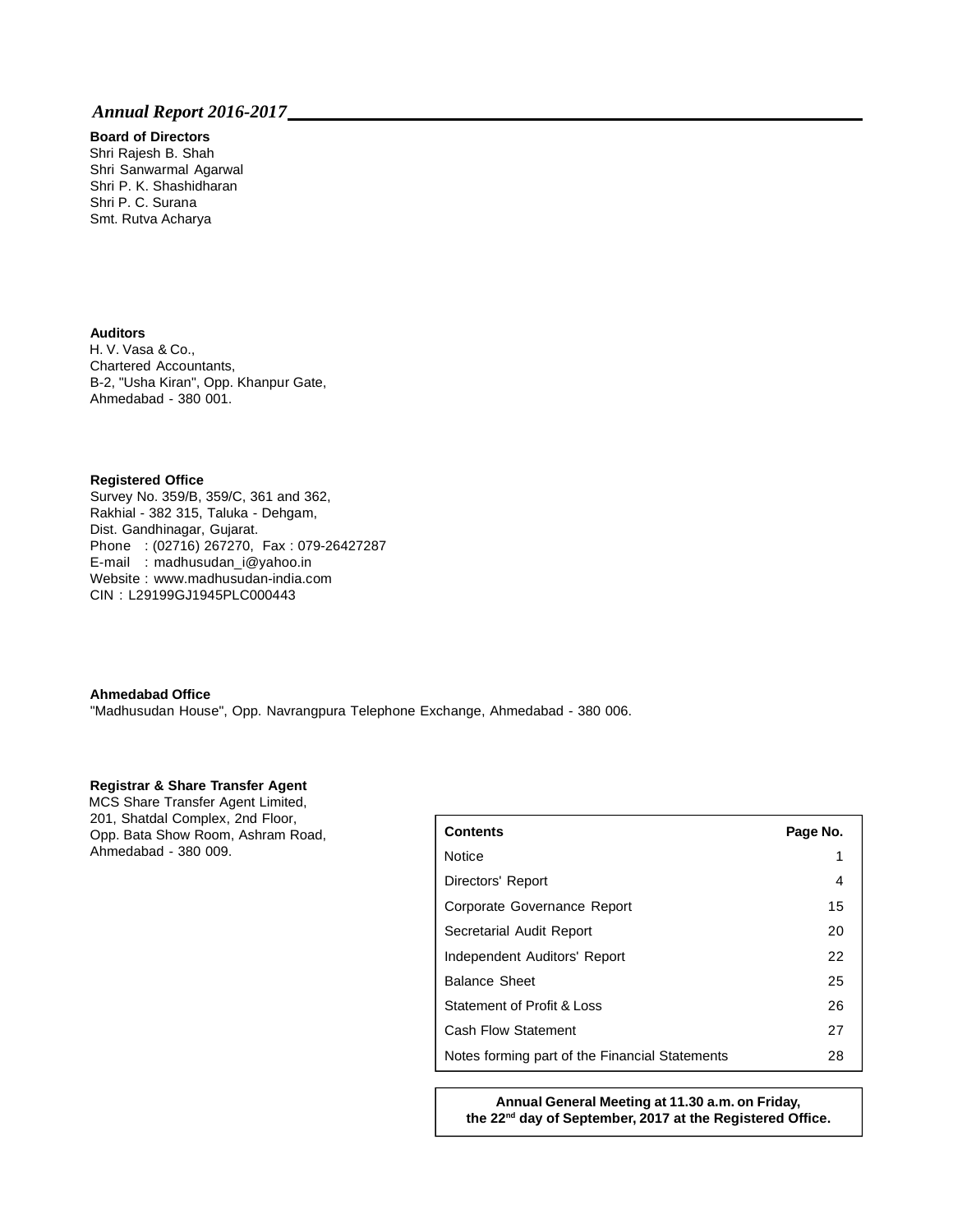*Annual Report 2016-2017*

**Board of Directors**
Shri Rajesh B. Shah
Shri Sanwarmal Agarwal
Shri P. K. Shashidharan
Shri P. C. Surana
Smt. Rutva Acharya

**Auditors**
H. V. Vasa & Co.,
Chartered Accountants,
B-2, "Usha Kiran", Opp. Khanpur Gate,
Ahmedabad - 380 001.

**Registered Office**
Survey No. 359/B, 359/C, 361 and 362,
Rakhial - 382 315, Taluka - Dehgam,
Dist. Gandhinagar, Gujarat.
Phone : (02716) 267270, Fax : 079-26427287
E-mail : madhusudan_i@yahoo.in
Website : www.madhusudan-india.com
CIN : L29199GJ1945PLC000443

**Ahmedabad Office**
"Madhusudan House", Opp. Navrangpura Telephone Exchange, Ahmedabad - 380 006.

**Registrar & Share Transfer Agent**
MCS Share Transfer Agent Limited,
201, Shatdal Complex, 2nd Floor,
Opp. Bata Show Room, Ashram Road,
Ahmedabad - 380 009.

| Contents | Page No. |
| --- | --- |
| Notice | 1 |
| Directors' Report | 4 |
| Corporate Governance Report | 15 |
| Secretarial Audit Report | 20 |
| Independent Auditors' Report | 22 |
| Balance Sheet | 25 |
| Statement of Profit & Loss | 26 |
| Cash Flow Statement | 27 |
| Notes forming part of the Financial Statements | 28 |

**Annual General Meeting at 11.30 a.m. on Friday, the 22nd day of September, 2017 at the Registered Office.**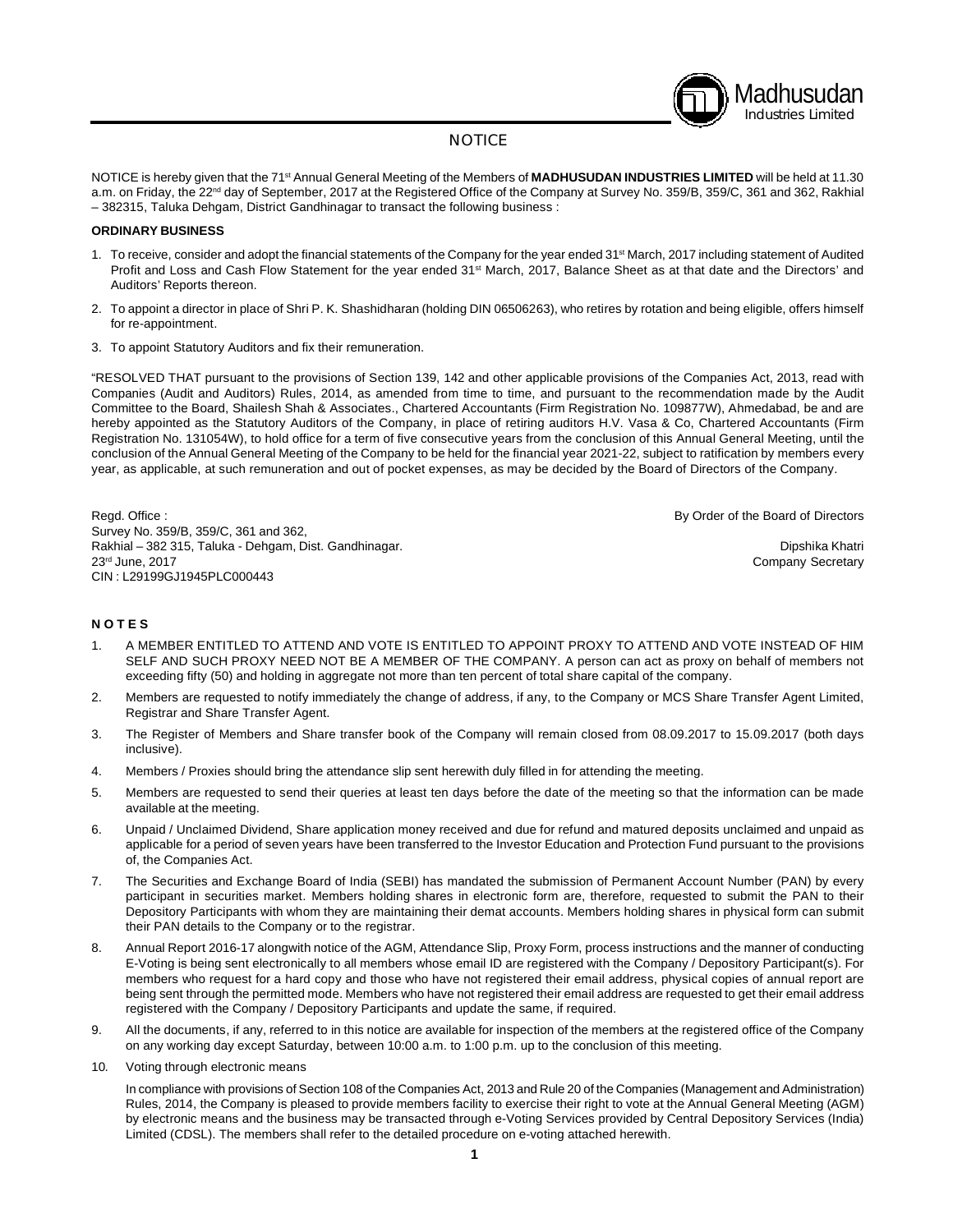# NOTICE

NOTICE is hereby given that the 71st Annual General Meeting of the Members of **MADHUSUDAN INDUSTRIES LIMITED** will be held at 11.30 a.m. on Friday, the 22nd day of September, 2017 at the Registered Office of the Company at Survey No. 359/B, 359/C, 361 and 362, Rakhial – 382315, Taluka Dehgam, District Gandhinagar to transact the following business :

**ORDINARY BUSINESS**

1. To receive, consider and adopt the financial statements of the Company for the year ended 31st March, 2017 including statement of Audited Profit and Loss and Cash Flow Statement for the year ended 31st March, 2017, Balance Sheet as at that date and the Directors' and Auditors' Reports thereon.
2. To appoint a director in place of Shri P. K. Shashidharan (holding DIN 06506263), who retires by rotation and being eligible, offers himself for re-appointment.
3. To appoint Statutory Auditors and fix their remuneration.

"RESOLVED THAT pursuant to the provisions of Section 139, 142 and other applicable provisions of the Companies Act, 2013, read with Companies (Audit and Auditors) Rules, 2014, as amended from time to time, and pursuant to the recommendation made by the Audit Committee to the Board, Shailesh Shah & Associates., Chartered Accountants (Firm Registration No. 109877W), Ahmedabad, be and are hereby appointed as the Statutory Auditors of the Company, in place of retiring auditors H.V. Vasa & Co, Chartered Accountants (Firm Registration No. 131054W), to hold office for a term of five consecutive years from the conclusion of this Annual General Meeting, until the conclusion of the Annual General Meeting of the Company to be held for the financial year 2021-22, subject to ratification by members every year, as applicable, at such remuneration and out of pocket expenses, as may be decided by the Board of Directors of the Company.

Regd. Office :
Survey No. 359/B, 359/C, 361 and 362,
Rakhial – 382 315, Taluka - Dehgam, Dist. Gandhinagar.
23rd June, 2017
CIN : L29199GJ1945PLC000443

By Order of the Board of Directors

Dipshika Khatri
Company Secretary

**N O T E S**

1. A MEMBER ENTITLED TO ATTEND AND VOTE IS ENTITLED TO APPOINT PROXY TO ATTEND AND VOTE INSTEAD OF HIM SELF AND SUCH PROXY NEED NOT BE A MEMBER OF THE COMPANY. A person can act as proxy on behalf of members not exceeding fifty (50) and holding in aggregate not more than ten percent of total share capital of the company.
2. Members are requested to notify immediately the change of address, if any, to the Company or MCS Share Transfer Agent Limited, Registrar and Share Transfer Agent.
3. The Register of Members and Share transfer book of the Company will remain closed from 08.09.2017 to 15.09.2017 (both days inclusive).
4. Members / Proxies should bring the attendance slip sent herewith duly filled in for attending the meeting.
5. Members are requested to send their queries at least ten days before the date of the meeting so that the information can be made available at the meeting.
6. Unpaid / Unclaimed Dividend, Share application money received and due for refund and matured deposits unclaimed and unpaid as applicable for a period of seven years have been transferred to the Investor Education and Protection Fund pursuant to the provisions of, the Companies Act.
7. The Securities and Exchange Board of India (SEBI) has mandated the submission of Permanent Account Number (PAN) by every participant in securities market. Members holding shares in electronic form are, therefore, requested to submit the PAN to their Depository Participants with whom they are maintaining their demat accounts. Members holding shares in physical form can submit their PAN details to the Company or to the registrar.
8. Annual Report 2016-17 alongwith notice of the AGM, Attendance Slip, Proxy Form, process instructions and the manner of conducting E-Voting is being sent electronically to all members whose email ID are registered with the Company / Depository Participant(s). For members who request for a hard copy and those who have not registered their email address, physical copies of annual report are being sent through the permitted mode. Members who have not registered their email address are requested to get their email address registered with the Company / Depository Participants and update the same, if required.
9. All the documents, if any, referred to in this notice are available for inspection of the members at the registered office of the Company on any working day except Saturday, between 10:00 a.m. to 1:00 p.m. up to the conclusion of this meeting.
10. Voting through electronic means

    In compliance with provisions of Section 108 of the Companies Act, 2013 and Rule 20 of the Companies (Management and Administration) Rules, 2014, the Company is pleased to provide members facility to exercise their right to vote at the Annual General Meeting (AGM) by electronic means and the business may be transacted through e-Voting Services provided by Central Depository Services (India) Limited (CDSL). The members shall refer to the detailed procedure on e-voting attached herewith.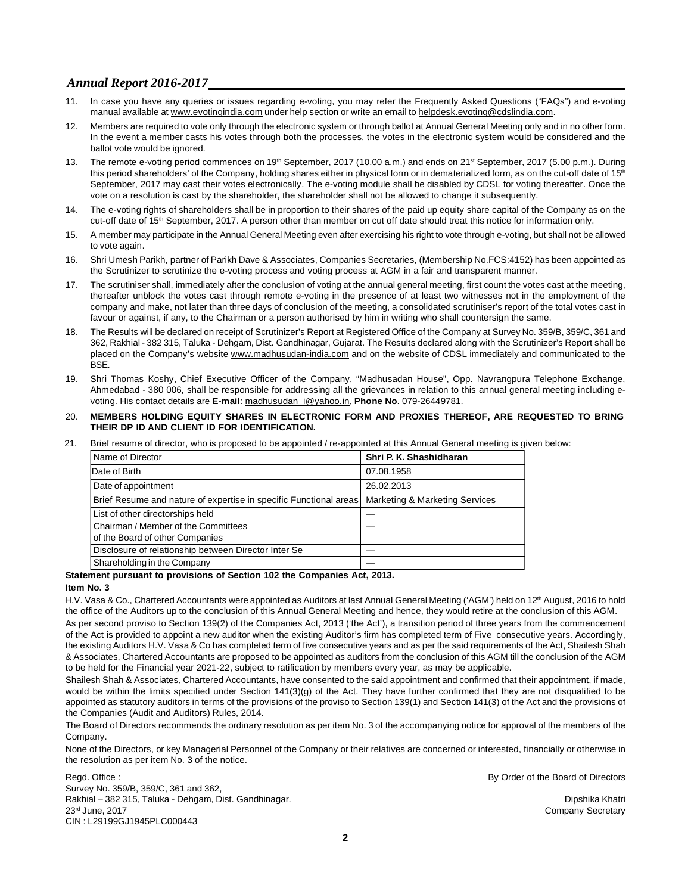11. In case you have any queries or issues regarding e-voting, you may refer the Frequently Asked Questions ("FAQs") and e-voting manual available at www.evotingindia.com under help section or write an email to helpdesk.evoting@cdslindia.com.

12. Members are required to vote only through the electronic system or through ballot at Annual General Meeting only and in no other form. In the event a member casts his votes through both the processes, the votes in the electronic system would be considered and the ballot vote would be ignored.

13. The remote e-voting period commences on 19th September, 2017 (10.00 a.m.) and ends on 21st September, 2017 (5.00 p.m.). During this period shareholders' of the Company, holding shares either in physical form or in dematerialized form, as on the cut-off date of 15th September, 2017 may cast their votes electronically. The e-voting module shall be disabled by CDSL for voting thereafter. Once the vote on a resolution is cast by the shareholder, the shareholder shall not be allowed to change it subsequently.

14. The e-voting rights of shareholders shall be in proportion to their shares of the paid up equity share capital of the Company as on the cut-off date of 15th September, 2017. A person other than member on cut off date should treat this notice for information only.

15. A member may participate in the Annual General Meeting even after exercising his right to vote through e-voting, but shall not be allowed to vote again.

16. Shri Umesh Parikh, partner of Parikh Dave & Associates, Companies Secretaries, (Membership No.FCS:4152) has been appointed as the Scrutinizer to scrutinize the e-voting process and voting process at AGM in a fair and transparent manner.

17. The scrutiniser shall, immediately after the conclusion of voting at the annual general meeting, first count the votes cast at the meeting, thereafter unblock the votes cast through remote e-voting in the presence of at least two witnesses not in the employment of the company and make, not later than three days of conclusion of the meeting, a consolidated scrutiniser's report of the total votes cast in favour or against, if any, to the Chairman or a person authorised by him in writing who shall countersign the same.

18. The Results will be declared on receipt of Scrutinizer's Report at Registered Office of the Company at Survey No. 359/B, 359/C, 361 and 362, Rakhial - 382 315, Taluka - Dehgam, Dist. Gandhinagar, Gujarat. The Results declared along with the Scrutinizer's Report shall be placed on the Company's website www.madhusudan-india.com and on the website of CDSL immediately and communicated to the BSE.

19. Shri Thomas Koshy, Chief Executive Officer of the Company, "Madhusadan House", Opp. Navrangpura Telephone Exchange, Ahmedabad - 380 006, shall be responsible for addressing all the grievances in relation to this annual general meeting including e-voting. His contact details are **E-mail**: madhusudan_i@yahoo.in, **Phone No**. 079-26449781.

20. **MEMBERS HOLDING EQUITY SHARES IN ELECTRONIC FORM AND PROXIES THEREOF, ARE REQUESTED TO BRING THEIR DP ID AND CLIENT ID FOR IDENTIFICATION.**

21. Brief resume of director, who is proposed to be appointed / re-appointed at this Annual General meeting is given below:

| Name of Director | **Shri P. K. Shashidharan** |
|---|---|
| Date of Birth | 07.08.1958 |
| Date of appointment | 26.02.2013 |
| Brief Resume and nature of expertise in specific Functional areas | Marketing & Marketing Services |
| List of other directorships held | — |
| Chairman / Member of the Committees of the Board of other Companies | — |
| Disclosure of relationship between Director Inter Se | — |
| Shareholding in the Company | — |

**Statement pursuant to provisions of Section 102 the Companies Act, 2013.**

**Item No. 3**

H.V. Vasa & Co., Chartered Accountants were appointed as Auditors at last Annual General Meeting ('AGM') held on 12th August, 2016 to hold the office of the Auditors up to the conclusion of this Annual General Meeting and hence, they would retire at the conclusion of this AGM.

As per second proviso to Section 139(2) of the Companies Act, 2013 ('the Act'), a transition period of three years from the commencement of the Act is provided to appoint a new auditor when the existing Auditor's firm has completed term of Five consecutive years. Accordingly, the existing Auditors H.V. Vasa & Co has completed term of five consecutive years and as per the said requirements of the Act, Shailesh Shah & Associates, Chartered Accountants are proposed to be appointed as auditors from the conclusion of this AGM till the conclusion of the AGM to be held for the Financial year 2021-22, subject to ratification by members every year, as may be applicable.

Shailesh Shah & Associates, Chartered Accountants, have consented to the said appointment and confirmed that their appointment, if made, would be within the limits specified under Section 141(3)(g) of the Act. They have further confirmed that they are not disqualified to be appointed as statutory auditors in terms of the provisions of the proviso to Section 139(1) and Section 141(3) of the Act and the provisions of the Companies (Audit and Auditors) Rules, 2014.

The Board of Directors recommends the ordinary resolution as per item No. 3 of the accompanying notice for approval of the members of the Company.

None of the Directors, or key Managerial Personnel of the Company or their relatives are concerned or interested, financially or otherwise in the resolution as per item No. 3 of the notice.

By Order of the Board of Directors

Regd. Office :
Survey No. 359/B, 359/C, 361 and 362,
Rakhial – 382 315, Taluka - Dehgam, Dist. Gandhinagar.
23rd June, 2017
CIN : L29199GJ1945PLC000443

Dipshika Khatri
Company Secretary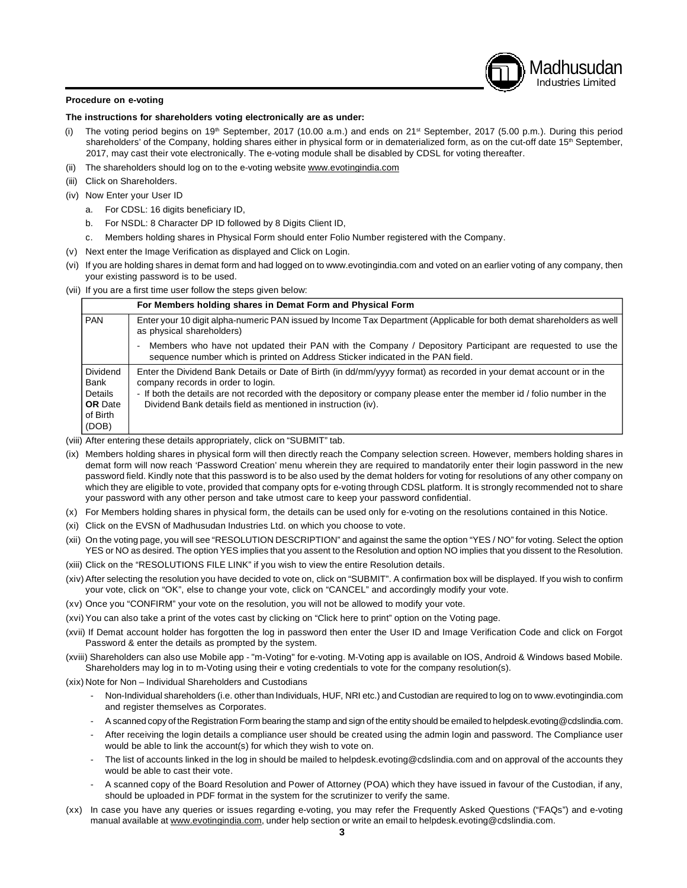**Procedure on e-voting**

**The instructions for shareholders voting electronically are as under:**

(i) The voting period begins on 19th September, 2017 (10.00 a.m.) and ends on 21st September, 2017 (5.00 p.m.). During this period shareholders' of the Company, holding shares either in physical form or in dematerialized form, as on the cut-off date 15th September, 2017, may cast their vote electronically. The e-voting module shall be disabled by CDSL for voting thereafter.

(ii) The shareholders should log on to the e-voting website www.evotingindia.com

(iii) Click on Shareholders.

(iv) Now Enter your User ID

a. For CDSL: 16 digits beneficiary ID,

b. For NSDL: 8 Character DP ID followed by 8 Digits Client ID,

c. Members holding shares in Physical Form should enter Folio Number registered with the Company.

(v) Next enter the Image Verification as displayed and Click on Login.

(vi) If you are holding shares in demat form and had logged on to www.evotingindia.com and voted on an earlier voting of any company, then your existing password is to be used.

(vii) If you are a first time user follow the steps given below:

| | For Members holding shares in Demat Form and Physical Form |
|---|---|
| PAN | Enter your 10 digit alpha-numeric PAN issued by Income Tax Department (Applicable for both demat shareholders as well as physical shareholders)<br>- Members who have not updated their PAN with the Company / Depository Participant are requested to use the sequence number which is printed on Address Sticker indicated in the PAN field. |
| Dividend Bank Details **OR** Date of Birth (DOB) | Enter the Dividend Bank Details or Date of Birth (in dd/mm/yyyy format) as recorded in your demat account or in the company records in order to login.<br>- If both the details are not recorded with the depository or company please enter the member id / folio number in the Dividend Bank details field as mentioned in instruction (iv). |

(viii) After entering these details appropriately, click on "SUBMIT" tab.

(ix) Members holding shares in physical form will then directly reach the Company selection screen. However, members holding shares in demat form will now reach 'Password Creation' menu wherein they are required to mandatorily enter their login password in the new password field. Kindly note that this password is to be also used by the demat holders for voting for resolutions of any other company on which they are eligible to vote, provided that company opts for e-voting through CDSL platform. It is strongly recommended not to share your password with any other person and take utmost care to keep your password confidential.

(x) For Members holding shares in physical form, the details can be used only for e-voting on the resolutions contained in this Notice.

(xi) Click on the EVSN of Madhusudan Industries Ltd. on which you choose to vote.

(xii) On the voting page, you will see "RESOLUTION DESCRIPTION" and against the same the option "YES / NO" for voting. Select the option YES or NO as desired. The option YES implies that you assent to the Resolution and option NO implies that you dissent to the Resolution.

(xiii) Click on the "RESOLUTIONS FILE LINK" if you wish to view the entire Resolution details.

(xiv) After selecting the resolution you have decided to vote on, click on "SUBMIT". A confirmation box will be displayed. If you wish to confirm your vote, click on "OK", else to change your vote, click on "CANCEL" and accordingly modify your vote.

(xv) Once you "CONFIRM" your vote on the resolution, you will not be allowed to modify your vote.

(xvi) You can also take a print of the votes cast by clicking on "Click here to print" option on the Voting page.

(xvii) If Demat account holder has forgotten the log in password then enter the User ID and Image Verification Code and click on Forgot Password & enter the details as prompted by the system.

(xviii) Shareholders can also use Mobile app - "m-Voting" for e-voting. M-Voting app is available on IOS, Android & Windows based Mobile. Shareholders may log in to m-Voting using their e voting credentials to vote for the company resolution(s).

(xix) Note for Non – Individual Shareholders and Custodians

- Non-Individual shareholders (i.e. other than Individuals, HUF, NRI etc.) and Custodian are required to log on to www.evotingindia.com and register themselves as Corporates.
- A scanned copy of the Registration Form bearing the stamp and sign of the entity should be emailed to helpdesk.evoting@cdslindia.com.
- After receiving the login details a compliance user should be created using the admin login and password. The Compliance user would be able to link the account(s) for which they wish to vote on.
- The list of accounts linked in the log in should be mailed to helpdesk.evoting@cdslindia.com and on approval of the accounts they would be able to cast their vote.
- A scanned copy of the Board Resolution and Power of Attorney (POA) which they have issued in favour of the Custodian, if any, should be uploaded in PDF format in the system for the scrutinizer to verify the same.

(xx) In case you have any queries or issues regarding e-voting, you may refer the Frequently Asked Questions ("FAQs") and e-voting manual available at www.evotingindia.com, under help section or write an email to helpdesk.evoting@cdslindia.com.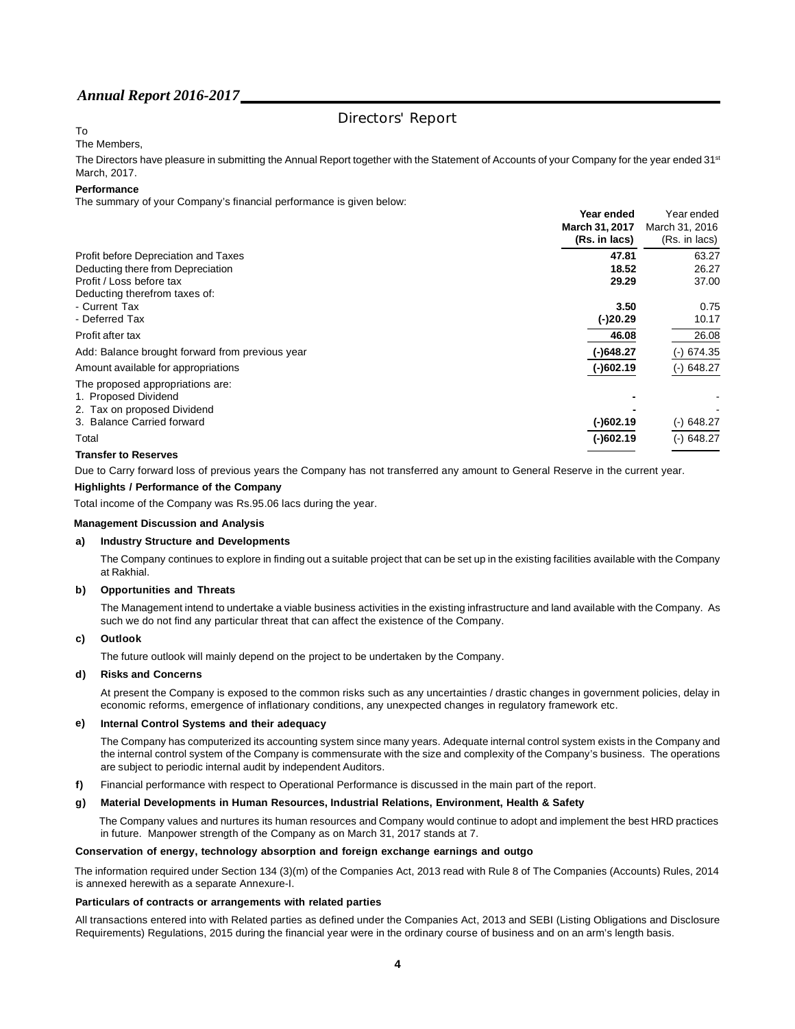# Directors' Report

To

The Members,

The Directors have pleasure in submitting the Annual Report together with the Statement of Accounts of your Company for the year ended 31st March, 2017.

**Performance**

The summary of your Company's financial performance is given below:

| | **Year ended March 31, 2017 (Rs. in lacs)** | Year ended March 31, 2016 (Rs. in lacs) |
|---|---|---|
| Profit before Depreciation and Taxes | **47.81** | 63.27 |
| Deducting there from Depreciation | **18.52** | 26.27 |
| Profit / Loss before tax | **29.29** | 37.00 |
| Deducting therefrom taxes of: | | |
| - Current Tax | **3.50** | 0.75 |
| - Deferred Tax | **(-)20.29** | 10.17 |
| Profit after tax | **46.08** | 26.08 |
| Add: Balance brought forward from previous year | **(-)648.27** | (-) 674.35 |
| Amount available for appropriations | **(-)602.19** | (-) 648.27 |
| The proposed appropriations are: | | |
| 1. Proposed Dividend | **-** | - |
| 2. Tax on proposed Dividend | **-** | - |
| 3. Balance Carried forward | **(-)602.19** | (-) 648.27 |
| Total | **(-)602.19** | (-) 648.27 |

**Transfer to Reserves**

Due to Carry forward loss of previous years the Company has not transferred any amount to General Reserve in the current year.

**Highlights / Performance of the Company**

Total income of the Company was Rs.95.06 lacs during the year.

**Management Discussion and Analysis**

**a) Industry Structure and Developments**

The Company continues to explore in finding out a suitable project that can be set up in the existing facilities available with the Company at Rakhial.

**b) Opportunities and Threats**

The Management intend to undertake a viable business activities in the existing infrastructure and land available with the Company. As such we do not find any particular threat that can affect the existence of the Company.

**c) Outlook**

The future outlook will mainly depend on the project to be undertaken by the Company.

**d) Risks and Concerns**

At present the Company is exposed to the common risks such as any uncertainties / drastic changes in government policies, delay in economic reforms, emergence of inflationary conditions, any unexpected changes in regulatory framework etc.

**e) Internal Control Systems and their adequacy**

The Company has computerized its accounting system since many years. Adequate internal control system exists in the Company and the internal control system of the Company is commensurate with the size and complexity of the Company's business. The operations are subject to periodic internal audit by independent Auditors.

**f)** Financial performance with respect to Operational Performance is discussed in the main part of the report.

**g) Material Developments in Human Resources, Industrial Relations, Environment, Health & Safety**

The Company values and nurtures its human resources and Company would continue to adopt and implement the best HRD practices in future. Manpower strength of the Company as on March 31, 2017 stands at 7.

**Conservation of energy, technology absorption and foreign exchange earnings and outgo**

The information required under Section 134 (3)(m) of the Companies Act, 2013 read with Rule 8 of The Companies (Accounts) Rules, 2014 is annexed herewith as a separate Annexure-I.

**Particulars of contracts or arrangements with related parties**

All transactions entered into with Related parties as defined under the Companies Act, 2013 and SEBI (Listing Obligations and Disclosure Requirements) Regulations, 2015 during the financial year were in the ordinary course of business and on an arm's length basis.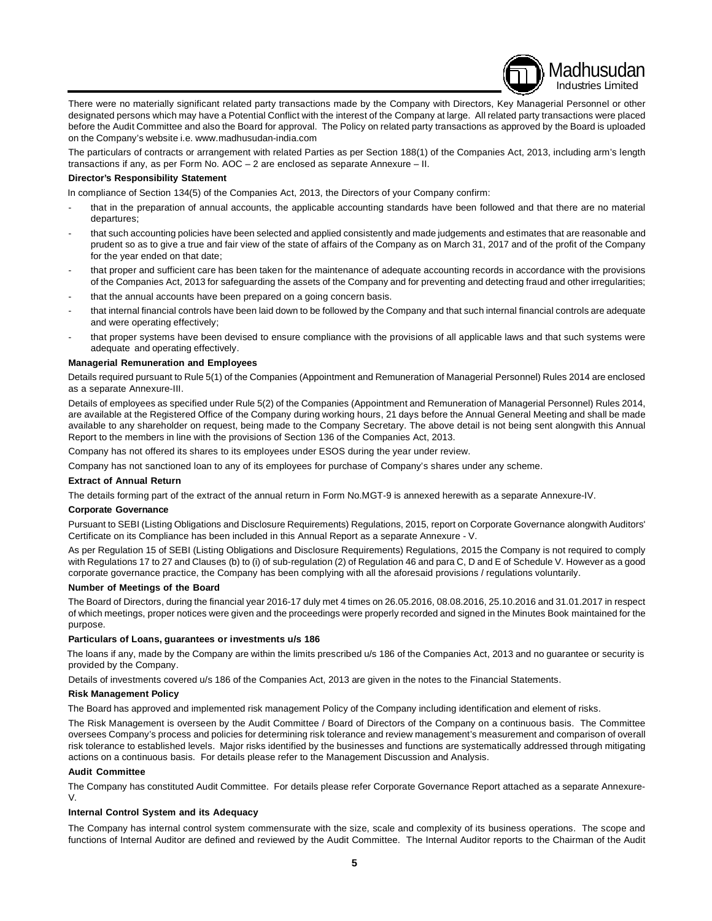There were no materially significant related party transactions made by the Company with Directors, Key Managerial Personnel or other designated persons which may have a Potential Conflict with the interest of the Company at large. All related party transactions were placed before the Audit Committee and also the Board for approval. The Policy on related party transactions as approved by the Board is uploaded on the Company's website i.e. www.madhusudan-india.com

The particulars of contracts or arrangement with related Parties as per Section 188(1) of the Companies Act, 2013, including arm's length transactions if any, as per Form No. AOC – 2 are enclosed as separate Annexure – II.

**Director's Responsibility Statement**

In compliance of Section 134(5) of the Companies Act, 2013, the Directors of your Company confirm:

- that in the preparation of annual accounts, the applicable accounting standards have been followed and that there are no material departures;
- that such accounting policies have been selected and applied consistently and made judgements and estimates that are reasonable and prudent so as to give a true and fair view of the state of affairs of the Company as on March 31, 2017 and of the profit of the Company for the year ended on that date;
- that proper and sufficient care has been taken for the maintenance of adequate accounting records in accordance with the provisions of the Companies Act, 2013 for safeguarding the assets of the Company and for preventing and detecting fraud and other irregularities;
- that the annual accounts have been prepared on a going concern basis.
- that internal financial controls have been laid down to be followed by the Company and that such internal financial controls are adequate and were operating effectively;
- that proper systems have been devised to ensure compliance with the provisions of all applicable laws and that such systems were adequate and operating effectively.

**Managerial Remuneration and Employees**

Details required pursuant to Rule 5(1) of the Companies (Appointment and Remuneration of Managerial Personnel) Rules 2014 are enclosed as a separate Annexure-III.

Details of employees as specified under Rule 5(2) of the Companies (Appointment and Remuneration of Managerial Personnel) Rules 2014, are available at the Registered Office of the Company during working hours, 21 days before the Annual General Meeting and shall be made available to any shareholder on request, being made to the Company Secretary. The above detail is not being sent alongwith this Annual Report to the members in line with the provisions of Section 136 of the Companies Act, 2013.

Company has not offered its shares to its employees under ESOS during the year under review.

Company has not sanctioned loan to any of its employees for purchase of Company's shares under any scheme.

**Extract of Annual Return**

The details forming part of the extract of the annual return in Form No.MGT-9 is annexed herewith as a separate Annexure-IV.

**Corporate Governance**

Pursuant to SEBI (Listing Obligations and Disclosure Requirements) Regulations, 2015, report on Corporate Governance alongwith Auditors' Certificate on its Compliance has been included in this Annual Report as a separate Annexure - V.

As per Regulation 15 of SEBI (Listing Obligations and Disclosure Requirements) Regulations, 2015 the Company is not required to comply with Regulations 17 to 27 and Clauses (b) to (i) of sub-regulation (2) of Regulation 46 and para C, D and E of Schedule V. However as a good corporate governance practice, the Company has been complying with all the aforesaid provisions / regulations voluntarily.

**Number of Meetings of the Board**

The Board of Directors, during the financial year 2016-17 duly met 4 times on 26.05.2016, 08.08.2016, 25.10.2016 and 31.01.2017 in respect of which meetings, proper notices were given and the proceedings were properly recorded and signed in the Minutes Book maintained for the purpose.

**Particulars of Loans, guarantees or investments u/s 186**

The loans if any, made by the Company are within the limits prescribed u/s 186 of the Companies Act, 2013 and no guarantee or security is provided by the Company.

Details of investments covered u/s 186 of the Companies Act, 2013 are given in the notes to the Financial Statements.

**Risk Management Policy**

The Board has approved and implemented risk management Policy of the Company including identification and element of risks.

The Risk Management is overseen by the Audit Committee / Board of Directors of the Company on a continuous basis. The Committee oversees Company's process and policies for determining risk tolerance and review management's measurement and comparison of overall risk tolerance to established levels. Major risks identified by the businesses and functions are systematically addressed through mitigating actions on a continuous basis. For details please refer to the Management Discussion and Analysis.

**Audit Committee**

The Company has constituted Audit Committee. For details please refer Corporate Governance Report attached as a separate Annexure-V.

**Internal Control System and its Adequacy**

The Company has internal control system commensurate with the size, scale and complexity of its business operations. The scope and functions of Internal Auditor are defined and reviewed by the Audit Committee. The Internal Auditor reports to the Chairman of the Audit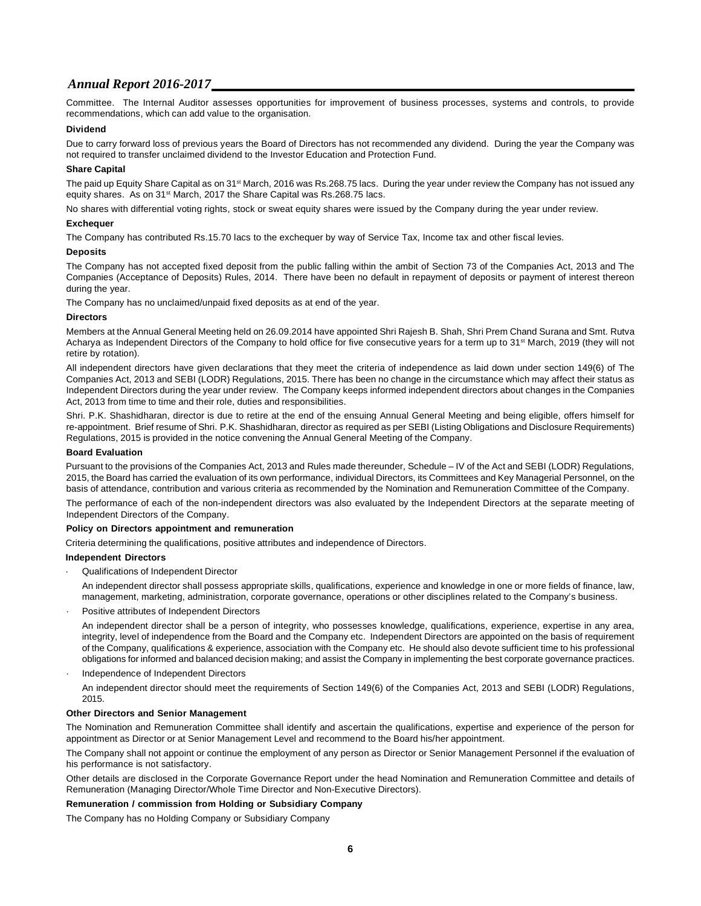Committee. The Internal Auditor assesses opportunities for improvement of business processes, systems and controls, to provide recommendations, which can add value to the organisation.

**Dividend**

Due to carry forward loss of previous years the Board of Directors has not recommended any dividend. During the year the Company was not required to transfer unclaimed dividend to the Investor Education and Protection Fund.

**Share Capital**

The paid up Equity Share Capital as on 31st March, 2016 was Rs.268.75 lacs. During the year under review the Company has not issued any equity shares. As on 31st March, 2017 the Share Capital was Rs.268.75 lacs.

No shares with differential voting rights, stock or sweat equity shares were issued by the Company during the year under review.

**Exchequer**

The Company has contributed Rs.15.70 lacs to the exchequer by way of Service Tax, Income tax and other fiscal levies.

**Deposits**

The Company has not accepted fixed deposit from the public falling within the ambit of Section 73 of the Companies Act, 2013 and The Companies (Acceptance of Deposits) Rules, 2014. There have been no default in repayment of deposits or payment of interest thereon during the year.

The Company has no unclaimed/unpaid fixed deposits as at end of the year.

**Directors**

Members at the Annual General Meeting held on 26.09.2014 have appointed Shri Rajesh B. Shah, Shri Prem Chand Surana and Smt. Rutva Acharya as Independent Directors of the Company to hold office for five consecutive years for a term up to 31st March, 2019 (they will not retire by rotation).

All independent directors have given declarations that they meet the criteria of independence as laid down under section 149(6) of The Companies Act, 2013 and SEBI (LODR) Regulations, 2015. There has been no change in the circumstance which may affect their status as Independent Directors during the year under review. The Company keeps informed independent directors about changes in the Companies Act, 2013 from time to time and their role, duties and responsibilities.

Shri. P.K. Shashidharan, director is due to retire at the end of the ensuing Annual General Meeting and being eligible, offers himself for re-appointment. Brief resume of Shri. P.K. Shashidharan, director as required as per SEBI (Listing Obligations and Disclosure Requirements) Regulations, 2015 is provided in the notice convening the Annual General Meeting of the Company.

**Board Evaluation**

Pursuant to the provisions of the Companies Act, 2013 and Rules made thereunder, Schedule – IV of the Act and SEBI (LODR) Regulations, 2015, the Board has carried the evaluation of its own performance, individual Directors, its Committees and Key Managerial Personnel, on the basis of attendance, contribution and various criteria as recommended by the Nomination and Remuneration Committee of the Company.

The performance of each of the non-independent directors was also evaluated by the Independent Directors at the separate meeting of Independent Directors of the Company.

**Policy on Directors appointment and remuneration**

Criteria determining the qualifications, positive attributes and independence of Directors.

**Independent Directors**

- Qualifications of Independent Director

  An independent director shall possess appropriate skills, qualifications, experience and knowledge in one or more fields of finance, law, management, marketing, administration, corporate governance, operations or other disciplines related to the Company's business.

- Positive attributes of Independent Directors

  An independent director shall be a person of integrity, who possesses knowledge, qualifications, experience, expertise in any area, integrity, level of independence from the Board and the Company etc. Independent Directors are appointed on the basis of requirement of the Company, qualifications & experience, association with the Company etc. He should also devote sufficient time to his professional obligations for informed and balanced decision making; and assist the Company in implementing the best corporate governance practices.

- Independence of Independent Directors

  An independent director should meet the requirements of Section 149(6) of the Companies Act, 2013 and SEBI (LODR) Regulations, 2015.

**Other Directors and Senior Management**

The Nomination and Remuneration Committee shall identify and ascertain the qualifications, expertise and experience of the person for appointment as Director or at Senior Management Level and recommend to the Board his/her appointment.

The Company shall not appoint or continue the employment of any person as Director or Senior Management Personnel if the evaluation of his performance is not satisfactory.

Other details are disclosed in the Corporate Governance Report under the head Nomination and Remuneration Committee and details of Remuneration (Managing Director/Whole Time Director and Non-Executive Directors).

**Remuneration / commission from Holding or Subsidiary Company**

The Company has no Holding Company or Subsidiary Company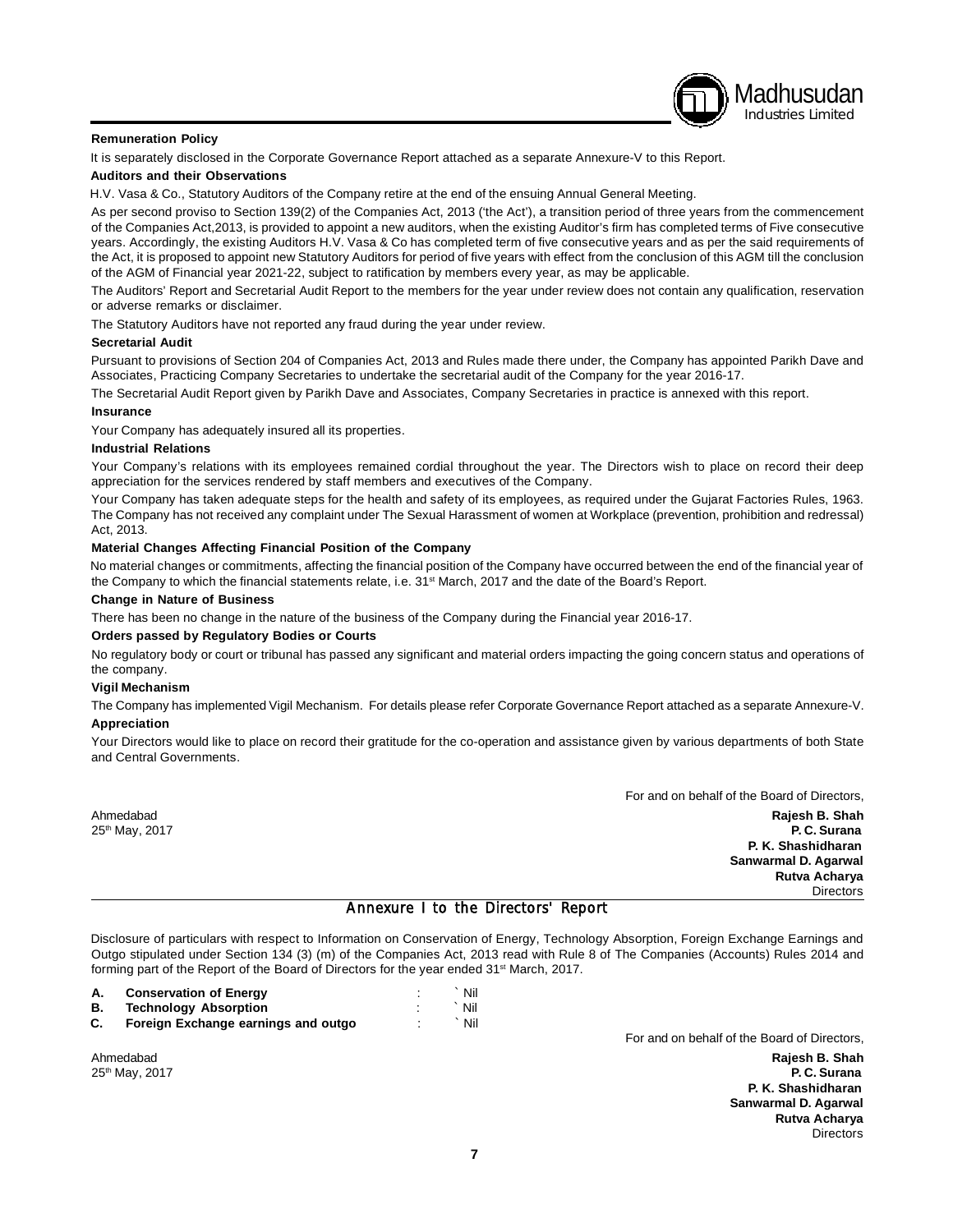**Remuneration Policy**

It is separately disclosed in the Corporate Governance Report attached as a separate Annexure-V to this Report.

**Auditors and their Observations**

H.V. Vasa & Co., Statutory Auditors of the Company retire at the end of the ensuing Annual General Meeting.

As per second proviso to Section 139(2) of the Companies Act, 2013 ('the Act'), a transition period of three years from the commencement of the Companies Act,2013, is provided to appoint a new auditors, when the existing Auditor's firm has completed terms of Five consecutive years. Accordingly, the existing Auditors H.V. Vasa & Co has completed term of five consecutive years and as per the said requirements of the Act, it is proposed to appoint new Statutory Auditors for period of five years with effect from the conclusion of this AGM till the conclusion of the AGM of Financial year 2021-22, subject to ratification by members every year, as may be applicable.

The Auditors' Report and Secretarial Audit Report to the members for the year under review does not contain any qualification, reservation or adverse remarks or disclaimer.

The Statutory Auditors have not reported any fraud during the year under review.

**Secretarial Audit**

Pursuant to provisions of Section 204 of Companies Act, 2013 and Rules made there under, the Company has appointed Parikh Dave and Associates, Practicing Company Secretaries to undertake the secretarial audit of the Company for the year 2016-17.

The Secretarial Audit Report given by Parikh Dave and Associates, Company Secretaries in practice is annexed with this report.

**Insurance**

Your Company has adequately insured all its properties.

**Industrial Relations**

Your Company's relations with its employees remained cordial throughout the year. The Directors wish to place on record their deep appreciation for the services rendered by staff members and executives of the Company.

Your Company has taken adequate steps for the health and safety of its employees, as required under the Gujarat Factories Rules, 1963. The Company has not received any complaint under The Sexual Harassment of women at Workplace (prevention, prohibition and redressal) Act, 2013.

**Material Changes Affecting Financial Position of the Company**

No material changes or commitments, affecting the financial position of the Company have occurred between the end of the financial year of the Company to which the financial statements relate, i.e. 31st March, 2017 and the date of the Board's Report.

**Change in Nature of Business**

There has been no change in the nature of the business of the Company during the Financial year 2016-17.

**Orders passed by Regulatory Bodies or Courts**

No regulatory body or court or tribunal has passed any significant and material orders impacting the going concern status and operations of the company.

**Vigil Mechanism**

The Company has implemented Vigil Mechanism. For details please refer Corporate Governance Report attached as a separate Annexure-V.

**Appreciation**

Your Directors would like to place on record their gratitude for the co-operation and assistance given by various departments of both State and Central Governments.

For and on behalf of the Board of Directors,

Ahmedabad
25th May, 2017

**Rajesh B. Shah**
**P. C. Surana**
**P. K. Shashidharan**
**Sanwarmal D. Agarwal**
**Rutva Acharya**
Directors

## Annexure I to the Directors' Report

Disclosure of particulars with respect to Information on Conservation of Energy, Technology Absorption, Foreign Exchange Earnings and Outgo stipulated under Section 134 (3) (m) of the Companies Act, 2013 read with Rule 8 of The Companies (Accounts) Rules 2014 and forming part of the Report of the Board of Directors for the year ended 31st March, 2017.

| | | | |
|---|---|---|---|
| **A.** | **Conservation of Energy** | : | ` Nil |
| **B.** | **Technology Absorption** | : | ` Nil |
| **C.** | **Foreign Exchange earnings and outgo** | : | ` Nil |

For and on behalf of the Board of Directors,

Ahmedabad
25th May, 2017

**Rajesh B. Shah**
**P. C. Surana**
**P. K. Shashidharan**
**Sanwarmal D. Agarwal**
**Rutva Acharya**
Directors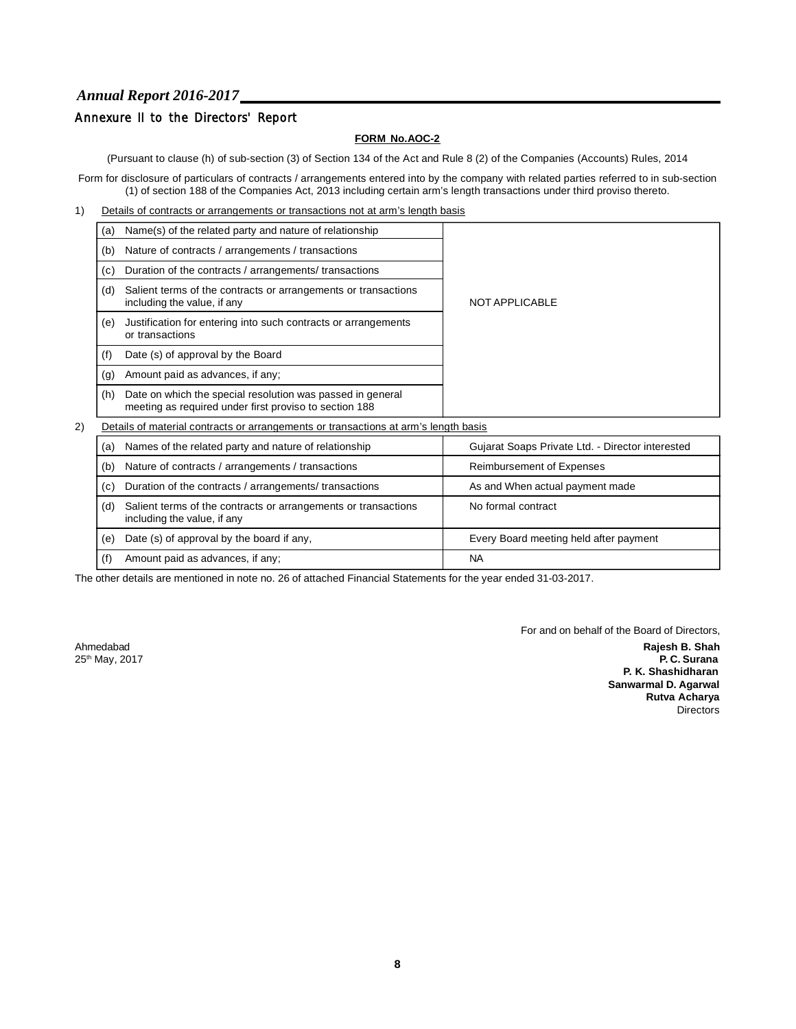## Annexure II to the Directors' Report

**FORM No.AOC-2**

(Pursuant to clause (h) of sub-section (3) of Section 134 of the Act and Rule 8 (2) of the Companies (Accounts) Rules, 2014

Form for disclosure of particulars of contracts / arrangements entered into by the company with related parties referred to in sub-section (1) of section 188 of the Companies Act, 2013 including certain arm's length transactions under third proviso thereto.

1) Details of contracts or arrangements or transactions not at arm's length basis

| | | |
|---|---|---|
| (a) | Name(s) of the related party and nature of relationship | NOT APPLICABLE |
| (b) | Nature of contracts / arrangements / transactions | |
| (c) | Duration of the contracts / arrangements/ transactions | |
| (d) | Salient terms of the contracts or arrangements or transactions including the value, if any | |
| (e) | Justification for entering into such contracts or arrangements or transactions | |
| (f) | Date (s) of approval by the Board | |
| (g) | Amount paid as advances, if any; | |
| (h) | Date on which the special resolution was passed in general meeting as required under first proviso to section 188 | |

2) Details of material contracts or arrangements or transactions at arm's length basis

| | | |
|---|---|---|
| (a) | Names of the related party and nature of relationship | Gujarat Soaps Private Ltd. - Director interested |
| (b) | Nature of contracts / arrangements / transactions | Reimbursement of Expenses |
| (c) | Duration of the contracts / arrangements/ transactions | As and When actual payment made |
| (d) | Salient terms of the contracts or arrangements or transactions including the value, if any | No formal contract |
| (e) | Date (s) of approval by the board if any, | Every Board meeting held after payment |
| (f) | Amount paid as advances, if any; | NA |

The other details are mentioned in note no. 26 of attached Financial Statements for the year ended 31-03-2017.

For and on behalf of the Board of Directors,

Ahmedabad
25th May, 2017

**Rajesh B. Shah**
**P. C. Surana**
**P. K. Shashidharan**
**Sanwarmal D. Agarwal**
**Rutva Acharya**
Directors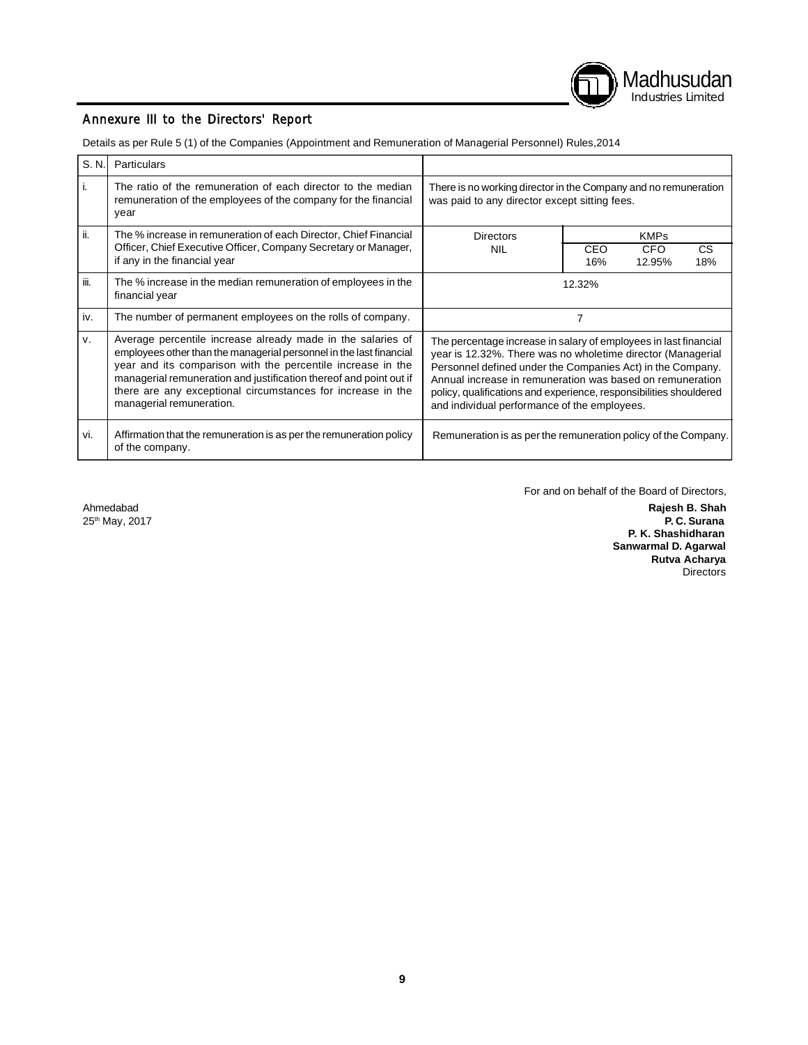## Annexure III to the Directors' Report

Details as per Rule 5 (1) of the Companies (Appointment and Remuneration of Managerial Personnel) Rules,2014

| S. N. | Particulars | | | | |
|---|---|---|---|---|---|
| i. | The ratio of the remuneration of each director to the median remuneration of the employees of the company for the financial year | There is no working director in the Company and no remuneration was paid to any director except sitting fees. | | | |
| ii. | The % increase in remuneration of each Director, Chief Financial Officer, Chief Executive Officer, Company Secretary or Manager, if any in the financial year | Directors | KMPs | | |
| | | | CEO | CFO | CS |
| | | NIL | 16% | 12.95% | 18% |
| iii. | The % increase in the median remuneration of employees in the financial year | 12.32% | | | |
| iv. | The number of permanent employees on the rolls of company. | 7 | | | |
| v. | Average percentile increase already made in the salaries of employees other than the managerial personnel in the last financial year and its comparison with the percentile increase in the managerial remuneration and justification thereof and point out if there are any exceptional circumstances for increase in the managerial remuneration. | The percentage increase in salary of employees in last financial year is 12.32%. There was no wholetime director (Managerial Personnel defined under the Companies Act) in the Company. Annual increase in remuneration was based on remuneration policy, qualifications and experience, responsibilities shouldered and individual performance of the employees. | | | |
| vi. | Affirmation that the remuneration is as per the remuneration policy of the company. | Remuneration is as per the remuneration policy of the Company. | | | |

For and on behalf of the Board of Directors,

Ahmedabad
25th May, 2017

**Rajesh B. Shah**
**P. C. Surana**
**P. K. Shashidharan**
**Sanwarmal D. Agarwal**
**Rutva Acharya**
Directors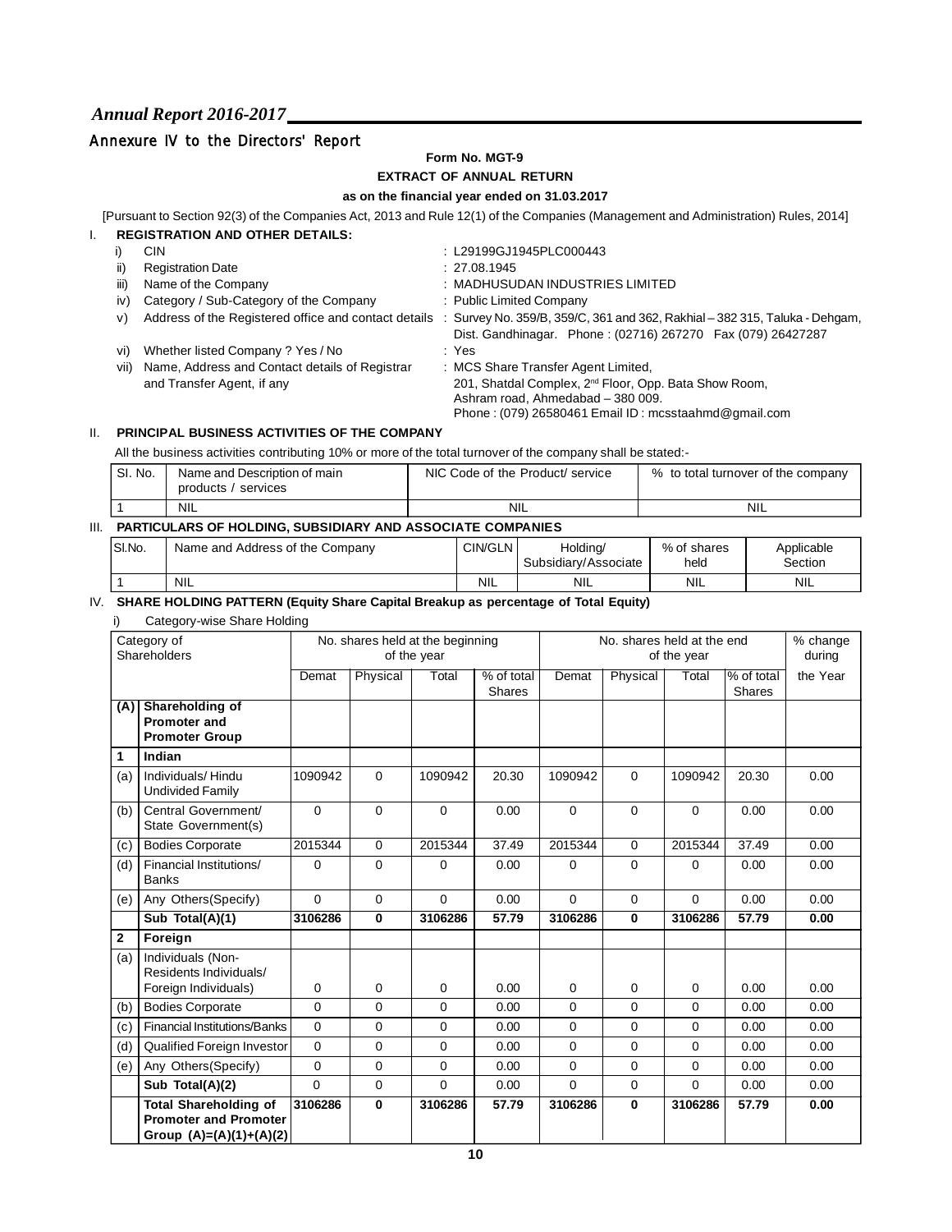## Annexure IV to the Directors' Report

**Form No. MGT-9**

**EXTRACT OF ANNUAL RETURN**

**as on the financial year ended on 31.03.2017**

[Pursuant to Section 92(3) of the Companies Act, 2013 and Rule 12(1) of the Companies (Management and Administration) Rules, 2014]

### I. REGISTRATION AND OTHER DETAILS:

i) CIN : L29199GJ1945PLC000443

ii) Registration Date : 27.08.1945

iii) Name of the Company : MADHUSUDAN INDUSTRIES LIMITED

iv) Category / Sub-Category of the Company : Public Limited Company

v) Address of the Registered office and contact details : Survey No. 359/B, 359/C, 361 and 362, Rakhial – 382 315, Taluka - Dehgam, Dist. Gandhinagar. Phone : (02716) 267270 Fax (079) 26427287

vi) Whether listed Company ? Yes / No : Yes

vii) Name, Address and Contact details of Registrar and Transfer Agent, if any : MCS Share Transfer Agent Limited, 201, Shatdal Complex, 2nd Floor, Opp. Bata Show Room, Ashram road, Ahmedabad – 380 009. Phone : (079) 26580461 Email ID : mcsstaahmd@gmail.com

### II. PRINCIPAL BUSINESS ACTIVITIES OF THE COMPANY

All the business activities contributing 10% or more of the total turnover of the company shall be stated:-

| Sl. No. | Name and Description of main products / services | NIC Code of the Product/ service | % to total turnover of the company |
|---|---|---|---|
| 1 | NIL | NIL | NIL |

### III. PARTICULARS OF HOLDING, SUBSIDIARY AND ASSOCIATE COMPANIES

| Sl.No. | Name and Address of the Company | CIN/GLN | Holding/ Subsidiary/Associate | % of shares held | Applicable Section |
|---|---|---|---|---|---|
| 1 | NIL | NIL | NIL | NIL | NIL |

### IV. SHARE HOLDING PATTERN (Equity Share Capital Breakup as percentage of Total Equity)

i) Category-wise Share Holding

| | Category of Shareholders | No. shares held at the beginning of the year | | | | No. shares held at the end of the year | | | | % change during |
|---|---|---|---|---|---|---|---|---|---|---|
| | | Demat | Physical | Total | % of total Shares | Demat | Physical | Total | % of total Shares | the Year |
| **(A)** | **Shareholding of Promoter and Promoter Group** | | | | | | | | | |
| **1** | **Indian** | | | | | | | | | |
| (a) | Individuals/ Hindu Undivided Family | 1090942 | 0 | 1090942 | 20.30 | 1090942 | 0 | 1090942 | 20.30 | 0.00 |
| (b) | Central Government/ State Government(s) | 0 | 0 | 0 | 0.00 | 0 | 0 | 0 | 0.00 | 0.00 |
| (c) | Bodies Corporate | 2015344 | 0 | 2015344 | 37.49 | 2015344 | 0 | 2015344 | 37.49 | 0.00 |
| (d) | Financial Institutions/ Banks | 0 | 0 | 0 | 0.00 | 0 | 0 | 0 | 0.00 | 0.00 |
| (e) | Any Others(Specify) | 0 | 0 | 0 | 0.00 | 0 | 0 | 0 | 0.00 | 0.00 |
| | **Sub Total(A)(1)** | **3106286** | **0** | **3106286** | **57.79** | **3106286** | **0** | **3106286** | **57.79** | **0.00** |
| **2** | **Foreign** | | | | | | | | | |
| (a) | Individuals (Non-Residents Individuals/ Foreign Individuals) | 0 | 0 | 0 | 0.00 | 0 | 0 | 0 | 0.00 | 0.00 |
| (b) | Bodies Corporate | 0 | 0 | 0 | 0.00 | 0 | 0 | 0 | 0.00 | 0.00 |
| (c) | Financial Institutions/Banks | 0 | 0 | 0 | 0.00 | 0 | 0 | 0 | 0.00 | 0.00 |
| (d) | Qualified Foreign Investor | 0 | 0 | 0 | 0.00 | 0 | 0 | 0 | 0.00 | 0.00 |
| (e) | Any Others(Specify) | 0 | 0 | 0 | 0.00 | 0 | 0 | 0 | 0.00 | 0.00 |
| | **Sub Total(A)(2)** | 0 | 0 | 0 | 0.00 | 0 | 0 | 0 | 0.00 | 0.00 |
| | **Total Shareholding of Promoter and Promoter Group (A)=(A)(1)+(A)(2)** | **3106286** | **0** | **3106286** | **57.79** | **3106286** | **0** | **3106286** | **57.79** | **0.00** |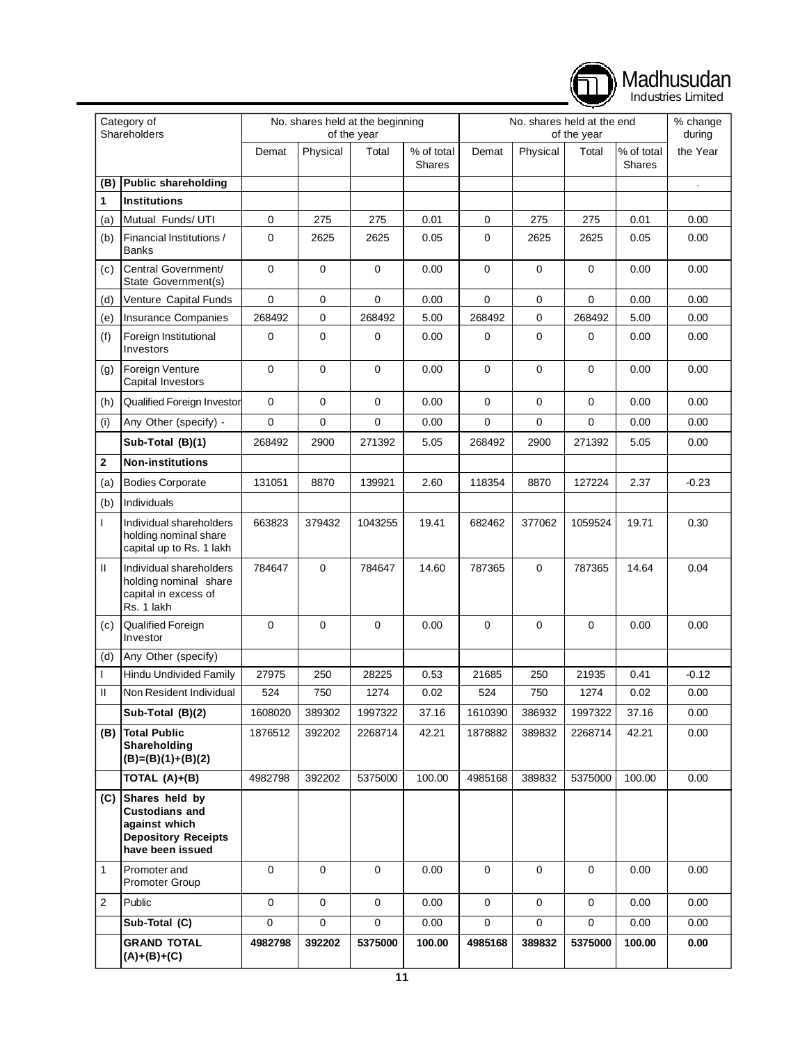| | Category of Shareholders | No. shares held at the beginning of the year | | | | No. shares held at the end of the year | | | | % change during the Year |
|---|---|---|---|---|---|---|---|---|---|---|
| | | Demat | Physical | Total | % of total Shares | Demat | Physical | Total | % of total Shares | |
| **(B)** | **Public shareholding** | | | | | | | | | . |
| **1** | **Institutions** | | | | | | | | | |
| (a) | Mutual Funds/ UTI | 0 | 275 | 275 | 0.01 | 0 | 275 | 275 | 0.01 | 0.00 |
| (b) | Financial Institutions / Banks | 0 | 2625 | 2625 | 0.05 | 0 | 2625 | 2625 | 0.05 | 0.00 |
| (c) | Central Government/ State Government(s) | 0 | 0 | 0 | 0.00 | 0 | 0 | 0 | 0.00 | 0.00 |
| (d) | Venture Capital Funds | 0 | 0 | 0 | 0.00 | 0 | 0 | 0 | 0.00 | 0.00 |
| (e) | Insurance Companies | 268492 | 0 | 268492 | 5.00 | 268492 | 0 | 268492 | 5.00 | 0.00 |
| (f) | Foreign Institutional Investors | 0 | 0 | 0 | 0.00 | 0 | 0 | 0 | 0.00 | 0.00 |
| (g) | Foreign Venture Capital Investors | 0 | 0 | 0 | 0.00 | 0 | 0 | 0 | 0.00 | 0.00 |
| (h) | Qualified Foreign Investor | 0 | 0 | 0 | 0.00 | 0 | 0 | 0 | 0.00 | 0.00 |
| (i) | Any Other (specify) - | 0 | 0 | 0 | 0.00 | 0 | 0 | 0 | 0.00 | 0.00 |
| | **Sub-Total (B)(1)** | 268492 | 2900 | 271392 | 5.05 | 268492 | 2900 | 271392 | 5.05 | 0.00 |
| **2** | **Non-institutions** | | | | | | | | | |
| (a) | Bodies Corporate | 131051 | 8870 | 139921 | 2.60 | 118354 | 8870 | 127224 | 2.37 | -0.23 |
| (b) | Individuals | | | | | | | | | |
| I | Individual shareholders holding nominal share capital up to Rs. 1 lakh | 663823 | 379432 | 1043255 | 19.41 | 682462 | 377062 | 1059524 | 19.71 | 0.30 |
| II | Individual shareholders holding nominal share capital in excess of Rs. 1 lakh | 784647 | 0 | 784647 | 14.60 | 787365 | 0 | 787365 | 14.64 | 0.04 |
| (c) | Qualified Foreign Investor | 0 | 0 | 0 | 0.00 | 0 | 0 | 0 | 0.00 | 0.00 |
| (d) | Any Other (specify) | | | | | | | | | |
| I | Hindu Undivided Family | 27975 | 250 | 28225 | 0.53 | 21685 | 250 | 21935 | 0.41 | -0.12 |
| II | Non Resident Individual | 524 | 750 | 1274 | 0.02 | 524 | 750 | 1274 | 0.02 | 0.00 |
| | **Sub-Total (B)(2)** | 1608020 | 389302 | 1997322 | 37.16 | 1610390 | 386932 | 1997322 | 37.16 | 0.00 |
| **(B)** | **Total Public Shareholding (B)=(B)(1)+(B)(2)** | 1876512 | 392202 | 2268714 | 42.21 | 1878882 | 389832 | 2268714 | 42.21 | 0.00 |
| | **TOTAL (A)+(B)** | 4982798 | 392202 | 5375000 | 100.00 | 4985168 | 389832 | 5375000 | 100.00 | 0.00 |
| **(C)** | **Shares held by Custodians and against which Depository Receipts have been issued** | | | | | | | | | |
| 1 | Promoter and Promoter Group | 0 | 0 | 0 | 0.00 | 0 | 0 | 0 | 0.00 | 0.00 |
| 2 | Public | 0 | 0 | 0 | 0.00 | 0 | 0 | 0 | 0.00 | 0.00 |
| | **Sub-Total (C)** | 0 | 0 | 0 | 0.00 | 0 | 0 | 0 | 0.00 | 0.00 |
| | **GRAND TOTAL (A)+(B)+(C)** | **4982798** | **392202** | **5375000** | **100.00** | **4985168** | **389832** | **5375000** | **100.00** | **0.00** |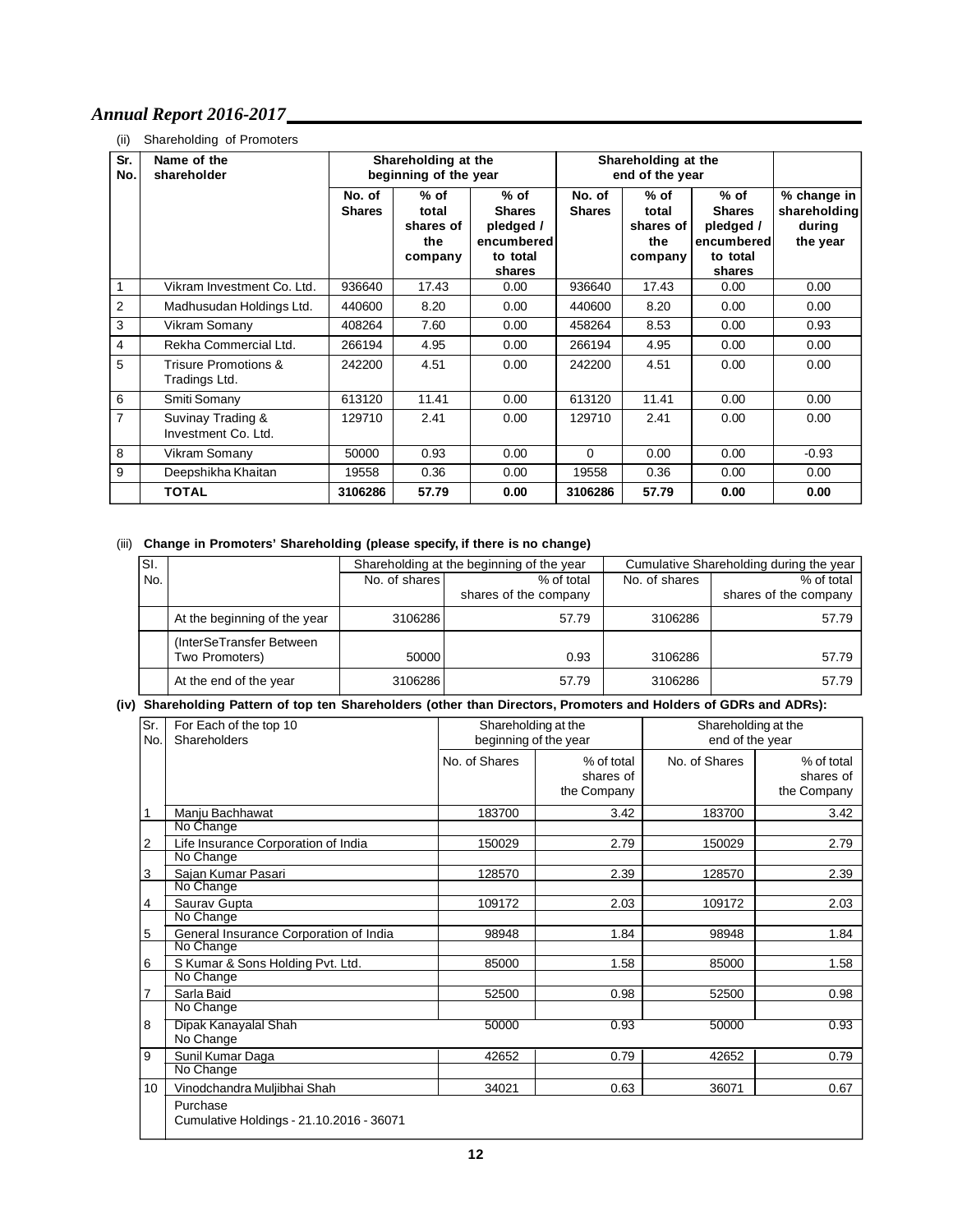(ii) Shareholding of Promoters

| Sr. No. | Name of the shareholder | Shareholding at the beginning of the year | | | Shareholding at the end of the year | | | |
|---|---|---|---|---|---|---|---|---|
| | | No. of Shares | % of total shares of the company | % of Shares pledged / encumbered to total shares | No. of Shares | % of total shares of the company | % of Shares pledged / encumbered to total shares | % change in shareholding during the year |
| 1 | Vikram Investment Co. Ltd. | 936640 | 17.43 | 0.00 | 936640 | 17.43 | 0.00 | 0.00 |
| 2 | Madhusudan Holdings Ltd. | 440600 | 8.20 | 0.00 | 440600 | 8.20 | 0.00 | 0.00 |
| 3 | Vikram Somany | 408264 | 7.60 | 0.00 | 458264 | 8.53 | 0.00 | 0.93 |
| 4 | Rekha Commercial Ltd. | 266194 | 4.95 | 0.00 | 266194 | 4.95 | 0.00 | 0.00 |
| 5 | Trisure Promotions & Tradings Ltd. | 242200 | 4.51 | 0.00 | 242200 | 4.51 | 0.00 | 0.00 |
| 6 | Smiti Somany | 613120 | 11.41 | 0.00 | 613120 | 11.41 | 0.00 | 0.00 |
| 7 | Suvinay Trading & Investment Co. Ltd. | 129710 | 2.41 | 0.00 | 129710 | 2.41 | 0.00 | 0.00 |
| 8 | Vikram Somany | 50000 | 0.93 | 0.00 | 0 | 0.00 | 0.00 | -0.93 |
| 9 | Deepshikha Khaitan | 19558 | 0.36 | 0.00 | 19558 | 0.36 | 0.00 | 0.00 |
| | **TOTAL** | **3106286** | **57.79** | **0.00** | **3106286** | **57.79** | **0.00** | **0.00** |

(iii) **Change in Promoters' Shareholding (please specify, if there is no change)**

| Sl. No. | | Shareholding at the beginning of the year | | Cumulative Shareholding during the year | |
|---|---|---|---|---|---|
| | | No. of shares | % of total shares of the company | No. of shares | % of total shares of the company |
| | At the beginning of the year | 3106286 | 57.79 | 3106286 | 57.79 |
| | (InterSeTransfer Between Two Promoters) | 50000 | 0.93 | 3106286 | 57.79 |
| | At the end of the year | 3106286 | 57.79 | 3106286 | 57.79 |

**(iv) Shareholding Pattern of top ten Shareholders (other than Directors, Promoters and Holders of GDRs and ADRs):**

| Sr. No. | For Each of the top 10 Shareholders | Shareholding at the beginning of the year | | Shareholding at the end of the year | |
|---|---|---|---|---|---|
| | | No. of Shares | % of total shares of the Company | No. of Shares | % of total shares of the Company |
| 1 | Manju Bachhawat | 183700 | 3.42 | 183700 | 3.42 |
| | No Change | | | | |
| 2 | Life Insurance Corporation of India | 150029 | 2.79 | 150029 | 2.79 |
| | No Change | | | | |
| 3 | Sajan Kumar Pasari | 128570 | 2.39 | 128570 | 2.39 |
| | No Change | | | | |
| 4 | Saurav Gupta | 109172 | 2.03 | 109172 | 2.03 |
| | No Change | | | | |
| 5 | General Insurance Corporation of India | 98948 | 1.84 | 98948 | 1.84 |
| | No Change | | | | |
| 6 | S Kumar & Sons Holding Pvt. Ltd. | 85000 | 1.58 | 85000 | 1.58 |
| | No Change | | | | |
| 7 | Sarla Baid | 52500 | 0.98 | 52500 | 0.98 |
| | No Change | | | | |
| 8 | Dipak Kanayalal Shah | 50000 | 0.93 | 50000 | 0.93 |
| | No Change | | | | |
| 9 | Sunil Kumar Daga | 42652 | 0.79 | 42652 | 0.79 |
| | No Change | | | | |
| 10 | Vinodchandra Muljibhai Shah | 34021 | 0.63 | 36071 | 0.67 |
| | Purchase<br>Cumulative Holdings - 21.10.2016 - 36071 | | | | |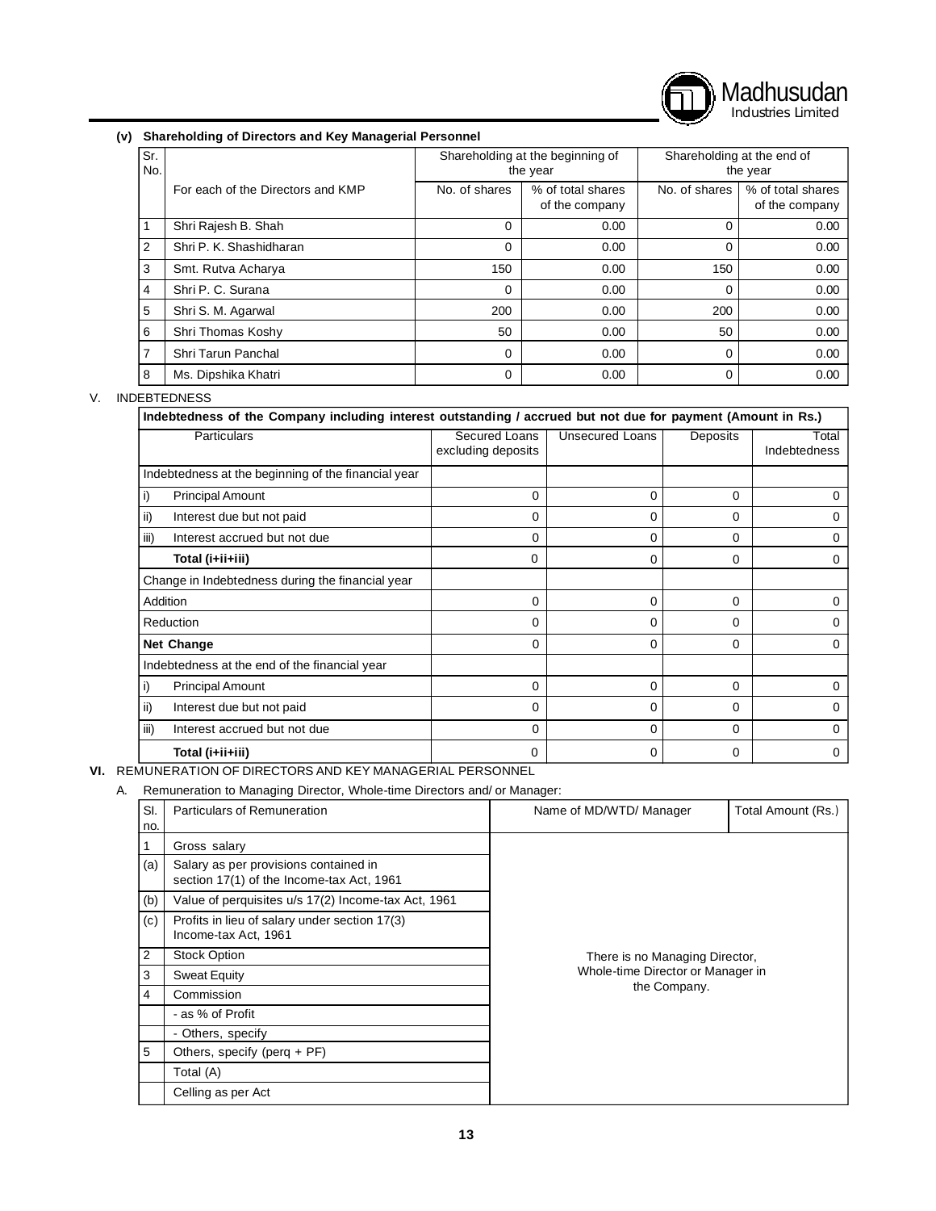**(v) Shareholding of Directors and Key Managerial Personnel**

| Sr. No. | For each of the Directors and KMP | Shareholding at the beginning of the year | | Shareholding at the end of the year | |
|---|---|---|---|---|---|
| | | No. of shares | % of total shares of the company | No. of shares | % of total shares of the company |
| 1 | Shri Rajesh B. Shah | 0 | 0.00 | 0 | 0.00 |
| 2 | Shri P. K. Shashidharan | 0 | 0.00 | 0 | 0.00 |
| 3 | Smt. Rutva Acharya | 150 | 0.00 | 150 | 0.00 |
| 4 | Shri P. C. Surana | 0 | 0.00 | 0 | 0.00 |
| 5 | Shri S. M. Agarwal | 200 | 0.00 | 200 | 0.00 |
| 6 | Shri Thomas Koshy | 50 | 0.00 | 50 | 0.00 |
| 7 | Shri Tarun Panchal | 0 | 0.00 | 0 | 0.00 |
| 8 | Ms. Dipshika Khatri | 0 | 0.00 | 0 | 0.00 |

V. INDEBTEDNESS

**Indebtedness of the Company including interest outstanding / accrued but not due for payment (Amount in Rs.)**

| Particulars | Secured Loans excluding deposits | Unsecured Loans | Deposits | Total Indebtedness |
|---|---|---|---|---|
| Indebtedness at the beginning of the financial year | | | | |
| i) Principal Amount | 0 | 0 | 0 | 0 |
| ii) Interest due but not paid | 0 | 0 | 0 | 0 |
| iii) Interest accrued but not due | 0 | 0 | 0 | 0 |
| **Total (i+ii+iii)** | 0 | 0 | 0 | 0 |
| Change in Indebtedness during the financial year | | | | |
| Addition | 0 | 0 | 0 | 0 |
| Reduction | 0 | 0 | 0 | 0 |
| **Net Change** | 0 | 0 | 0 | 0 |
| Indebtedness at the end of the financial year | | | | |
| i) Principal Amount | 0 | 0 | 0 | 0 |
| ii) Interest due but not paid | 0 | 0 | 0 | 0 |
| iii) Interest accrued but not due | 0 | 0 | 0 | 0 |
| **Total (i+ii+iii)** | 0 | 0 | 0 | 0 |

**VI.** REMUNERATION OF DIRECTORS AND KEY MANAGERIAL PERSONNEL

A. Remuneration to Managing Director, Whole-time Directors and/ or Manager:

| Sl. no. | Particulars of Remuneration | Name of MD/WTD/ Manager | Total Amount (Rs.) |
|---|---|---|---|
| 1 | Gross salary | There is no Managing Director, Whole-time Director or Manager in the Company. | |
| (a) | Salary as per provisions contained in section 17(1) of the Income-tax Act, 1961 | | |
| (b) | Value of perquisites u/s 17(2) Income-tax Act, 1961 | | |
| (c) | Profits in lieu of salary under section 17(3) Income-tax Act, 1961 | | |
| 2 | Stock Option | | |
| 3 | Sweat Equity | | |
| 4 | Commission | | |
| | - as % of Profit | | |
| | - Others, specify | | |
| 5 | Others, specify (perq + PF) | | |
| | Total (A) | | |
| | Celling as per Act | | |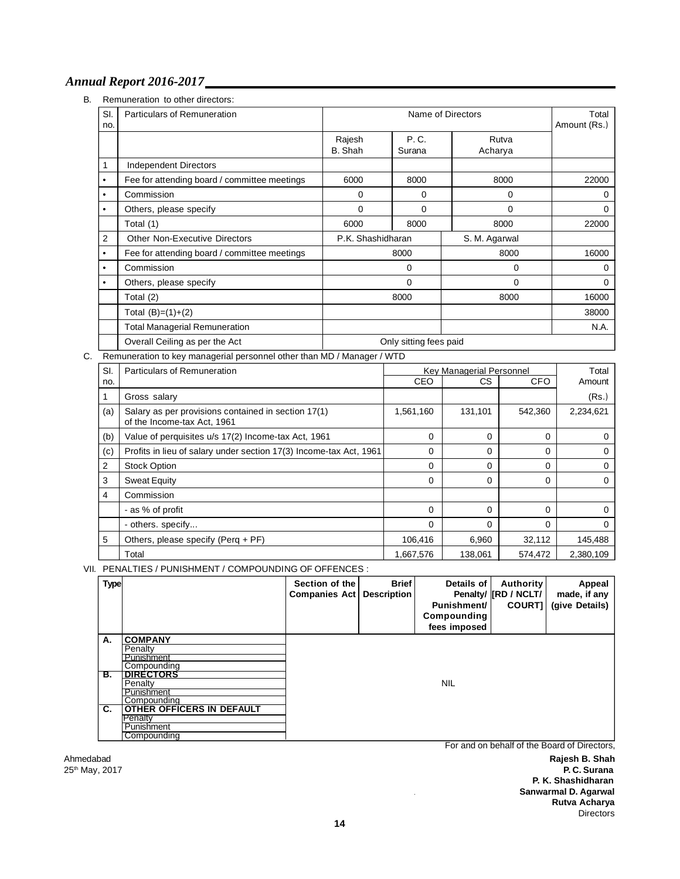B. Remuneration to other directors:

| Sl. no. | Particulars of Remuneration | Name of Directors | | | Total Amount (Rs.) |
|---|---|---|---|---|---|
| | | Rajesh B. Shah | P. C. Surana | Rutva Acharya | |
| 1 | Independent Directors | | | | |
| • | Fee for attending board / committee meetings | 6000 | 8000 | 8000 | 22000 |
| • | Commission | 0 | 0 | 0 | 0 |
| • | Others, please specify | 0 | 0 | 0 | 0 |
| | Total (1) | 6000 | 8000 | 8000 | 22000 |
| 2 | Other Non-Executive Directors | P.K. Shashidharan | | S. M. Agarwal | |
| • | Fee for attending board / committee meetings | 8000 | | 8000 | 16000 |
| • | Commission | 0 | | 0 | 0 |
| • | Others, please specify | 0 | | 0 | 0 |
| | Total (2) | 8000 | | 8000 | 16000 |
| | Total (B)=(1)+(2) | | | | 38000 |
| | Total Managerial Remuneration | | | | N.A. |
| | Overall Ceiling as per the Act | Only sitting fees paid | | | |

C. Remuneration to key managerial personnel other than MD / Manager / WTD

| Sl. no. | Particulars of Remuneration | Key Managerial Personnel | | | Total Amount |
|---|---|---|---|---|---|
| | | CEO | CS | CFO | |
| 1 | Gross salary | | | | (Rs.) |
| (a) | Salary as per provisions contained in section 17(1) of the Income-tax Act, 1961 | 1,561,160 | 131,101 | 542,360 | 2,234,621 |
| (b) | Value of perquisites u/s 17(2) Income-tax Act, 1961 | 0 | 0 | 0 | 0 |
| (c) | Profits in lieu of salary under section 17(3) Income-tax Act, 1961 | 0 | 0 | 0 | 0 |
| 2 | Stock Option | 0 | 0 | 0 | 0 |
| 3 | Sweat Equity | 0 | 0 | 0 | 0 |
| 4 | Commission | | | | |
| | - as % of profit | 0 | 0 | 0 | 0 |
| | - others. specify... | 0 | 0 | 0 | 0 |
| 5 | Others, please specify (Perq + PF) | 106,416 | 6,960 | 32,112 | 145,488 |
| | Total | 1,667,576 | 138,061 | 574,472 | 2,380,109 |

VII. PENALTIES / PUNISHMENT / COMPOUNDING OF OFFENCES :

| Type | | Section of the Companies Act | Brief Description | Details of Penalty/ Punishment/ Compounding fees imposed | Authority [RD / NCLT/ COURT] | Appeal made, if any (give Details) |
|---|---|---|---|---|---|---|
| **A.** | **COMPANY** | | | | | |
| | Penalty | | | | | |
| | Punishment | | | | | |
| | Compounding | | | | | |
| **B.** | **DIRECTORS** | | | | | |
| | Penalty | | | NIL | | |
| | Punishment | | | | | |
| | Compounding | | | | | |
| **C.** | **OTHER OFFICERS IN DEFAULT** | | | | | |
| | Penalty | | | | | |
| | Punishment | | | | | |
| | Compounding | | | | | |

For and on behalf of the Board of Directors,

Ahmedabad
25th May, 2017

**Rajesh B. Shah**
**P. C. Surana**
**P. K. Shashidharan**
**Sanwarmal D. Agarwal**
**Rutva Acharya**
Directors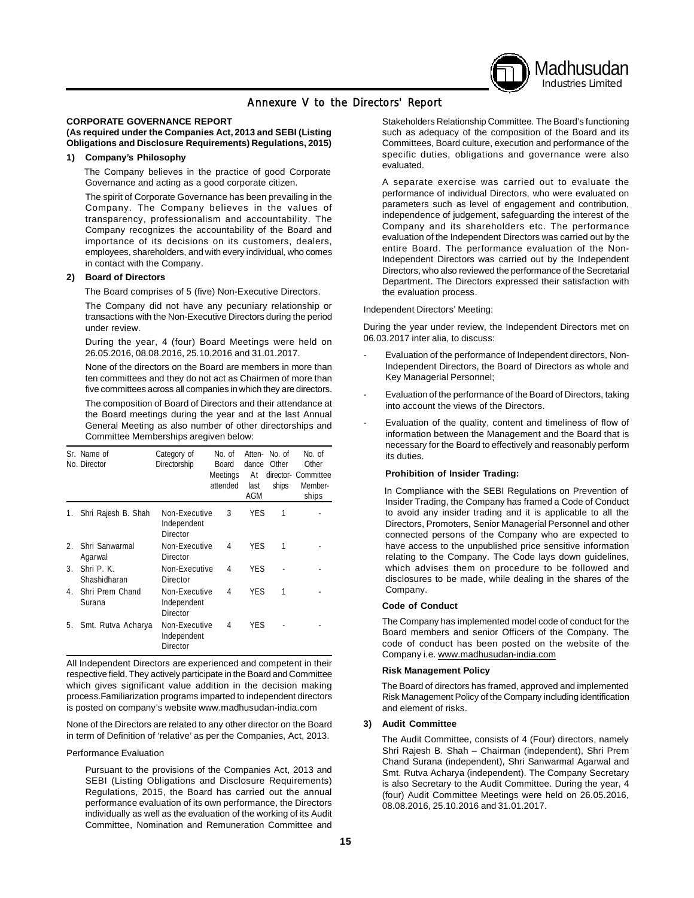## Annexure V to the Directors' Report

**CORPORATE GOVERNANCE REPORT**

**(As required under the Companies Act, 2013 and SEBI (Listing Obligations and Disclosure Requirements) Regulations, 2015)**

### 1) Company's Philosophy

The Company believes in the practice of good Corporate Governance and acting as a good corporate citizen.

The spirit of Corporate Governance has been prevailing in the Company. The Company believes in the values of transparency, professionalism and accountability. The Company recognizes the accountability of the Board and importance of its decisions on its customers, dealers, employees, shareholders, and with every individual, who comes in contact with the Company.

### 2) Board of Directors

The Board comprises of 5 (five) Non-Executive Directors.

The Company did not have any pecuniary relationship or transactions with the Non-Executive Directors during the period under review.

During the year, 4 (four) Board Meetings were held on 26.05.2016, 08.08.2016, 25.10.2016 and 31.01.2017.

None of the directors on the Board are members in more than ten committees and they do not act as Chairmen of more than five committees across all companies in which they are directors.

The composition of Board of Directors and their attendance at the Board meetings during the year and at the last Annual General Meeting as also number of other directorships and Committee Memberships aregiven below:

| Sr. No. | Name of Director | Category of Directorship | No. of Board Meetings attended | Attendance At last AGM | No. of Other director-ships | No. of Other Committee Member-ships |
|---|---|---|---|---|---|---|
| 1. | Shri Rajesh B. Shah | Non-Executive Independent Director | 3 | YES | 1 | - |
| 2. | Shri Sanwarmal Agarwal | Non-Executive Director | 4 | YES | 1 | - |
| 3. | Shri P. K. Shashidharan | Non-Executive Director | 4 | YES | - | - |
| 4. | Shri Prem Chand Surana | Non-Executive Independent Director | 4 | YES | 1 | - |
| 5. | Smt. Rutva Acharya | Non-Executive Independent Director | 4 | YES | - | - |

All Independent Directors are experienced and competent in their respective field. They actively participate in the Board and Committee which gives significant value addition in the decision making process.Familiarization programs imparted to independent directors is posted on company's website www.madhusudan-india.com

None of the Directors are related to any other director on the Board in term of Definition of 'relative' as per the Companies, Act, 2013.

Performance Evaluation

Pursuant to the provisions of the Companies Act, 2013 and SEBI (Listing Obligations and Disclosure Requirements) Regulations, 2015, the Board has carried out the annual performance evaluation of its own performance, the Directors individually as well as the evaluation of the working of its Audit Committee, Nomination and Remuneration Committee and Stakeholders Relationship Committee. The Board's functioning such as adequacy of the composition of the Board and its Committees, Board culture, execution and performance of the specific duties, obligations and governance were also evaluated.

A separate exercise was carried out to evaluate the performance of individual Directors, who were evaluated on parameters such as level of engagement and contribution, independence of judgement, safeguarding the interest of the Company and its shareholders etc. The performance evaluation of the Independent Directors was carried out by the entire Board. The performance evaluation of the Non-Independent Directors was carried out by the Independent Directors, who also reviewed the performance of the Secretarial Department. The Directors expressed their satisfaction with the evaluation process.

Independent Directors' Meeting:

During the year under review, the Independent Directors met on 06.03.2017 inter alia, to discuss:

- Evaluation of the performance of Independent directors, Non-Independent Directors, the Board of Directors as whole and Key Managerial Personnel;
- Evaluation of the performance of the Board of Directors, taking into account the views of the Directors.
- Evaluation of the quality, content and timeliness of flow of information between the Management and the Board that is necessary for the Board to effectively and reasonably perform its duties.

**Prohibition of Insider Trading:**

In Compliance with the SEBI Regulations on Prevention of Insider Trading, the Company has framed a Code of Conduct to avoid any insider trading and it is applicable to all the Directors, Promoters, Senior Managerial Personnel and other connected persons of the Company who are expected to have access to the unpublished price sensitive information relating to the Company. The Code lays down guidelines, which advises them on procedure to be followed and disclosures to be made, while dealing in the shares of the Company.

**Code of Conduct**

The Company has implemented model code of conduct for the Board members and senior Officers of the Company. The code of conduct has been posted on the website of the Company i.e. www.madhusudan-india.com

**Risk Management Policy**

The Board of directors has framed, approved and implemented Risk Management Policy of the Company including identification and element of risks.

### 3) Audit Committee

The Audit Committee, consists of 4 (Four) directors, namely Shri Rajesh B. Shah – Chairman (independent), Shri Prem Chand Surana (independent), Shri Sanwarmal Agarwal and Smt. Rutva Acharya (independent). The Company Secretary is also Secretary to the Audit Committee. During the year, 4 (four) Audit Committee Meetings were held on 26.05.2016, 08.08.2016, 25.10.2016 and 31.01.2017.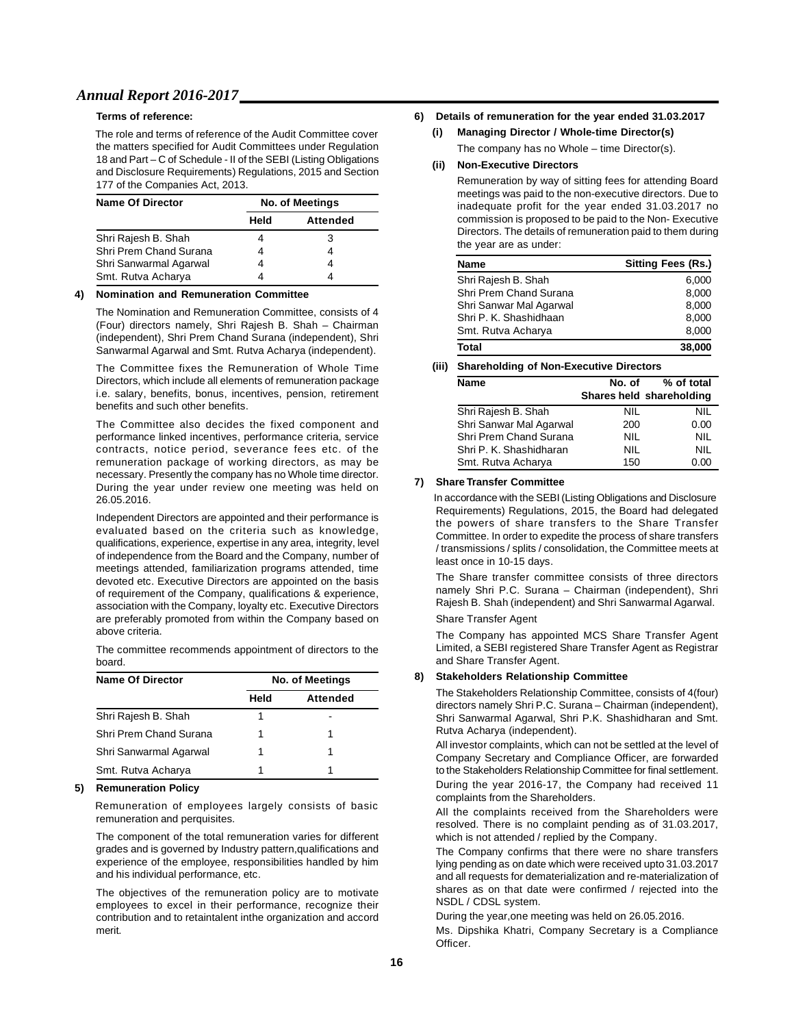**Terms of reference:**

The role and terms of reference of the Audit Committee cover the matters specified for Audit Committees under Regulation 18 and Part – C of Schedule - II of the SEBI (Listing Obligations and Disclosure Requirements) Regulations, 2015 and Section 177 of the Companies Act, 2013.

| Name Of Director | No. of Meetings | |
|---|---|---|
| | Held | Attended |
| Shri Rajesh B. Shah | 4 | 3 |
| Shri Prem Chand Surana | 4 | 4 |
| Shri Sanwarmal Agarwal | 4 | 4 |
| Smt. Rutva Acharya | 4 | 4 |

**4) Nomination and Remuneration Committee**

The Nomination and Remuneration Committee, consists of 4 (Four) directors namely, Shri Rajesh B. Shah – Chairman (independent), Shri Prem Chand Surana (independent), Shri Sanwarmal Agarwal and Smt. Rutva Acharya (independent).

The Committee fixes the Remuneration of Whole Time Directors, which include all elements of remuneration package i.e. salary, benefits, bonus, incentives, pension, retirement benefits and such other benefits.

The Committee also decides the fixed component and performance linked incentives, performance criteria, service contracts, notice period, severance fees etc. of the remuneration package of working directors, as may be necessary. Presently the company has no Whole time director. During the year under review one meeting was held on 26.05.2016.

Independent Directors are appointed and their performance is evaluated based on the criteria such as knowledge, qualifications, experience, expertise in any area, integrity, level of independence from the Board and the Company, number of meetings attended, familiarization programs attended, time devoted etc. Executive Directors are appointed on the basis of requirement of the Company, qualifications & experience, association with the Company, loyalty etc. Executive Directors are preferably promoted from within the Company based on above criteria.

The committee recommends appointment of directors to the board.

| Name Of Director | No. of Meetings | |
|---|---|---|
| | Held | Attended |
| Shri Rajesh B. Shah | 1 | - |
| Shri Prem Chand Surana | 1 | 1 |
| Shri Sanwarmal Agarwal | 1 | 1 |
| Smt. Rutva Acharya | 1 | 1 |

**5) Remuneration Policy**

Remuneration of employees largely consists of basic remuneration and perquisites.

The component of the total remuneration varies for different grades and is governed by Industry pattern,qualifications and experience of the employee, responsibilities handled by him and his individual performance, etc.

The objectives of the remuneration policy are to motivate employees to excel in their performance, recognize their contribution and to retaintalent inthe organization and accord merit.

**6) Details of remuneration for the year ended 31.03.2017**

**(i) Managing Director / Whole-time Director(s)**

The company has no Whole – time Director(s).

**(ii) Non-Executive Directors**

Remuneration by way of sitting fees for attending Board meetings was paid to the non-executive directors. Due to inadequate profit for the year ended 31.03.2017 no commission is proposed to be paid to the Non- Executive Directors. The details of remuneration paid to them during the year are as under:

| Name | Sitting Fees (Rs.) |
|---|---|
| Shri Rajesh B. Shah | 6,000 |
| Shri Prem Chand Surana | 8,000 |
| Shri Sanwar Mal Agarwal | 8,000 |
| Shri P. K. Shashidhaan | 8,000 |
| Smt. Rutva Acharya | 8,000 |
| **Total** | **38,000** |

**(iii) Shareholding of Non-Executive Directors**

| Name | No. of Shares held | % of total shareholding |
|---|---|---|
| Shri Rajesh B. Shah | NIL | NIL |
| Shri Sanwar Mal Agarwal | 200 | 0.00 |
| Shri Prem Chand Surana | NIL | NIL |
| Shri P. K. Shashidharan | NIL | NIL |
| Smt. Rutva Acharya | 150 | 0.00 |

**7) Share Transfer Committee**

In accordance with the SEBI (Listing Obligations and Disclosure Requirements) Regulations, 2015, the Board had delegated the powers of share transfers to the Share Transfer Committee. In order to expedite the process of share transfers / transmissions / splits / consolidation, the Committee meets at least once in 10-15 days.

The Share transfer committee consists of three directors namely Shri P.C. Surana – Chairman (independent), Shri Rajesh B. Shah (independent) and Shri Sanwarmal Agarwal.

Share Transfer Agent

The Company has appointed MCS Share Transfer Agent Limited, a SEBI registered Share Transfer Agent as Registrar and Share Transfer Agent.

**8) Stakeholders Relationship Committee**

The Stakeholders Relationship Committee, consists of 4(four) directors namely Shri P.C. Surana – Chairman (independent), Shri Sanwarmal Agarwal, Shri P.K. Shashidharan and Smt. Rutva Acharya (independent).

All investor complaints, which can not be settled at the level of Company Secretary and Compliance Officer, are forwarded to the Stakeholders Relationship Committee for final settlement.

During the year 2016-17, the Company had received 11 complaints from the Shareholders.

All the complaints received from the Shareholders were resolved. There is no complaint pending as of 31.03.2017, which is not attended / replied by the Company.

The Company confirms that there were no share transfers lying pending as on date which were received upto 31.03.2017 and all requests for dematerialization and re-materialization of shares as on that date were confirmed / rejected into the NSDL / CDSL system.

During the year,one meeting was held on 26.05.2016.

Ms. Dipshika Khatri, Company Secretary is a Compliance Officer.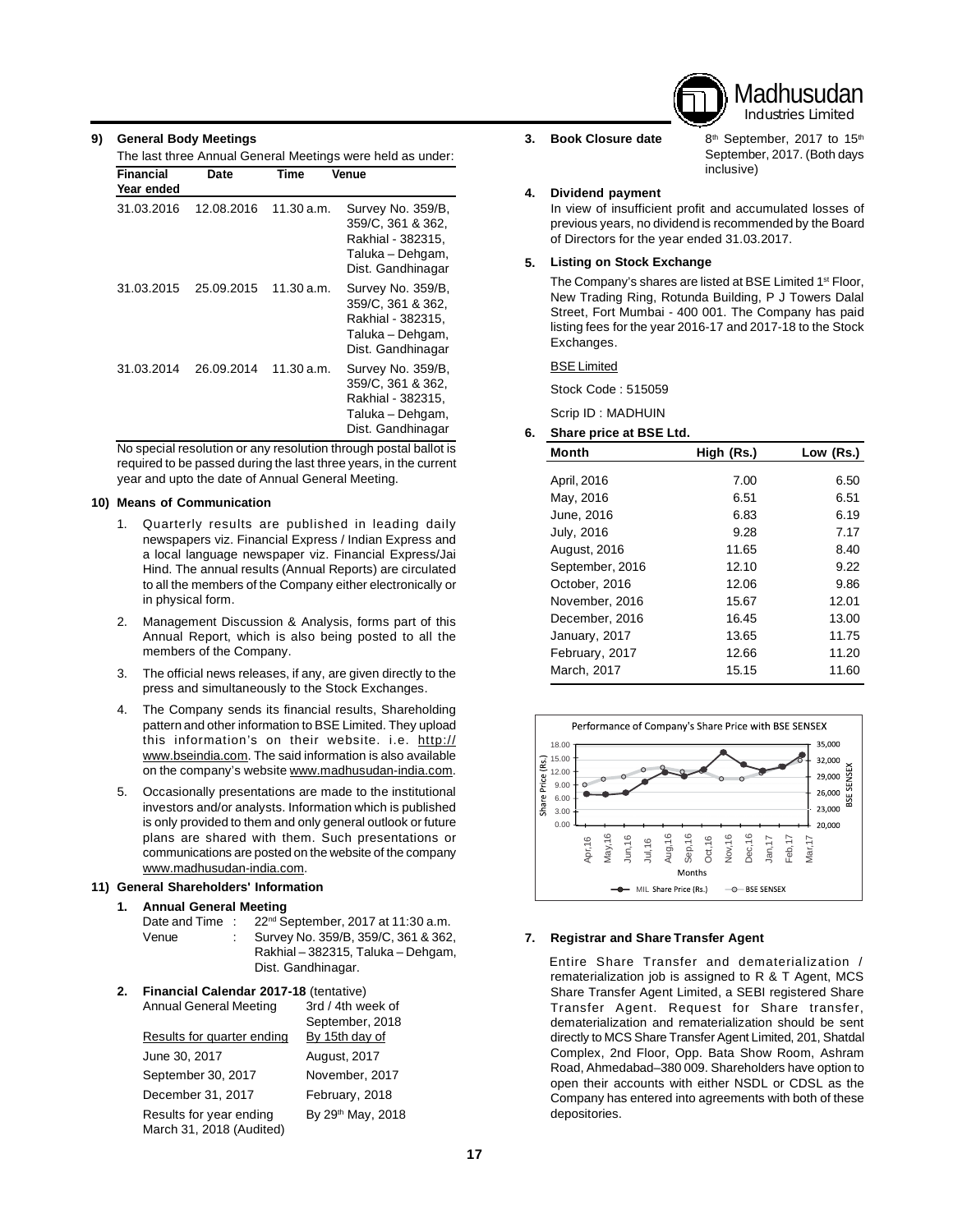### 9) General Body Meetings

The last three Annual General Meetings were held as under:

| Financial Year ended | Date | Time | Venue |
|---|---|---|---|
| 31.03.2016 | 12.08.2016 | 11.30 a.m. | Survey No. 359/B, 359/C, 361 & 362, Rakhial - 382315, Taluka – Dehgam, Dist. Gandhinagar |
| 31.03.2015 | 25.09.2015 | 11.30 a.m. | Survey No. 359/B, 359/C, 361 & 362, Rakhial - 382315, Taluka – Dehgam, Dist. Gandhinagar |
| 31.03.2014 | 26.09.2014 | 11.30 a.m. | Survey No. 359/B, 359/C, 361 & 362, Rakhial - 382315, Taluka – Dehgam, Dist. Gandhinagar |

No special resolution or any resolution through postal ballot is required to be passed during the last three years, in the current year and upto the date of Annual General Meeting.

### 10) Means of Communication

1. Quarterly results are published in leading daily newspapers viz. Financial Express / Indian Express and a local language newspaper viz. Financial Express/Jai Hind. The annual results (Annual Reports) are circulated to all the members of the Company either electronically or in physical form.
2. Management Discussion & Analysis, forms part of this Annual Report, which is also being posted to all the members of the Company.
3. The official news releases, if any, are given directly to the press and simultaneously to the Stock Exchanges.
4. The Company sends its financial results, Shareholding pattern and other information to BSE Limited. They upload this information's on their website. i.e. http://www.bseindia.com. The said information is also available on the company's website www.madhusudan-india.com.
5. Occasionally presentations are made to the institutional investors and/or analysts. Information which is published is only provided to them and only general outlook or future plans are shared with them. Such presentations or communications are posted on the website of the company www.madhusudan-india.com.

### 11) General Shareholders' Information

**1. Annual General Meeting**

Date and Time : 22nd September, 2017 at 11:30 a.m.

Venue : Survey No. 359/B, 359/C, 361 & 362, Rakhial – 382315, Taluka – Dehgam, Dist. Gandhinagar.

**2. Financial Calendar 2017-18** (tentative)

| Annual General Meeting | 3rd / 4th week of September, 2018 |
|---|---|
| Results for quarter ending | By 15th day of |
| June 30, 2017 | August, 2017 |
| September 30, 2017 | November, 2017 |
| December 31, 2017 | February, 2018 |
| Results for year ending March 31, 2018 (Audited) | By 29th May, 2018 |

**3. Book Closure date** 8th September, 2017 to 15th September, 2017. (Both days inclusive)

**4. Dividend payment**

In view of insufficient profit and accumulated losses of previous years, no dividend is recommended by the Board of Directors for the year ended 31.03.2017.

**5. Listing on Stock Exchange**

The Company's shares are listed at BSE Limited 1st Floor, New Trading Ring, Rotunda Building, P J Towers Dalal Street, Fort Mumbai - 400 001. The Company has paid listing fees for the year 2016-17 and 2017-18 to the Stock Exchanges.

BSE Limited

Stock Code : 515059

Scrip ID : MADHUIN

**6. Share price at BSE Ltd.**

| Month | High (Rs.) | Low (Rs.) |
|---|---|---|
| April, 2016 | 7.00 | 6.50 |
| May, 2016 | 6.51 | 6.51 |
| June, 2016 | 6.83 | 6.19 |
| July, 2016 | 9.28 | 7.17 |
| August, 2016 | 11.65 | 8.40 |
| September, 2016 | 12.10 | 9.22 |
| October, 2016 | 12.06 | 9.86 |
| November, 2016 | 15.67 | 12.01 |
| December, 2016 | 16.45 | 13.00 |
| January, 2017 | 13.65 | 11.75 |
| February, 2017 | 12.66 | 11.20 |
| March, 2017 | 15.15 | 11.60 |

Performance of Company's Share Price with BSE SENSEX

**7. Registrar and Share Transfer Agent**

Entire Share Transfer and dematerialization / rematerialization job is assigned to R & T Agent, MCS Share Transfer Agent Limited, a SEBI registered Share Transfer Agent. Request for Share transfer, dematerialization and rematerialization should be sent directly to MCS Share Transfer Agent Limited, 201, Shatdal Complex, 2nd Floor, Opp. Bata Show Room, Ashram Road, Ahmedabad–380 009. Shareholders have option to open their accounts with either NSDL or CDSL as the Company has entered into agreements with both of these depositories.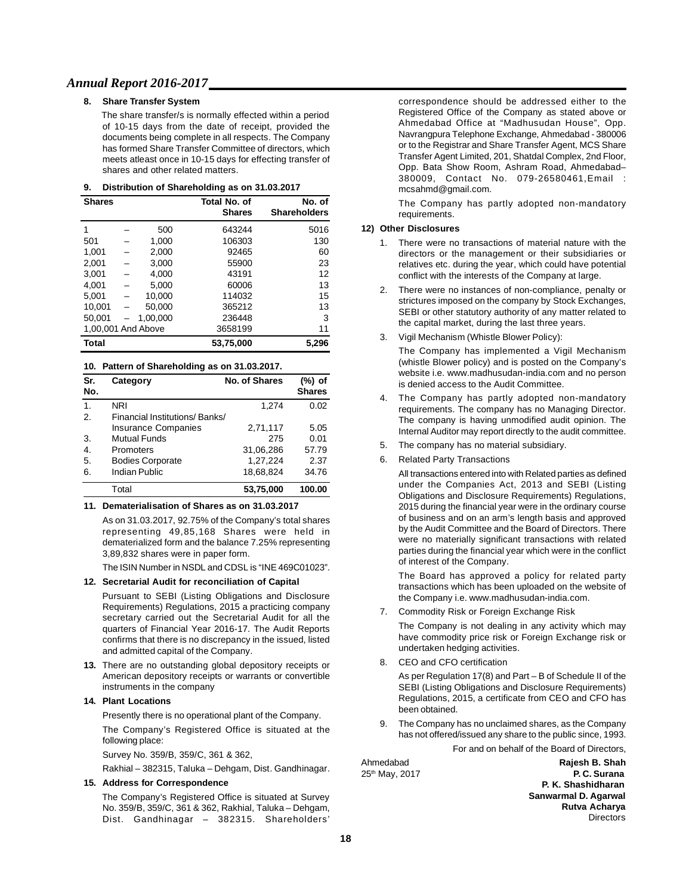#### 8. Share Transfer System

The share transfer/s is normally effected within a period of 10-15 days from the date of receipt, provided the documents being complete in all respects. The Company has formed Share Transfer Committee of directors, which meets atleast once in 10-15 days for effecting transfer of shares and other related matters.

#### 9. Distribution of Shareholding as on 31.03.2017

| Shares | | | Total No. of Shares | No. of Shareholders |
|---|---|---|---|---|
| 1 | – | 500 | 643244 | 5016 |
| 501 | – | 1,000 | 106303 | 130 |
| 1,001 | – | 2,000 | 92465 | 60 |
| 2,001 | – | 3,000 | 55900 | 23 |
| 3,001 | – | 4,000 | 43191 | 12 |
| 4,001 | – | 5,000 | 60006 | 13 |
| 5,001 | – | 10,000 | 114032 | 15 |
| 10,001 | – | 50,000 | 365212 | 13 |
| 50,001 | – | 1,00,000 | 236448 | 3 |
| 1,00,001 And Above | | | 3658199 | 11 |
| **Total** | | | **53,75,000** | **5,296** |

#### 10. Pattern of Shareholding as on 31.03.2017.

| Sr. No. | Category | No. of Shares | (%) of Shares |
|---|---|---|---|
| 1. | NRI | 1,274 | 0.02 |
| 2. | Financial Institutions/ Banks/ Insurance Companies | 2,71,117 | 5.05 |
| 3. | Mutual Funds | 275 | 0.01 |
| 4. | Promoters | 31,06,286 | 57.79 |
| 5. | Bodies Corporate | 1,27,224 | 2.37 |
| 6. | Indian Public | 18,68,824 | 34.76 |
| | Total | **53,75,000** | **100.00** |

#### 11. Dematerialisation of Shares as on 31.03.2017

As on 31.03.2017, 92.75% of the Company's total shares representing 49,85,168 Shares were held in dematerialized form and the balance 7.25% representing 3,89,832 shares were in paper form.

The ISIN Number in NSDL and CDSL is "INE 469C01023".

#### 12. Secretarial Audit for reconciliation of Capital

Pursuant to SEBI (Listing Obligations and Disclosure Requirements) Regulations, 2015 a practicing company secretary carried out the Secretarial Audit for all the quarters of Financial Year 2016-17. The Audit Reports confirms that there is no discrepancy in the issued, listed and admitted capital of the Company.

**13.** There are no outstanding global depository receipts or American depository receipts or warrants or convertible instruments in the company

#### 14. Plant Locations

Presently there is no operational plant of the Company.

The Company's Registered Office is situated at the following place:

Survey No. 359/B, 359/C, 361 & 362,

Rakhial – 382315, Taluka – Dehgam, Dist. Gandhinagar.

#### 15. Address for Correspondence

The Company's Registered Office is situated at Survey No. 359/B, 359/C, 361 & 362, Rakhial, Taluka – Dehgam, Dist. Gandhinagar – 382315. Shareholders' correspondence should be addressed either to the Registered Office of the Company as stated above or Ahmedabad Office at "Madhusudan House", Opp. Navrangpura Telephone Exchange, Ahmedabad - 380006 or to the Registrar and Share Transfer Agent, MCS Share Transfer Agent Limited, 201, Shatdal Complex, 2nd Floor, Opp. Bata Show Room, Ashram Road, Ahmedabad–380009, Contact No. 079-26580461,Email : mcsahmd@gmail.com.

The Company has partly adopted non-mandatory requirements.

#### 12) Other Disclosures

1. There were no transactions of material nature with the directors or the management or their subsidiaries or relatives etc. during the year, which could have potential conflict with the interests of the Company at large.
2. There were no instances of non-compliance, penalty or strictures imposed on the company by Stock Exchanges, SEBI or other statutory authority of any matter related to the capital market, during the last three years.
3. Vigil Mechanism (Whistle Blower Policy):

   The Company has implemented a Vigil Mechanism (whistle Blower policy) and is posted on the Company's website i.e. www.madhusudan-india.com and no person is denied access to the Audit Committee.
4. The Company has partly adopted non-mandatory requirements. The company has no Managing Director. The company is having unmodified audit opinion. The Internal Auditor may report directly to the audit committee.
5. The company has no material subsidiary.
6. Related Party Transactions

   All transactions entered into with Related parties as defined under the Companies Act, 2013 and SEBI (Listing Obligations and Disclosure Requirements) Regulations, 2015 during the financial year were in the ordinary course of business and on an arm's length basis and approved by the Audit Committee and the Board of Directors. There were no materially significant transactions with related parties during the financial year which were in the conflict of interest of the Company.

   The Board has approved a policy for related party transactions which has been uploaded on the website of the Company i.e. www.madhusudan-india.com.
7. Commodity Risk or Foreign Exchange Risk

   The Company is not dealing in any activity which may have commodity price risk or Foreign Exchange risk or undertaken hedging activities.
8. CEO and CFO certification

   As per Regulation 17(8) and Part – B of Schedule II of the SEBI (Listing Obligations and Disclosure Requirements) Regulations, 2015, a certificate from CEO and CFO has been obtained.
9. The Company has no unclaimed shares, as the Company has not offered/issued any share to the public since, 1993.

For and on behalf of the Board of Directors,

Ahmedabad
25th May, 2017

**Rajesh B. Shah**
**P. C. Surana**
**P. K. Shashidharan**
**Sanwarmal D. Agarwal**
**Rutva Acharya**
Directors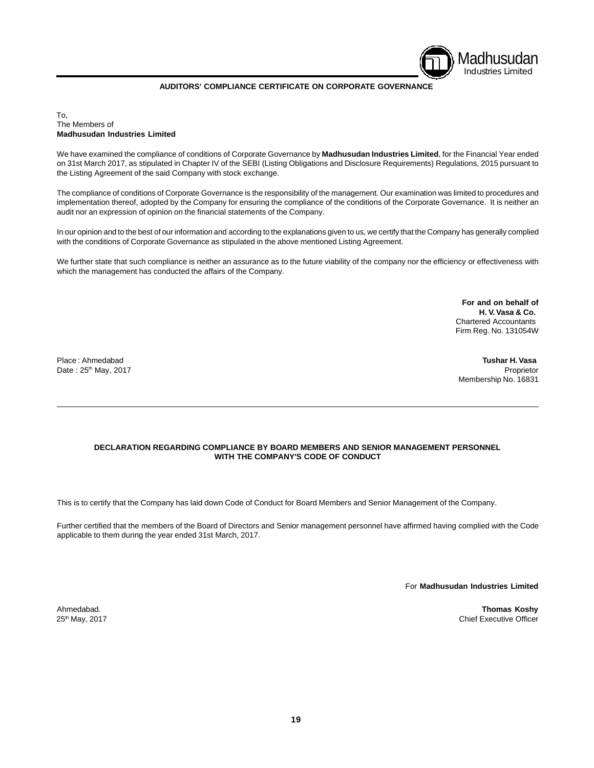## AUDITORS' COMPLIANCE CERTIFICATE ON CORPORATE GOVERNANCE

To,
The Members of
**Madhusudan Industries Limited**

We have examined the compliance of conditions of Corporate Governance by **Madhusudan Industries Limited**, for the Financial Year ended on 31st March 2017, as stipulated in Chapter IV of the SEBI (Listing Obligations and Disclosure Requirements) Regulations, 2015 pursuant to the Listing Agreement of the said Company with stock exchange.

The compliance of conditions of Corporate Governance is the responsibility of the management. Our examination was limited to procedures and implementation thereof, adopted by the Company for ensuring the compliance of the conditions of the Corporate Governance. It is neither an audit nor an expression of opinion on the financial statements of the Company.

In our opinion and to the best of our information and according to the explanations given to us, we certify that the Company has generally complied with the conditions of Corporate Governance as stipulated in the above mentioned Listing Agreement.

We further state that such compliance is neither an assurance as to the future viability of the company nor the efficiency or effectiveness with which the management has conducted the affairs of the Company.

**For and on behalf of**
**H. V. Vasa & Co.**
Chartered Accountants
Firm Reg. No. 131054W

Place : Ahmedabad
Date : 25th May, 2017

**Tushar H. Vasa**
Proprietor
Membership No. 16831

---

## DECLARATION REGARDING COMPLIANCE BY BOARD MEMBERS AND SENIOR MANAGEMENT PERSONNEL WITH THE COMPANY'S CODE OF CONDUCT

This is to certify that the Company has laid down Code of Conduct for Board Members and Senior Management of the Company.

Further certified that the members of the Board of Directors and Senior management personnel have affirmed having complied with the Code applicable to them during the year ended 31st March, 2017.

For **Madhusudan Industries Limited**

Ahmedabad.
25th May, 2017

**Thomas Koshy**
Chief Executive Officer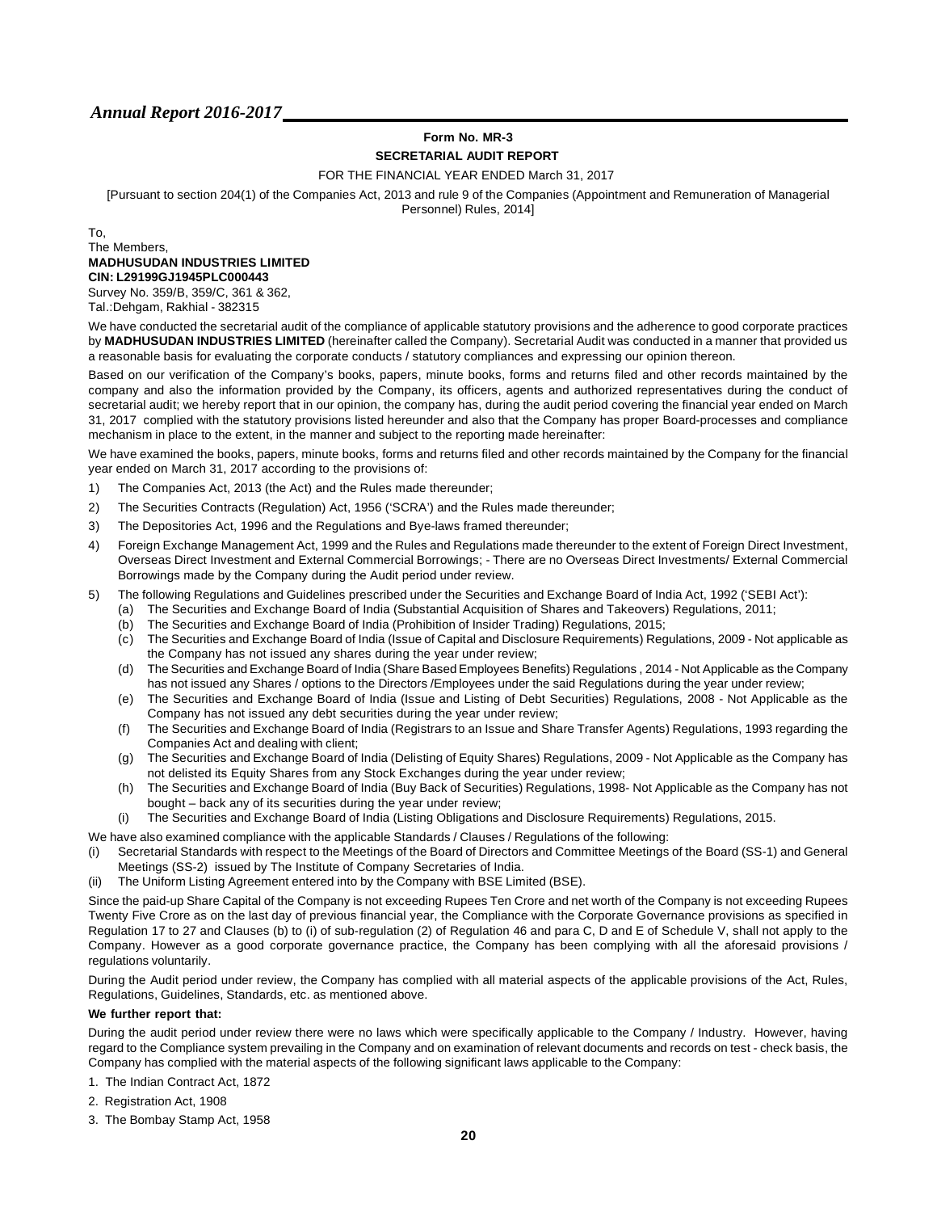**Form No. MR-3**

**SECRETARIAL AUDIT REPORT**

FOR THE FINANCIAL YEAR ENDED March 31, 2017

[Pursuant to section 204(1) of the Companies Act, 2013 and rule 9 of the Companies (Appointment and Remuneration of Managerial Personnel) Rules, 2014]

To,
The Members,
**MADHUSUDAN INDUSTRIES LIMITED**
**CIN: L29199GJ1945PLC000443**
Survey No. 359/B, 359/C, 361 & 362,
Tal.:Dehgam, Rakhial - 382315

We have conducted the secretarial audit of the compliance of applicable statutory provisions and the adherence to good corporate practices by **MADHUSUDAN INDUSTRIES LIMITED** (hereinafter called the Company). Secretarial Audit was conducted in a manner that provided us a reasonable basis for evaluating the corporate conducts / statutory compliances and expressing our opinion thereon.

Based on our verification of the Company's books, papers, minute books, forms and returns filed and other records maintained by the company and also the information provided by the Company, its officers, agents and authorized representatives during the conduct of secretarial audit; we hereby report that in our opinion, the company has, during the audit period covering the financial year ended on March 31, 2017 complied with the statutory provisions listed hereunder and also that the Company has proper Board-processes and compliance mechanism in place to the extent, in the manner and subject to the reporting made hereinafter:

We have examined the books, papers, minute books, forms and returns filed and other records maintained by the Company for the financial year ended on March 31, 2017 according to the provisions of:

1) The Companies Act, 2013 (the Act) and the Rules made thereunder;
2) The Securities Contracts (Regulation) Act, 1956 ('SCRA') and the Rules made thereunder;
3) The Depositories Act, 1996 and the Regulations and Bye-laws framed thereunder;
4) Foreign Exchange Management Act, 1999 and the Rules and Regulations made thereunder to the extent of Foreign Direct Investment, Overseas Direct Investment and External Commercial Borrowings; - There are no Overseas Direct Investments/ External Commercial Borrowings made by the Company during the Audit period under review.
5) The following Regulations and Guidelines prescribed under the Securities and Exchange Board of India Act, 1992 ('SEBI Act'):
   (a) The Securities and Exchange Board of India (Substantial Acquisition of Shares and Takeovers) Regulations, 2011;
   (b) The Securities and Exchange Board of India (Prohibition of Insider Trading) Regulations, 2015;
   (c) The Securities and Exchange Board of India (Issue of Capital and Disclosure Requirements) Regulations, 2009 - Not applicable as the Company has not issued any shares during the year under review;
   (d) The Securities and Exchange Board of India (Share Based Employees Benefits) Regulations , 2014 - Not Applicable as the Company has not issued any Shares / options to the Directors /Employees under the said Regulations during the year under review;
   (e) The Securities and Exchange Board of India (Issue and Listing of Debt Securities) Regulations, 2008 - Not Applicable as the Company has not issued any debt securities during the year under review;
   (f) The Securities and Exchange Board of India (Registrars to an Issue and Share Transfer Agents) Regulations, 1993 regarding the Companies Act and dealing with client;
   (g) The Securities and Exchange Board of India (Delisting of Equity Shares) Regulations, 2009 - Not Applicable as the Company has not delisted its Equity Shares from any Stock Exchanges during the year under review;
   (h) The Securities and Exchange Board of India (Buy Back of Securities) Regulations, 1998- Not Applicable as the Company has not bought – back any of its securities during the year under review;
   (i) The Securities and Exchange Board of India (Listing Obligations and Disclosure Requirements) Regulations, 2015.

We have also examined compliance with the applicable Standards / Clauses / Regulations of the following:

(i) Secretarial Standards with respect to the Meetings of the Board of Directors and Committee Meetings of the Board (SS-1) and General Meetings (SS-2) issued by The Institute of Company Secretaries of India.
(ii) The Uniform Listing Agreement entered into by the Company with BSE Limited (BSE).

Since the paid-up Share Capital of the Company is not exceeding Rupees Ten Crore and net worth of the Company is not exceeding Rupees Twenty Five Crore as on the last day of previous financial year, the Compliance with the Corporate Governance provisions as specified in Regulation 17 to 27 and Clauses (b) to (i) of sub-regulation (2) of Regulation 46 and para C, D and E of Schedule V, shall not apply to the Company. However as a good corporate governance practice, the Company has been complying with all the aforesaid provisions / regulations voluntarily.

During the Audit period under review, the Company has complied with all material aspects of the applicable provisions of the Act, Rules, Regulations, Guidelines, Standards, etc. as mentioned above.

**We further report that:**

During the audit period under review there were no laws which were specifically applicable to the Company / Industry. However, having regard to the Compliance system prevailing in the Company and on examination of relevant documents and records on test - check basis, the Company has complied with the material aspects of the following significant laws applicable to the Company:

1. The Indian Contract Act, 1872
2. Registration Act, 1908
3. The Bombay Stamp Act, 1958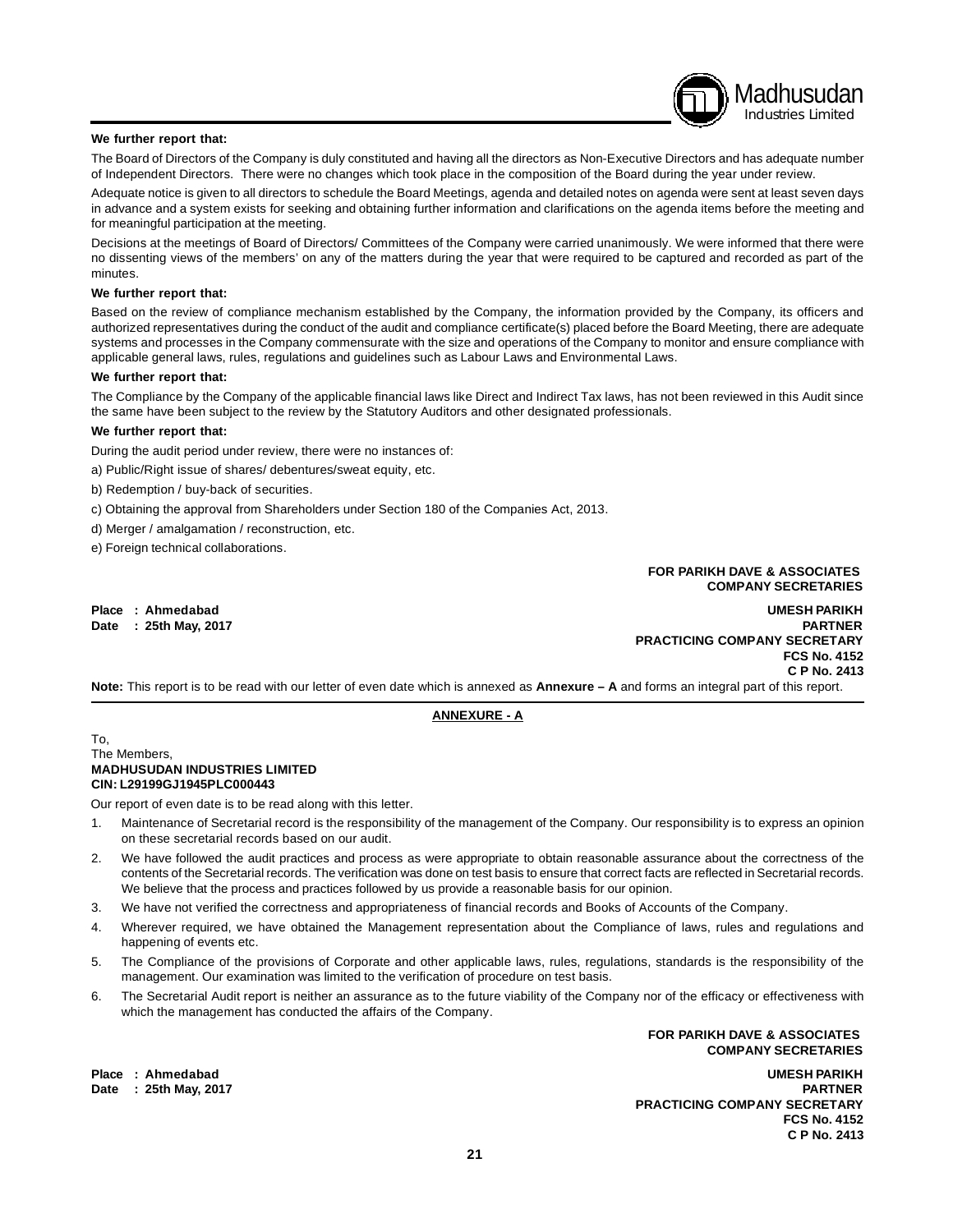**We further report that:**

The Board of Directors of the Company is duly constituted and having all the directors as Non-Executive Directors and has adequate number of Independent Directors. There were no changes which took place in the composition of the Board during the year under review.

Adequate notice is given to all directors to schedule the Board Meetings, agenda and detailed notes on agenda were sent at least seven days in advance and a system exists for seeking and obtaining further information and clarifications on the agenda items before the meeting and for meaningful participation at the meeting.

Decisions at the meetings of Board of Directors/ Committees of the Company were carried unanimously. We were informed that there were no dissenting views of the members' on any of the matters during the year that were required to be captured and recorded as part of the minutes.

**We further report that:**

Based on the review of compliance mechanism established by the Company, the information provided by the Company, its officers and authorized representatives during the conduct of the audit and compliance certificate(s) placed before the Board Meeting, there are adequate systems and processes in the Company commensurate with the size and operations of the Company to monitor and ensure compliance with applicable general laws, rules, regulations and guidelines such as Labour Laws and Environmental Laws.

**We further report that:**

The Compliance by the Company of the applicable financial laws like Direct and Indirect Tax laws, has not been reviewed in this Audit since the same have been subject to the review by the Statutory Auditors and other designated professionals.

**We further report that:**

During the audit period under review, there were no instances of:

a) Public/Right issue of shares/ debentures/sweat equity, etc.

b) Redemption / buy-back of securities.

c) Obtaining the approval from Shareholders under Section 180 of the Companies Act, 2013.

d) Merger / amalgamation / reconstruction, etc.

e) Foreign technical collaborations.

**FOR PARIKH DAVE & ASSOCIATES**
**COMPANY SECRETARIES**

**Place : Ahmedabad**
**Date : 25th May, 2017**

**UMESH PARIKH**
**PARTNER**
**PRACTICING COMPANY SECRETARY**
**FCS No. 4152**
**C P No. 2413**

**Note:** This report is to be read with our letter of even date which is annexed as **Annexure – A** and forms an integral part of this report.

## ANNEXURE - A

To,
The Members,
**MADHUSUDAN INDUSTRIES LIMITED**
**CIN: L29199GJ1945PLC000443**

Our report of even date is to be read along with this letter.

1. Maintenance of Secretarial record is the responsibility of the management of the Company. Our responsibility is to express an opinion on these secretarial records based on our audit.
2. We have followed the audit practices and process as were appropriate to obtain reasonable assurance about the correctness of the contents of the Secretarial records. The verification was done on test basis to ensure that correct facts are reflected in Secretarial records. We believe that the process and practices followed by us provide a reasonable basis for our opinion.
3. We have not verified the correctness and appropriateness of financial records and Books of Accounts of the Company.
4. Wherever required, we have obtained the Management representation about the Compliance of laws, rules and regulations and happening of events etc.
5. The Compliance of the provisions of Corporate and other applicable laws, rules, regulations, standards is the responsibility of the management. Our examination was limited to the verification of procedure on test basis.
6. The Secretarial Audit report is neither an assurance as to the future viability of the Company nor of the efficacy or effectiveness with which the management has conducted the affairs of the Company.

**FOR PARIKH DAVE & ASSOCIATES**
**COMPANY SECRETARIES**

**Place : Ahmedabad**
**Date : 25th May, 2017**

**UMESH PARIKH**
**PARTNER**
**PRACTICING COMPANY SECRETARY**
**FCS No. 4152**
**C P No. 2413**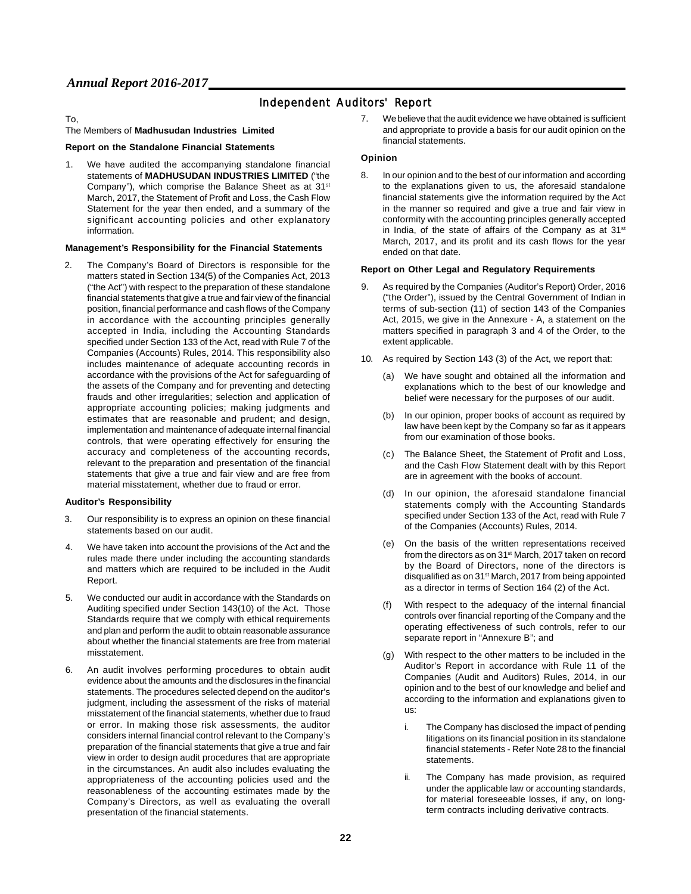# Independent Auditors' Report

To,

The Members of **Madhusudan Industries Limited**

### Report on the Standalone Financial Statements

1. We have audited the accompanying standalone financial statements of **MADHUSUDAN INDUSTRIES LIMITED** ("the Company"), which comprise the Balance Sheet as at 31st March, 2017, the Statement of Profit and Loss, the Cash Flow Statement for the year then ended, and a summary of the significant accounting policies and other explanatory information.

### Management's Responsibility for the Financial Statements

2. The Company's Board of Directors is responsible for the matters stated in Section 134(5) of the Companies Act, 2013 ("the Act") with respect to the preparation of these standalone financial statements that give a true and fair view of the financial position, financial performance and cash flows of the Company in accordance with the accounting principles generally accepted in India, including the Accounting Standards specified under Section 133 of the Act, read with Rule 7 of the Companies (Accounts) Rules, 2014. This responsibility also includes maintenance of adequate accounting records in accordance with the provisions of the Act for safeguarding of the assets of the Company and for preventing and detecting frauds and other irregularities; selection and application of appropriate accounting policies; making judgments and estimates that are reasonable and prudent; and design, implementation and maintenance of adequate internal financial controls, that were operating effectively for ensuring the accuracy and completeness of the accounting records, relevant to the preparation and presentation of the financial statements that give a true and fair view and are free from material misstatement, whether due to fraud or error.

### Auditor's Responsibility

3. Our responsibility is to express an opinion on these financial statements based on our audit.

4. We have taken into account the provisions of the Act and the rules made there under including the accounting standards and matters which are required to be included in the Audit Report.

5. We conducted our audit in accordance with the Standards on Auditing specified under Section 143(10) of the Act. Those Standards require that we comply with ethical requirements and plan and perform the audit to obtain reasonable assurance about whether the financial statements are free from material misstatement.

6. An audit involves performing procedures to obtain audit evidence about the amounts and the disclosures in the financial statements. The procedures selected depend on the auditor's judgment, including the assessment of the risks of material misstatement of the financial statements, whether due to fraud or error. In making those risk assessments, the auditor considers internal financial control relevant to the Company's preparation of the financial statements that give a true and fair view in order to design audit procedures that are appropriate in the circumstances. An audit also includes evaluating the appropriateness of the accounting policies used and the reasonableness of the accounting estimates made by the Company's Directors, as well as evaluating the overall presentation of the financial statements.

7. We believe that the audit evidence we have obtained is sufficient and appropriate to provide a basis for our audit opinion on the financial statements.

### Opinion

8. In our opinion and to the best of our information and according to the explanations given to us, the aforesaid standalone financial statements give the information required by the Act in the manner so required and give a true and fair view in conformity with the accounting principles generally accepted in India, of the state of affairs of the Company as at 31st March, 2017, and its profit and its cash flows for the year ended on that date.

### Report on Other Legal and Regulatory Requirements

9. As required by the Companies (Auditor's Report) Order, 2016 ("the Order"), issued by the Central Government of Indian in terms of sub-section (11) of section 143 of the Companies Act, 2015, we give in the Annexure - A, a statement on the matters specified in paragraph 3 and 4 of the Order, to the extent applicable.

10. As required by Section 143 (3) of the Act, we report that:

    (a) We have sought and obtained all the information and explanations which to the best of our knowledge and belief were necessary for the purposes of our audit.

    (b) In our opinion, proper books of account as required by law have been kept by the Company so far as it appears from our examination of those books.

    (c) The Balance Sheet, the Statement of Profit and Loss, and the Cash Flow Statement dealt with by this Report are in agreement with the books of account.

    (d) In our opinion, the aforesaid standalone financial statements comply with the Accounting Standards specified under Section 133 of the Act, read with Rule 7 of the Companies (Accounts) Rules, 2014.

    (e) On the basis of the written representations received from the directors as on 31st March, 2017 taken on record by the Board of Directors, none of the directors is disqualified as on 31st March, 2017 from being appointed as a director in terms of Section 164 (2) of the Act.

    (f) With respect to the adequacy of the internal financial controls over financial reporting of the Company and the operating effectiveness of such controls, refer to our separate report in "Annexure B"; and

    (g) With respect to the other matters to be included in the Auditor's Report in accordance with Rule 11 of the Companies (Audit and Auditors) Rules, 2014, in our opinion and to the best of our knowledge and belief and according to the information and explanations given to us:

        i. The Company has disclosed the impact of pending litigations on its financial position in its standalone financial statements - Refer Note 28 to the financial statements.

        ii. The Company has made provision, as required under the applicable law or accounting standards, for material foreseeable losses, if any, on long-term contracts including derivative contracts.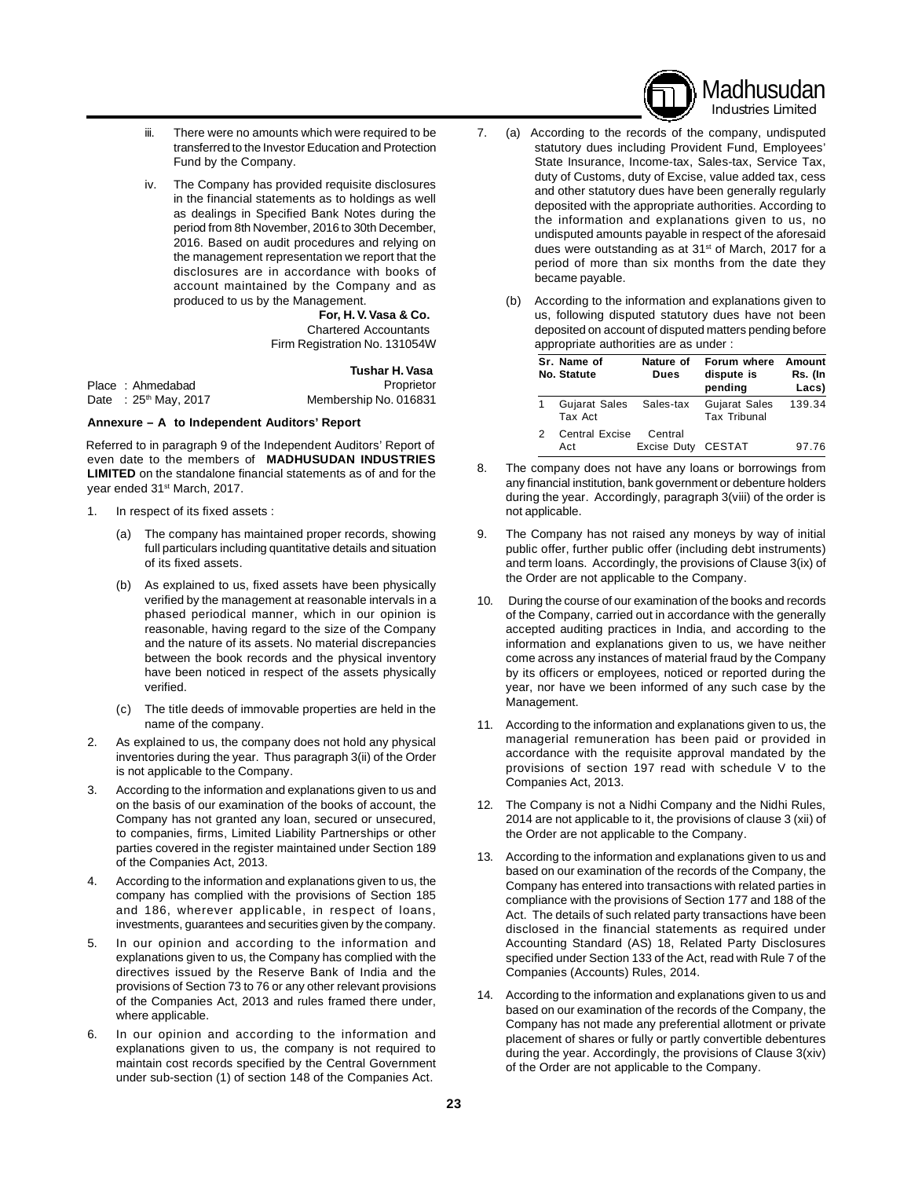iii. There were no amounts which were required to be transferred to the Investor Education and Protection Fund by the Company.

iv. The Company has provided requisite disclosures in the financial statements as to holdings as well as dealings in Specified Bank Notes during the period from 8th November, 2016 to 30th December, 2016. Based on audit procedures and relying on the management representation we report that the disclosures are in accordance with books of account maintained by the Company and as produced to us by the Management.

**For, H. V. Vasa & Co.**
Chartered Accountants
Firm Registration No. 131054W

**Tushar H. Vasa**
Proprietor
Membership No. 016831

Place : Ahmedabad
Date : 25th May, 2017

**Annexure – A to Independent Auditors' Report**

Referred to in paragraph 9 of the Independent Auditors' Report of even date to the members of **MADHUSUDAN INDUSTRIES LIMITED** on the standalone financial statements as of and for the year ended 31st March, 2017.

1. In respect of its fixed assets :

   (a) The company has maintained proper records, showing full particulars including quantitative details and situation of its fixed assets.

   (b) As explained to us, fixed assets have been physically verified by the management at reasonable intervals in a phased periodical manner, which in our opinion is reasonable, having regard to the size of the Company and the nature of its assets. No material discrepancies between the book records and the physical inventory have been noticed in respect of the assets physically verified.

   (c) The title deeds of immovable properties are held in the name of the company.

2. As explained to us, the company does not hold any physical inventories during the year. Thus paragraph 3(ii) of the Order is not applicable to the Company.

3. According to the information and explanations given to us and on the basis of our examination of the books of account, the Company has not granted any loan, secured or unsecured, to companies, firms, Limited Liability Partnerships or other parties covered in the register maintained under Section 189 of the Companies Act, 2013.

4. According to the information and explanations given to us, the company has complied with the provisions of Section 185 and 186, wherever applicable, in respect of loans, investments, guarantees and securities given by the company.

5. In our opinion and according to the information and explanations given to us, the Company has complied with the directives issued by the Reserve Bank of India and the provisions of Section 73 to 76 or any other relevant provisions of the Companies Act, 2013 and rules framed there under, where applicable.

6. In our opinion and according to the information and explanations given to us, the company is not required to maintain cost records specified by the Central Government under sub-section (1) of section 148 of the Companies Act.

7. (a) According to the records of the company, undisputed statutory dues including Provident Fund, Employees' State Insurance, Income-tax, Sales-tax, Service Tax, duty of Customs, duty of Excise, value added tax, cess and other statutory dues have been generally regularly deposited with the appropriate authorities. According to the information and explanations given to us, no undisputed amounts payable in respect of the aforesaid dues were outstanding as at 31st of March, 2017 for a period of more than six months from the date they became payable.

   (b) According to the information and explanations given to us, following disputed statutory dues have not been deposited on account of disputed matters pending before appropriate authorities are as under :

| Sr. No. | Name of Statute | Nature of Dues | Forum where dispute is pending | Amount Rs. (In Lacs) |
|---|---|---|---|---|
| 1 | Gujarat Sales Tax Act | Sales-tax | Gujarat Sales Tax Tribunal | 139.34 |
| 2 | Central Excise Act | Central Excise Duty | CESTAT | 97.76 |

8. The company does not have any loans or borrowings from any financial institution, bank government or debenture holders during the year. Accordingly, paragraph 3(viii) of the order is not applicable.

9. The Company has not raised any moneys by way of initial public offer, further public offer (including debt instruments) and term loans. Accordingly, the provisions of Clause 3(ix) of the Order are not applicable to the Company.

10. During the course of our examination of the books and records of the Company, carried out in accordance with the generally accepted auditing practices in India, and according to the information and explanations given to us, we have neither come across any instances of material fraud by the Company by its officers or employees, noticed or reported during the year, nor have we been informed of any such case by the Management.

11. According to the information and explanations given to us, the managerial remuneration has been paid or provided in accordance with the requisite approval mandated by the provisions of section 197 read with schedule V to the Companies Act, 2013.

12. The Company is not a Nidhi Company and the Nidhi Rules, 2014 are not applicable to it, the provisions of clause 3 (xii) of the Order are not applicable to the Company.

13. According to the information and explanations given to us and based on our examination of the records of the Company, the Company has entered into transactions with related parties in compliance with the provisions of Section 177 and 188 of the Act. The details of such related party transactions have been disclosed in the financial statements as required under Accounting Standard (AS) 18, Related Party Disclosures specified under Section 133 of the Act, read with Rule 7 of the Companies (Accounts) Rules, 2014.

14. According to the information and explanations given to us and based on our examination of the records of the Company, the Company has not made any preferential allotment or private placement of shares or fully or partly convertible debentures during the year. Accordingly, the provisions of Clause 3(xiv) of the Order are not applicable to the Company.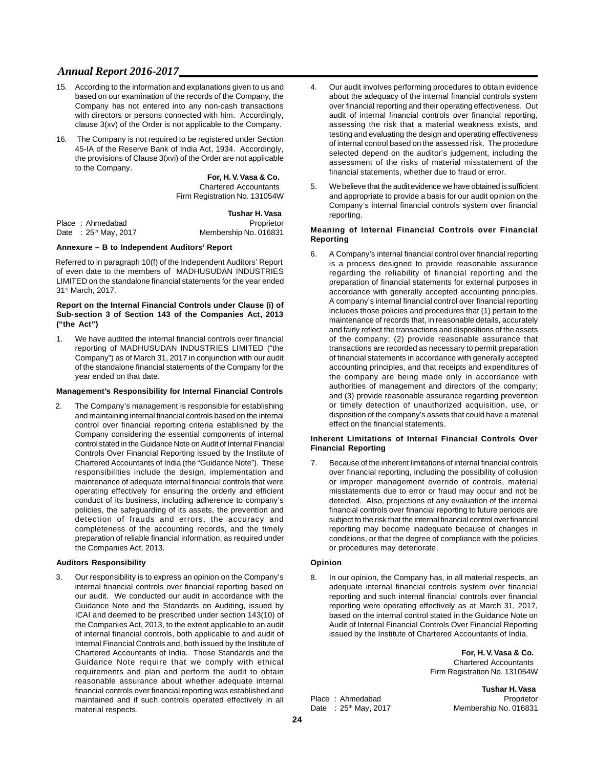15. According to the information and explanations given to us and based on our examination of the records of the Company, the Company has not entered into any non-cash transactions with directors or persons connected with him. Accordingly, clause 3(xv) of the Order is not applicable to the Company.

16. The Company is not required to be registered under Section 45-IA of the Reserve Bank of India Act, 1934. Accordingly, the provisions of Clause 3(xvi) of the Order are not applicable to the Company.

**For, H. V. Vasa & Co.**
Chartered Accountants
Firm Registration No. 131054W

**Tushar H. Vasa**
Proprietor
Membership No. 016831

Place : Ahmedabad
Date : 25th May, 2017

**Annexure – B to Independent Auditors' Report**

Referred to in paragraph 10(f) of the Independent Auditors' Report of even date to the members of MADHUSUDAN INDUSTRIES LIMITED on the standalone financial statements for the year ended 31st March, 2017.

**Report on the Internal Financial Controls under Clause (i) of Sub-section 3 of Section 143 of the Companies Act, 2013 ("the Act")**

1. We have audited the internal financial controls over financial reporting of MADHUSUDAN INDUSTRIES LIMITED ("the Company") as of March 31, 2017 in conjunction with our audit of the standalone financial statements of the Company for the year ended on that date.

**Management's Responsibility for Internal Financial Controls**

2. The Company's management is responsible for establishing and maintaining internal financial controls based on the internal control over financial reporting criteria established by the Company considering the essential components of internal control stated in the Guidance Note on Audit of Internal Financial Controls Over Financial Reporting issued by the Institute of Chartered Accountants of India (the "Guidance Note"). These responsibilities include the design, implementation and maintenance of adequate internal financial controls that were operating effectively for ensuring the orderly and efficient conduct of its business, including adherence to company's policies, the safeguarding of its assets, the prevention and detection of frauds and errors, the accuracy and completeness of the accounting records, and the timely preparation of reliable financial information, as required under the Companies Act, 2013.

**Auditors Responsibility**

3. Our responsibility is to express an opinion on the Company's internal financial controls over financial reporting based on our audit. We conducted our audit in accordance with the Guidance Note and the Standards on Auditing, issued by ICAI and deemed to be prescribed under section 143(10) of the Companies Act, 2013, to the extent applicable to an audit of internal financial controls, both applicable to and audit of Internal Financial Controls and, both issued by the Institute of Chartered Accountants of India. Those Standards and the Guidance Note require that we comply with ethical requirements and plan and perform the audit to obtain reasonable assurance about whether adequate internal financial controls over financial reporting was established and maintained and if such controls operated effectively in all material respects.

4. Our audit involves performing procedures to obtain evidence about the adequacy of the internal financial controls system over financial reporting and their operating effectiveness. Out audit of internal financial controls over financial reporting, assessing the risk that a material weakness exists, and testing and evaluating the design and operating effectiveness of internal control based on the assessed risk. The procedure selected depend on the auditor's judgement, including the assessment of the risks of material misstatement of the financial statements, whether due to fraud or error.

5. We believe that the audit evidence we have obtained is sufficient and appropriate to provide a basis for our audit opinion on the Company's internal financial controls system over financial reporting.

**Meaning of Internal Financial Controls over Financial Reporting**

6. A Company's internal financial control over financial reporting is a process designed to provide reasonable assurance regarding the reliability of financial reporting and the preparation of financial statements for external purposes in accordance with generally accepted accounting principles. A company's internal financial control over financial reporting includes those policies and procedures that (1) pertain to the maintenance of records that, in reasonable details, accurately and fairly reflect the transactions and dispositions of the assets of the company; (2) provide reasonable assurance that transactions are recorded as necessary to permit preparation of financial statements in accordance with generally accepted accounting principles, and that receipts and expenditures of the company are being made only in accordance with authorities of management and directors of the company; and (3) provide reasonable assurance regarding prevention or timely detection of unauthorized acquisition, use, or disposition of the company's assets that could have a material effect on the financial statements.

**Inherent Limitations of Internal Financial Controls Over Financial Reporting**

7. Because of the inherent limitations of internal financial controls over financial reporting, including the possibility of collusion or improper management override of controls, material misstatements due to error or fraud may occur and not be detected. Also, projections of any evaluation of the internal financial controls over financial reporting to future periods are subject to the risk that the internal financial control over financial reporting may become inadequate because of changes in conditions, or that the degree of compliance with the policies or procedures may deteriorate.

**Opinion**

8. In our opinion, the Company has, in all material respects, an adequate internal financial controls system over financial reporting and such internal financial controls over financial reporting were operating effectively as at March 31, 2017, based on the internal control stated in the Guidance Note on Audit of Internal Financial Controls Over Financial Reporting issued by the Institute of Chartered Accountants of India.

**For, H. V. Vasa & Co.**
Chartered Accountants
Firm Registration No. 131054W

**Tushar H. Vasa**
Proprietor
Membership No. 016831

Place : Ahmedabad
Date : 25th May, 2017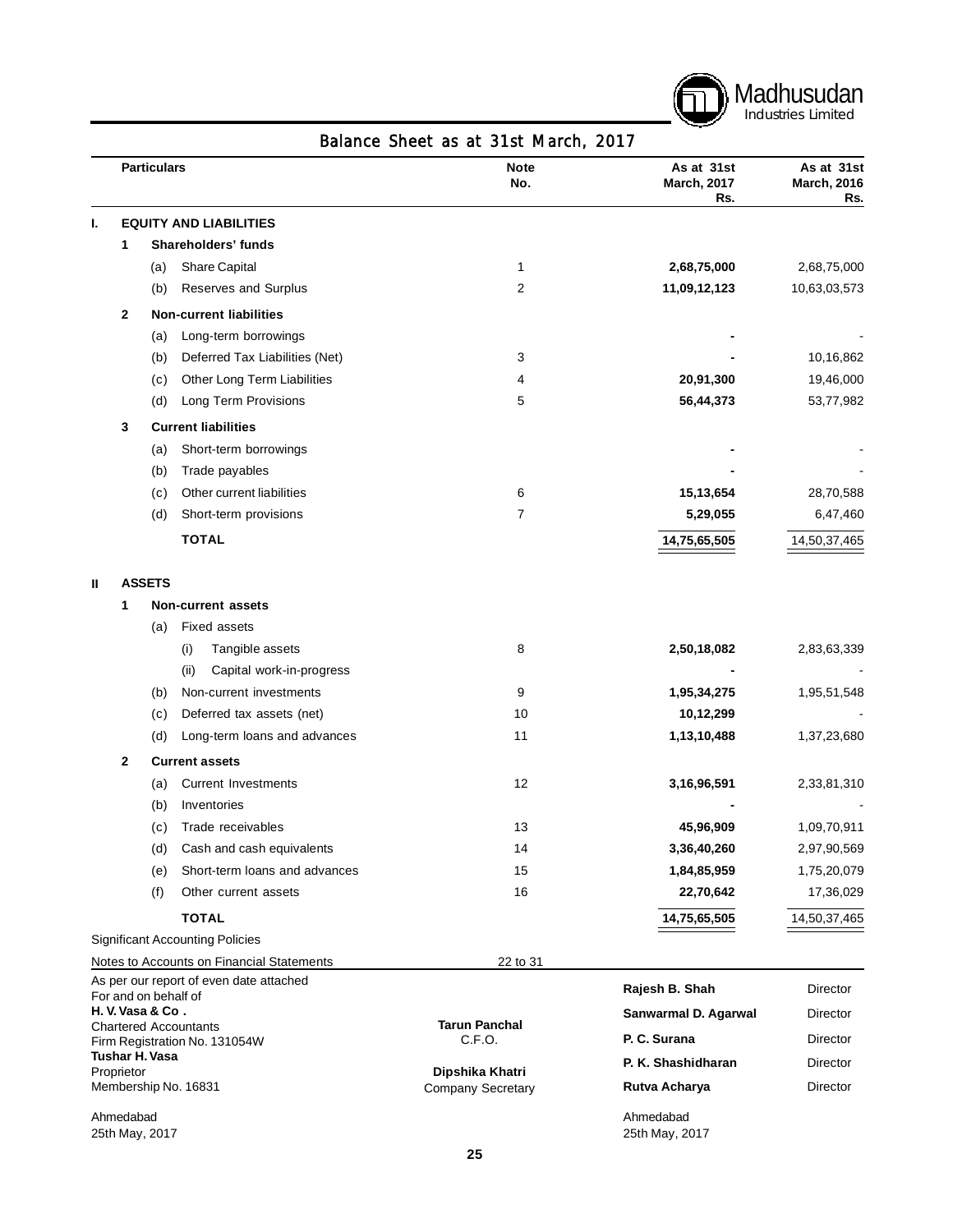Madhusudan Industries Limited

# Balance Sheet as at 31st March, 2017

| | | | Particulars | Note No. | As at 31st March, 2017 Rs. | As at 31st March, 2016 Rs. |
|---|---|---|---|---|---|---|
| **I.** | | | **EQUITY AND LIABILITIES** | | | |
| | **1** | | **Shareholders' funds** | | | |
| | | (a) | Share Capital | 1 | **2,68,75,000** | 2,68,75,000 |
| | | (b) | Reserves and Surplus | 2 | **11,09,12,123** | 10,63,03,573 |
| | **2** | | **Non-current liabilities** | | | |
| | | (a) | Long-term borrowings | | **-** | - |
| | | (b) | Deferred Tax Liabilities (Net) | 3 | **-** | 10,16,862 |
| | | (c) | Other Long Term Liabilities | 4 | **20,91,300** | 19,46,000 |
| | | (d) | Long Term Provisions | 5 | **56,44,373** | 53,77,982 |
| | **3** | | **Current liabilities** | | | |
| | | (a) | Short-term borrowings | | **-** | - |
| | | (b) | Trade payables | | **-** | - |
| | | (c) | Other current liabilities | 6 | **15,13,654** | 28,70,588 |
| | | (d) | Short-term provisions | 7 | **5,29,055** | 6,47,460 |
| | | | **TOTAL** | | **14,75,65,505** | 14,50,37,465 |
| **II** | | | **ASSETS** | | | |
| | **1** | | **Non-current assets** | | | |
| | | (a) | Fixed assets | | | |
| | | | (i) Tangible assets | 8 | **2,50,18,082** | 2,83,63,339 |
| | | | (ii) Capital work-in-progress | | **-** | - |
| | | (b) | Non-current investments | 9 | **1,95,34,275** | 1,95,51,548 |
| | | (c) | Deferred tax assets (net) | 10 | **10,12,299** | - |
| | | (d) | Long-term loans and advances | 11 | **1,13,10,488** | 1,37,23,680 |
| | **2** | | **Current assets** | | | |
| | | (a) | Current Investments | 12 | **3,16,96,591** | 2,33,81,310 |
| | | (b) | Inventories | | **-** | - |
| | | (c) | Trade receivables | 13 | **45,96,909** | 1,09,70,911 |
| | | (d) | Cash and cash equivalents | 14 | **3,36,40,260** | 2,97,90,569 |
| | | (e) | Short-term loans and advances | 15 | **1,84,85,959** | 1,75,20,079 |
| | | (f) | Other current assets | 16 | **22,70,642** | 17,36,029 |
| | | | **TOTAL** | | **14,75,65,505** | 14,50,37,465 |

Significant Accounting Policies

Notes to Accounts on Financial Statements 22 to 31

As per our report of even date attached
For and on behalf of
**H. V. Vasa & Co .**
Chartered Accountants
Firm Registration No. 131054W
**Tushar H. Vasa**
Proprietor
Membership No. 16831

Ahmedabad
25th May, 2017

**Tarun Panchal**
C.F.O.

**Dipshika Khatri**
Company Secretary

**Rajesh B. Shah** Director
**Sanwarmal D. Agarwal** Director
**P. C. Surana** Director
**P. K. Shashidharan** Director
**Rutva Acharya** Director

Ahmedabad
25th May, 2017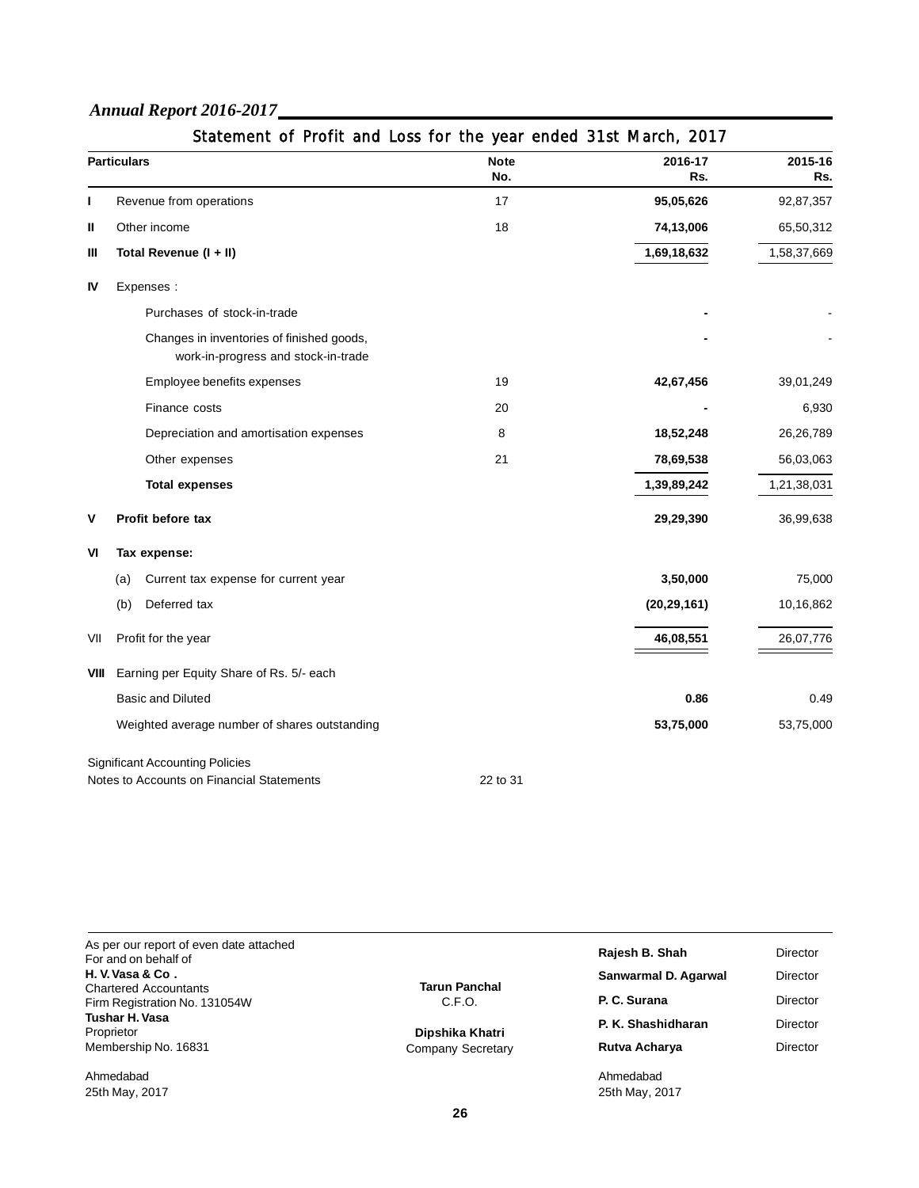## Statement of Profit and Loss for the year ended 31st March, 2017

| | Particulars | Note No. | 2016-17 Rs. | 2015-16 Rs. |
|---|---|---|---|---|
| I | Revenue from operations | 17 | **95,05,626** | 92,87,357 |
| II | Other income | 18 | **74,13,006** | 65,50,312 |
| III | **Total Revenue (I + II)** | | **1,69,18,632** | 1,58,37,669 |
| IV | Expenses : | | | |
| | Purchases of stock-in-trade | | **-** | - |
| | Changes in inventories of finished goods, work-in-progress and stock-in-trade | | **-** | - |
| | Employee benefits expenses | 19 | **42,67,456** | 39,01,249 |
| | Finance costs | 20 | **-** | 6,930 |
| | Depreciation and amortisation expenses | 8 | **18,52,248** | 26,26,789 |
| | Other expenses | 21 | **78,69,538** | 56,03,063 |
| | **Total expenses** | | **1,39,89,242** | 1,21,38,031 |
| V | **Profit before tax** | | **29,29,390** | 36,99,638 |
| VI | **Tax expense:** | | | |
| | (a) Current tax expense for current year | | **3,50,000** | 75,000 |
| | (b) Deferred tax | | **(20,29,161)** | 10,16,862 |
| VII | Profit for the year | | **46,08,551** | 26,07,776 |
| VIII | Earning per Equity Share of Rs. 5/- each | | | |
| | Basic and Diluted | | **0.86** | 0.49 |
| | Weighted average number of shares outstanding | | **53,75,000** | 53,75,000 |

Significant Accounting Policies
Notes to Accounts on Financial Statements 22 to 31

As per our report of even date attached
For and on behalf of
**H. V. Vasa & Co .**
Chartered Accountants
Firm Registration No. 131054W
**Tushar H. Vasa**
Proprietor
Membership No. 16831

Ahmedabad
25th May, 2017

**Tarun Panchal**
C.F.O.

**Dipshika Khatri**
Company Secretary

**Rajesh B. Shah** Director
**Sanwarmal D. Agarwal** Director
**P. C. Surana** Director
**P. K. Shashidharan** Director
**Rutva Acharya** Director

Ahmedabad
25th May, 2017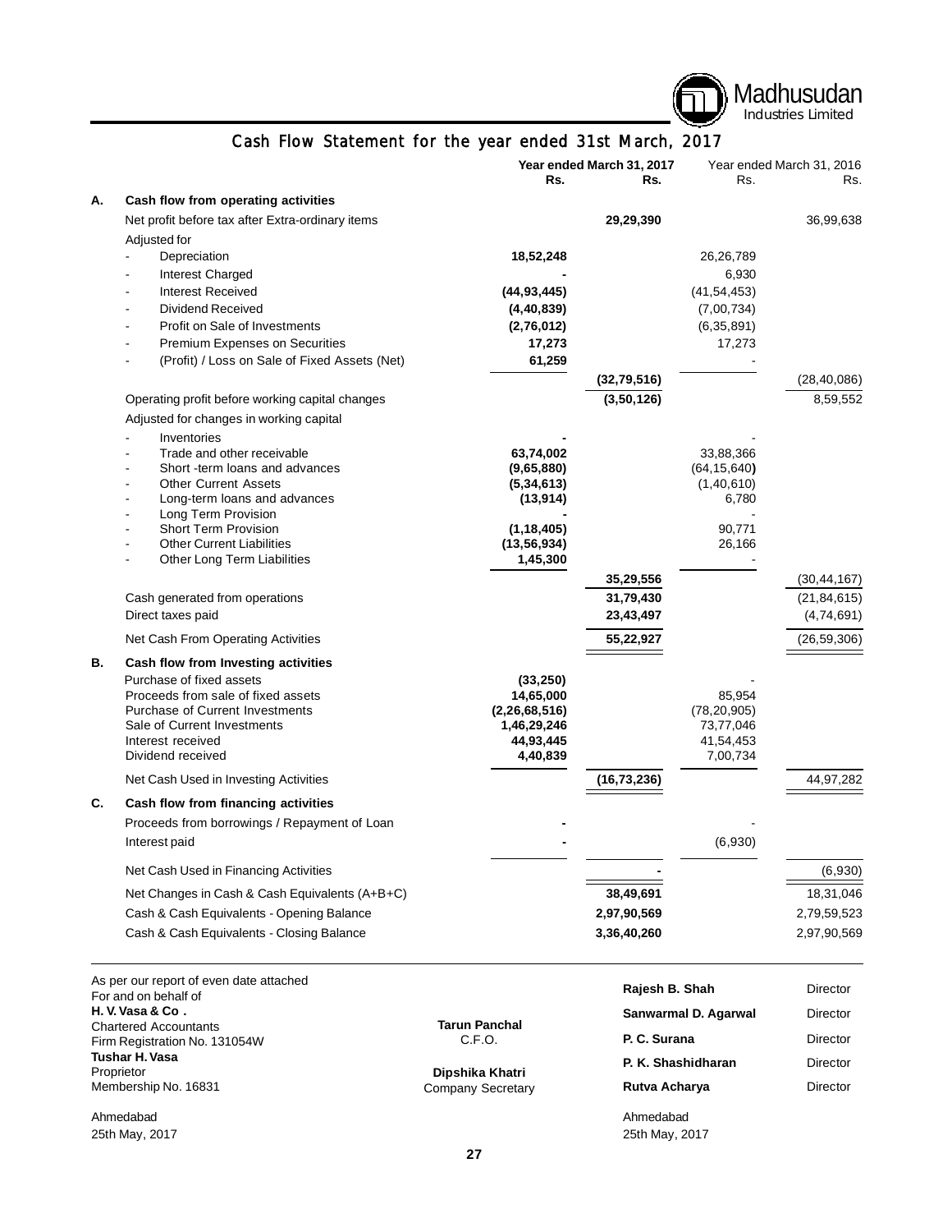# Cash Flow Statement for the year ended 31st March, 2017

| | | Year ended March 31, 2017 | | Year ended March 31, 2016 | |
|---|---|---|---|---|---|
| | | Rs. | Rs. | Rs. | Rs. |
| **A.** | **Cash flow from operating activities** | | | | |
| | Net profit before tax after Extra-ordinary items | | **29,29,390** | | 36,99,638 |
| | Adjusted for | | | | |
| | - Depreciation | **18,52,248** | | 26,26,789 | |
| | - Interest Charged | **-** | | 6,930 | |
| | - Interest Received | **(44,93,445)** | | (41,54,453) | |
| | - Dividend Received | **(4,40,839)** | | (7,00,734) | |
| | - Profit on Sale of Investments | **(2,76,012)** | | (6,35,891) | |
| | - Premium Expenses on Securities | **17,273** | | 17,273 | |
| | - (Profit) / Loss on Sale of Fixed Assets (Net) | **61,259** | | - | |
| | | | **(32,79,516)** | | (28,40,086) |
| | Operating profit before working capital changes | | **(3,50,126)** | | 8,59,552 |
| | Adjusted for changes in working capital | | | | |
| | - Inventories | **-** | | - | |
| | - Trade and other receivable | **63,74,002** | | 33,88,366 | |
| | - Short -term loans and advances | **(9,65,880)** | | (64,15,640) | |
| | - Other Current Assets | **(5,34,613)** | | (1,40,610) | |
| | - Long-term loans and advances | **(13,914)** | | 6,780 | |
| | - Long Term Provision | **-** | | - | |
| | - Short Term Provision | **(1,18,405)** | | 90,771 | |
| | - Other Current Liabilities | **(13,56,934)** | | 26,166 | |
| | - Other Long Term Liabilities | **1,45,300** | | - | |
| | | | **35,29,556** | | (30,44,167) |
| | Cash generated from operations | | **31,79,430** | | (21,84,615) |
| | Direct taxes paid | | **23,43,497** | | (4,74,691) |
| | Net Cash From Operating Activities | | **55,22,927** | | (26,59,306) |
| **B.** | **Cash flow from Investing activities** | | | | |
| | Purchase of fixed assets | **(33,250)** | | - | |
| | Proceeds from sale of fixed assets | **14,65,000** | | 85,954 | |
| | Purchase of Current Investments | **(2,26,68,516)** | | (78,20,905) | |
| | Sale of Current Investments | **1,46,29,246** | | 73,77,046 | |
| | Interest received | **44,93,445** | | 41,54,453 | |
| | Dividend received | **4,40,839** | | 7,00,734 | |
| | Net Cash Used in Investing Activities | | **(16,73,236)** | | 44,97,282 |
| **C.** | **Cash flow from financing activities** | | | | |
| | Proceeds from borrowings / Repayment of Loan | **-** | | - | |
| | Interest paid | **-** | | (6,930) | |
| | Net Cash Used in Financing Activities | | **-** | | (6,930) |
| | Net Changes in Cash & Cash Equivalents (A+B+C) | | **38,49,691** | | 18,31,046 |
| | Cash & Cash Equivalents - Opening Balance | | **2,97,90,569** | | 2,79,59,523 |
| | Cash & Cash Equivalents - Closing Balance | | **3,36,40,260** | | 2,97,90,569 |

As per our report of even date attached
For and on behalf of
**H. V. Vasa & Co .**
Chartered Accountants
Firm Registration No. 131054W
**Tushar H. Vasa**
Proprietor
Membership No. 16831

Ahmedabad
25th May, 2017

**Tarun Panchal**
C.F.O.

**Dipshika Khatri**
Company Secretary

**Rajesh B. Shah** Director
**Sanwarmal D. Agarwal** Director
**P. C. Surana** Director
**P. K. Shashidharan** Director
**Rutva Acharya** Director

Ahmedabad
25th May, 2017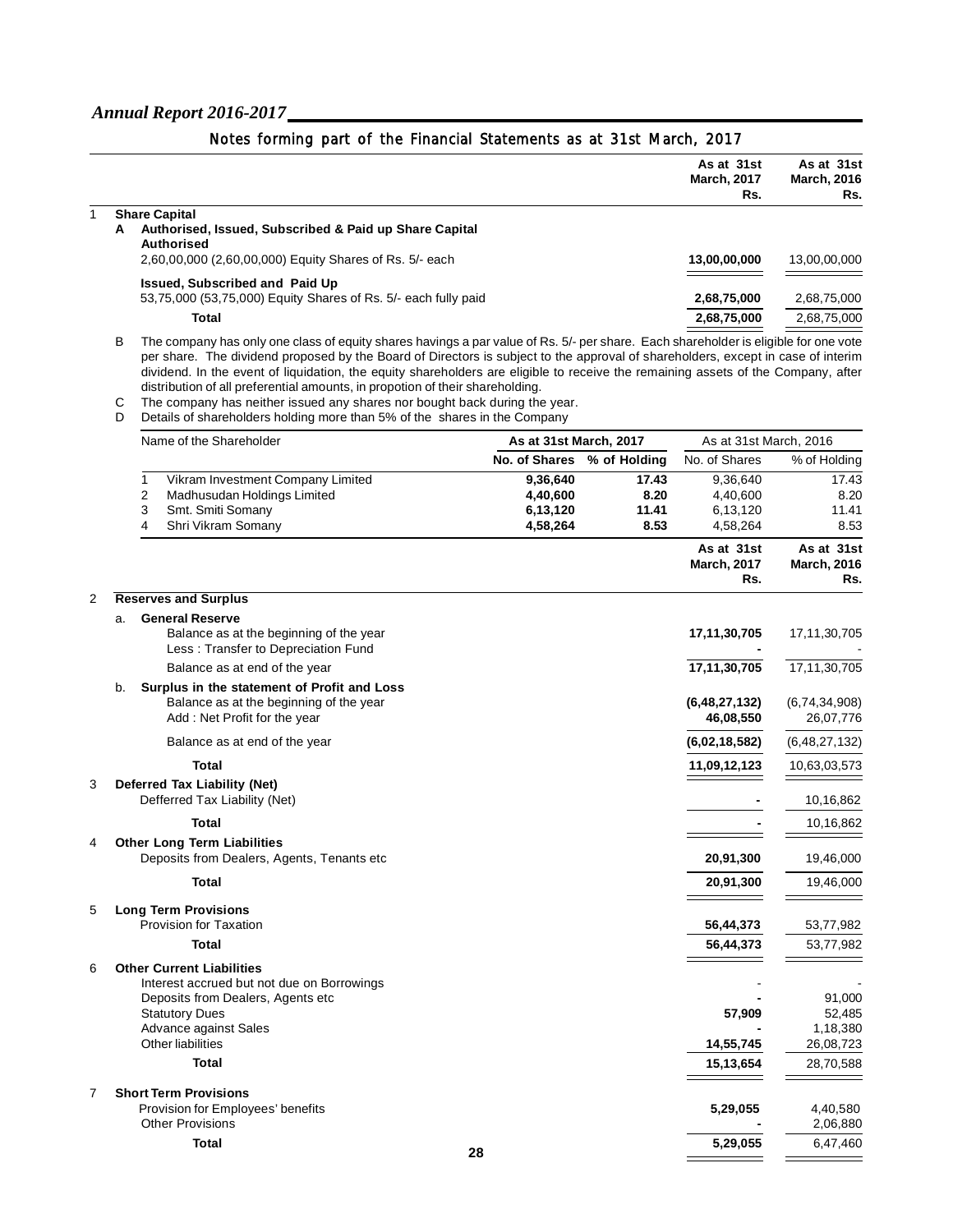## Notes forming part of the Financial Statements as at 31st March, 2017

| | | As at 31st March, 2017 Rs. | As at 31st March, 2016 Rs. |
|---|---|---|---|
| **1** | **Share Capital** | | |
| **A** | **Authorised, Issued, Subscribed & Paid up Share Capital** | | |
| | **Authorised** | | |
| | 2,60,00,000 (2,60,00,000) Equity Shares of Rs. 5/- each | **13,00,00,000** | 13,00,00,000 |
| | **Issued, Subscribed and Paid Up** | | |
| | 53,75,000 (53,75,000) Equity Shares of Rs. 5/- each fully paid | **2,68,75,000** | 2,68,75,000 |
| | **Total** | **2,68,75,000** | 2,68,75,000 |

B The company has only one class of equity shares havings a par value of Rs. 5/- per share. Each shareholder is eligible for one vote per share. The dividend proposed by the Board of Directors is subject to the approval of shareholders, except in case of interim dividend. In the event of liquidation, the equity shareholders are eligible to receive the remaining assets of the Company, after distribution of all preferential amounts, in propotion of their shareholding.

C The company has neither issued any shares nor bought back during the year.

D Details of shareholders holding more than 5% of the shares in the Company

| | Name of the Shareholder | As at 31st March, 2017 | | As at 31st March, 2016 | |
|---|---|---|---|---|---|
| | | **No. of Shares** | **% of Holding** | No. of Shares | % of Holding |
| 1 | Vikram Investment Company Limited | **9,36,640** | **17.43** | 9,36,640 | 17.43 |
| 2 | Madhusudan Holdings Limited | **4,40,600** | **8.20** | 4,40,600 | 8.20 |
| 3 | Smt. Smiti Somany | **6,13,120** | **11.41** | 6,13,120 | 11.41 |
| 4 | Shri Vikram Somany | **4,58,264** | **8.53** | 4,58,264 | 8.53 |

| | | As at 31st March, 2017 Rs. | As at 31st March, 2016 Rs. |
|---|---|---|---|
| **2** | **Reserves and Surplus** | | |
| a. | **General Reserve** | | |
| | Balance as at the beginning of the year | **17,11,30,705** | 17,11,30,705 |
| | Less : Transfer to Depreciation Fund | **-** | - |
| | Balance as at end of the year | **17,11,30,705** | 17,11,30,705 |
| b. | **Surplus in the statement of Profit and Loss** | | |
| | Balance as at the beginning of the year | **(6,48,27,132)** | (6,74,34,908) |
| | Add : Net Profit for the year | **46,08,550** | 26,07,776 |
| | Balance as at end of the year | **(6,02,18,582)** | (6,48,27,132) |
| | **Total** | **11,09,12,123** | 10,63,03,573 |
| **3** | **Deferred Tax Liability (Net)** | | |
| | Defferred Tax Liability (Net) | **-** | 10,16,862 |
| | **Total** | **-** | 10,16,862 |
| **4** | **Other Long Term Liabilities** | | |
| | Deposits from Dealers, Agents, Tenants etc | **20,91,300** | 19,46,000 |
| | **Total** | **20,91,300** | 19,46,000 |
| **5** | **Long Term Provisions** | | |
| | Provision for Taxation | **56,44,373** | 53,77,982 |
| | **Total** | **56,44,373** | 53,77,982 |
| **6** | **Other Current Liabilities** | | |
| | Interest accrued but not due on Borrowings | - | - |
| | Deposits from Dealers, Agents etc | **-** | 91,000 |
| | Statutory Dues | **57,909** | 52,485 |
| | Advance against Sales | **-** | 1,18,380 |
| | Other liabilities | **14,55,745** | 26,08,723 |
| | **Total** | **15,13,654** | 28,70,588 |
| **7** | **Short Term Provisions** | | |
| | Provision for Employees' benefits | **5,29,055** | 4,40,580 |
| | Other Provisions | **-** | 2,06,880 |
| | **Total** | **5,29,055** | 6,47,460 |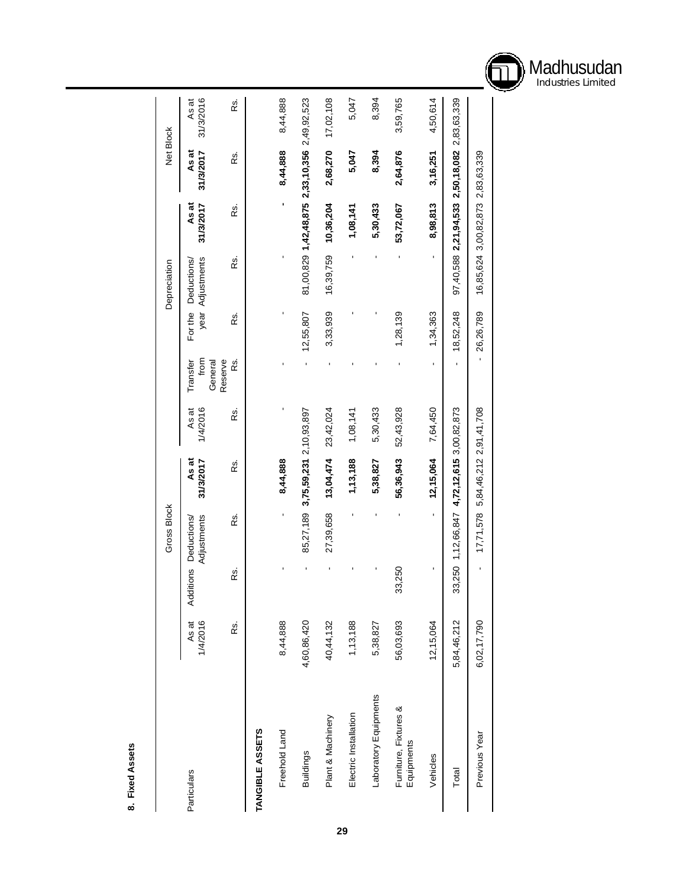## 8. Fixed Assets

| Particulars | Gross Block | | | | Depreciation | | | | | Net Block | |
|---|---|---|---|---|---|---|---|---|---|---|---|
| | As at 1/4/2016 | Additions | Deductions/ Adjustments | As at 31/3/2017 | As at 1/4/2016 | Transfer from General Reserve | For the year | Deductions/ Adjustments | As at 31/3/2017 | As at 31/3/2017 | As at 31/3/2016 |
| | Rs. | Rs. | Rs. | Rs. | Rs. | Rs. | Rs. | Rs. | Rs. | Rs. | Rs. |
| **TANGIBLE ASSETS** | | | | | | | | | | | |
| Freehold Land | 8,44,888 | - | - | **8,44,888** | - | - | - | - | - | **8,44,888** | 8,44,888 |
| Buildings | 4,60,86,420 | - | 85,27,189 | **3,75,59,231** | 2,10,93,897 | - | 12,55,807 | 81,00,829 | **1,42,48,875** | **2,33,10,356** | 2,49,92,523 |
| Plant & Machinery | 40,44,132 | - | 27,39,658 | **13,04,474** | 23,42,024 | - | 3,33,939 | 16,39,759 | **10,36,204** | **2,68,270** | 17,02,108 |
| Electric Installation | 1,13,188 | - | - | **1,13,188** | 1,08,141 | - | - | - | **1,08,141** | **5,047** | 5,047 |
| Laboratory Equipments | 5,38,827 | - | - | **5,38,827** | 5,30,433 | - | - | - | **5,30,433** | **8,394** | 8,394 |
| Furniture, Fixtures & Equipments | 56,03,693 | 33,250 | - | **56,36,943** | 52,43,928 | - | 1,28,139 | - | **53,72,067** | **2,64,876** | 3,59,765 |
| Vehicles | 12,15,064 | - | - | **12,15,064** | 7,64,450 | - | 1,34,363 | - | **8,98,813** | **3,16,251** | 4,50,614 |
| Total | 5,84,46,212 | 33,250 | 1,12,66,847 | **4,72,12,615** | 3,00,82,873 | - | 18,52,248 | 97,40,588 | **2,21,94,533** | **2,50,18,082** | 2,83,63,339 |
| Previous Year | 6,02,17,790 | - | 17,71,578 | 5,84,46,212 | 2,91,41,708 | - | 26,26,789 | 16,85,624 | 3,00,82,873 | 2,83,63,339 | |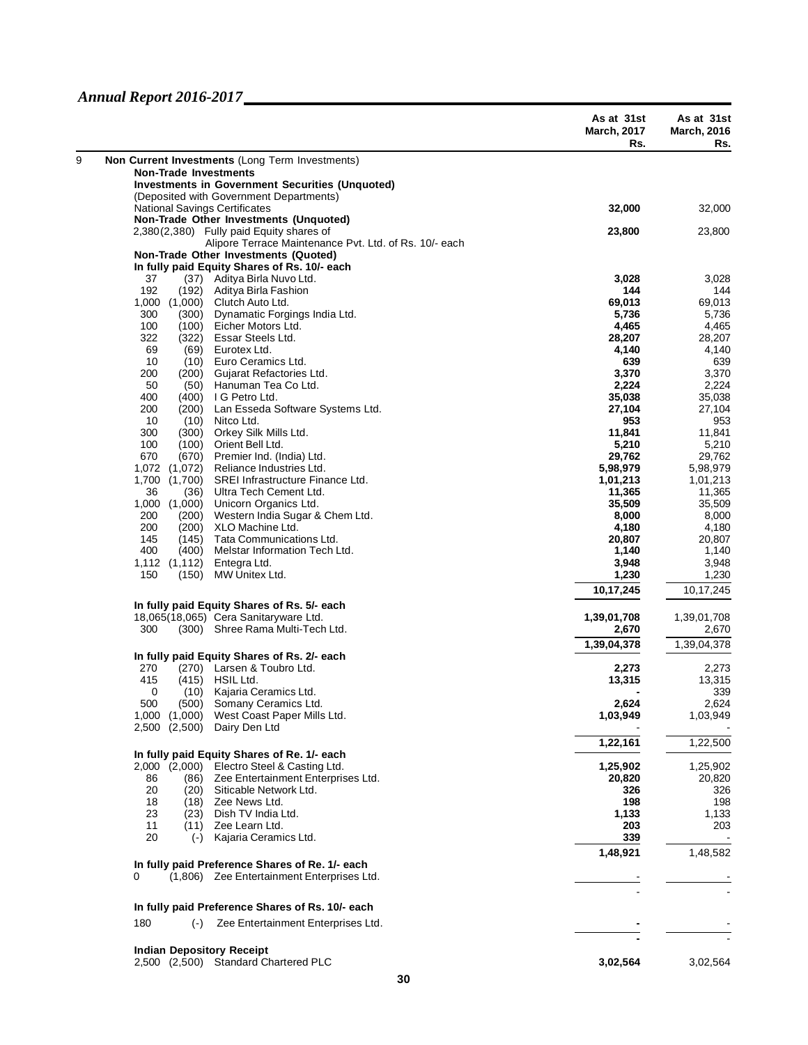| | | As at 31st March, 2017 Rs. | As at 31st March, 2016 Rs. |
|---|---|---|---|
| 9 | **Non Current Investments** (Long Term Investments) | | |
| | **Non-Trade Investments** | | |
| | **Investments in Government Securities (Unquoted)** | | |
| | (Deposited with Government Departments) | | |
| | National Savings Certificates | **32,000** | 32,000 |
| | **Non-Trade Other Investments (Unquoted)** | | |
| | 2,380 (2,380) Fully paid Equity shares of Alipore Terrace Maintenance Pvt. Ltd. of Rs. 10/- each | **23,800** | 23,800 |
| | **Non-Trade Other Investments (Quoted)** | | |
| | **In fully paid Equity Shares of Rs. 10/- each** | | |
| | 37 (37) Aditya Birla Nuvo Ltd. | **3,028** | 3,028 |
| | 192 (192) Aditya Birla Fashion | **144** | 144 |
| | 1,000 (1,000) Clutch Auto Ltd. | **69,013** | 69,013 |
| | 300 (300) Dynamatic Forgings India Ltd. | **5,736** | 5,736 |
| | 100 (100) Eicher Motors Ltd. | **4,465** | 4,465 |
| | 322 (322) Essar Steels Ltd. | **28,207** | 28,207 |
| | 69 (69) Eurotex Ltd. | **4,140** | 4,140 |
| | 10 (10) Euro Ceramics Ltd. | **639** | 639 |
| | 200 (200) Gujarat Refactories Ltd. | **3,370** | 3,370 |
| | 50 (50) Hanuman Tea Co Ltd. | **2,224** | 2,224 |
| | 400 (400) I G Petro Ltd. | **35,038** | 35,038 |
| | 200 (200) Lan Esseda Software Systems Ltd. | **27,104** | 27,104 |
| | 10 (10) Nitco Ltd. | **953** | 953 |
| | 300 (300) Orkey Silk Mills Ltd. | **11,841** | 11,841 |
| | 100 (100) Orient Bell Ltd. | **5,210** | 5,210 |
| | 670 (670) Premier Ind. (India) Ltd. | **29,762** | 29,762 |
| | 1,072 (1,072) Reliance Industries Ltd. | **5,98,979** | 5,98,979 |
| | 1,700 (1,700) SREI Infrastructure Finance Ltd. | **1,01,213** | 1,01,213 |
| | 36 (36) Ultra Tech Cement Ltd. | **11,365** | 11,365 |
| | 1,000 (1,000) Unicorn Organics Ltd. | **35,509** | 35,509 |
| | 200 (200) Western India Sugar & Chem Ltd. | **8,000** | 8,000 |
| | 200 (200) XLO Machine Ltd. | **4,180** | 4,180 |
| | 145 (145) Tata Communications Ltd. | **20,807** | 20,807 |
| | 400 (400) Melstar Information Tech Ltd. | **1,140** | 1,140 |
| | 1,112 (1,112) Entegra Ltd. | **3,948** | 3,948 |
| | 150 (150) MW Unitex Ltd. | **1,230** | 1,230 |
| | | **10,17,245** | 10,17,245 |
| | **In fully paid Equity Shares of Rs. 5/- each** | | |
| | 18,065 (18,065) Cera Sanitaryware Ltd. | **1,39,01,708** | 1,39,01,708 |
| | 300 (300) Shree Rama Multi-Tech Ltd. | **2,670** | 2,670 |
| | | **1,39,04,378** | 1,39,04,378 |
| | **In fully paid Equity Shares of Rs. 2/- each** | | |
| | 270 (270) Larsen & Toubro Ltd. | **2,273** | 2,273 |
| | 415 (415) HSIL Ltd. | **13,315** | 13,315 |
| | 0 (10) Kajaria Ceramics Ltd. | **-** | 339 |
| | 500 (500) Somany Ceramics Ltd. | **2,624** | 2,624 |
| | 1,000 (1,000) West Coast Paper Mills Ltd. | **1,03,949** | 1,03,949 |
| | 2,500 (2,500) Dairy Den Ltd | - | - |
| | | **1,22,161** | 1,22,500 |
| | **In fully paid Equity Shares of Re. 1/- each** | | |
| | 2,000 (2,000) Electro Steel & Casting Ltd. | **1,25,902** | 1,25,902 |
| | 86 (86) Zee Entertainment Enterprises Ltd. | **20,820** | 20,820 |
| | 20 (20) Siticable Network Ltd. | **326** | 326 |
| | 18 (18) Zee News Ltd. | **198** | 198 |
| | 23 (23) Dish TV India Ltd. | **1,133** | 1,133 |
| | 11 (11) Zee Learn Ltd. | **203** | 203 |
| | 20 (-) Kajaria Ceramics Ltd. | **339** | - |
| | | **1,48,921** | 1,48,582 |
| | **In fully paid Preference Shares of Re. 1/- each** | | |
| | 0 (1,806) Zee Entertainment Enterprises Ltd. | - | - |
| | | - | - |
| | **In fully paid Preference Shares of Rs. 10/- each** | | |
| | 180 (-) Zee Entertainment Enterprises Ltd. | **-** | - |
| | | **-** | - |
| | **Indian Depository Receipt** | | |
| | 2,500 (2,500) Standard Chartered PLC | **3,02,564** | 3,02,564 |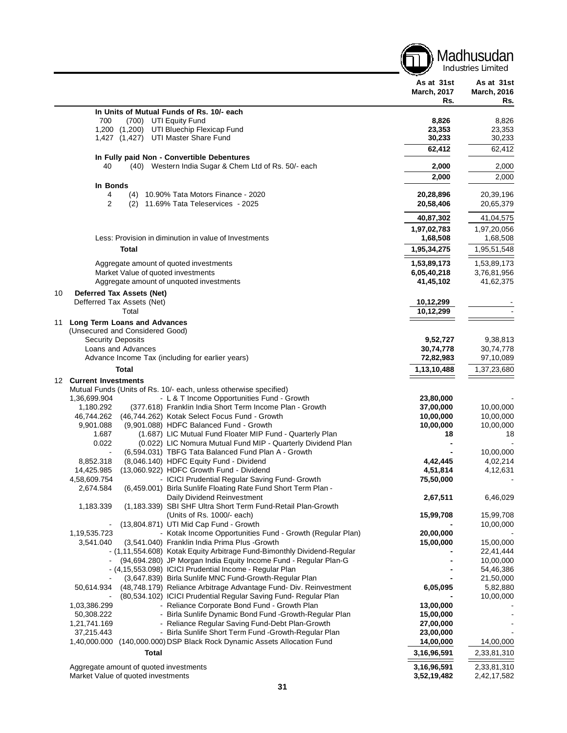| | As at 31st March, 2017 Rs. | As at 31st March, 2016 Rs. |
|---|---|---|
| **In Units of Mutual Funds of Rs. 10/- each** | | |
| 700 (700) UTI Equity Fund | **8,826** | 8,826 |
| 1,200 (1,200) UTI Bluechip Flexicap Fund | **23,353** | 23,353 |
| 1,427 (1,427) UTI Master Share Fund | **30,233** | 30,233 |
| | **62,412** | 62,412 |
| **In Fully paid Non - Convertible Debentures** | | |
| 40 (40) Western India Sugar & Chem Ltd of Rs. 50/- each | **2,000** | 2,000 |
| | **2,000** | 2,000 |
| **In Bonds** | | |
| 4 (4) 10.90% Tata Motors Finance - 2020 | **20,28,896** | 20,39,196 |
| 2 (2) 11.69% Tata Teleservices - 2025 | **20,58,406** | 20,65,379 |
| | **40,87,302** | 41,04,575 |
| | **1,97,02,783** | 1,97,20,056 |
| Less: Provision in diminution in value of Investments | **1,68,508** | 1,68,508 |
| **Total** | **1,95,34,275** | 1,95,51,548 |
| Aggregate amount of quoted investments | **1,53,89,173** | 1,53,89,173 |
| Market Value of quoted investments | **6,05,40,218** | 3,76,81,956 |
| Aggregate amount of unquoted investments | **41,45,102** | 41,62,375 |

**10 Deferred Tax Assets (Net)**

| | As at 31st March, 2017 Rs. | As at 31st March, 2016 Rs. |
|---|---|---|
| Defferred Tax Assets (Net) | **10,12,299** | - |
| Total | **10,12,299** | - |

**11 Long Term Loans and Advances**

(Unsecured and Considered Good)

| | As at 31st March, 2017 Rs. | As at 31st March, 2016 Rs. |
|---|---|---|
| Security Deposits | **9,52,727** | 9,38,813 |
| Loans and Advances | **30,74,778** | 30,74,778 |
| Advance Income Tax (including for earlier years) | **72,82,983** | 97,10,089 |
| **Total** | **1,13,10,488** | 1,37,23,680 |

**12 Current Investments**

Mutual Funds (Units of Rs. 10/- each, unless otherwise specified)

| | As at 31st March, 2017 Rs. | As at 31st March, 2016 Rs. |
|---|---|---|
| 1,36,699.904 - L & T Income Opportunities Fund - Growth | **23,80,000** | - |
| 1,180.292 (377.618) Franklin India Short Term Income Plan - Growth | **37,00,000** | 10,00,000 |
| 46,744.262 (46,744.262) Kotak Select Focus Fund - Growth | **10,00,000** | 10,00,000 |
| 9,901.088 (9,901.088) HDFC Balanced Fund - Growth | **10,00,000** | 10,00,000 |
| 1.687 (1.687) LIC Mutual Fund Floater MIP Fund - Quarterly Plan | **18** | 18 |
| 0.022 (0.022) LIC Nomura Mutual Fund MIP - Quarterly Dividend Plan | **-** | - |
| - (6,594.031) TBFG Tata Balanced Fund Plan A - Growth | **-** | 10,00,000 |
| 8,852.318 (8,046.140) HDFC Equity Fund - Dividend | **4,42,445** | 4,02,214 |
| 14,425.985 (13,060.922) HDFC Growth Fund - Dividend | **4,51,814** | 4,12,631 |
| 4,58,609.754 - ICICI Prudential Regular Saving Fund- Growth | **75,50,000** | - |
| 2,674.584 (6,459.001) Birla Sunlife Floating Rate Fund Short Term Plan - Daily Dividend Reinvestment | **2,67,511** | 6,46,029 |
| 1,183.339 (1,183.339) SBI SHF Ultra Short Term Fund-Retail Plan-Growth (Units of Rs. 1000/- each) | **15,99,708** | 15,99,708 |
| - (13,804.871) UTI Mid Cap Fund - Growth | **-** | 10,00,000 |
| 1,19,535.723 - Kotak Income Opportunities Fund - Growth (Regular Plan) | **20,00,000** | - |
| 3,541.040 (3,541.040) Franklin India Prima Plus -Growth | **15,00,000** | 15,00,000 |
| - (1,11,554.608) Kotak Equity Arbitrage Fund-Bimonthly Dividend-Regular | **-** | 22,41,444 |
| - (94,694.280) JP Morgan India Equity Income Fund - Regular Plan-G | **-** | 10,00,000 |
| - (4,15,553.098) ICICI Prudential Income - Regular Plan | **-** | 54,46,386 |
| - (3,647.839) Birla Sunlife MNC Fund-Growth-Regular Plan | **-** | 21,50,000 |
| 50,614.934 (48,748.179) Reliance Arbitrage Advantage Fund- Div. Reinvestment | **6,05,095** | 5,82,880 |
| - (80,534.102) ICICI Prudential Regular Saving Fund- Regular Plan | **-** | 10,00,000 |
| 1,03,386.299 - Reliance Corporate Bond Fund - Growth Plan | **13,00,000** | - |
| 50,308.222 - Birla Sunlife Dynamic Bond Fund -Growth-Regular Plan | **15,00,000** | - |
| 1,21,741.169 - Reliance Regular Saving Fund-Debt Plan-Growth | **27,00,000** | - |
| 37,215.443 - Birla Sunlife Short Term Fund -Growth-Regular Plan | **23,00,000** | - |
| 1,40,000.000 (140,000.000) DSP Black Rock Dynamic Assets Allocation Fund | **14,00,000** | 14,00,000 |
| **Total** | **3,16,96,591** | 2,33,81,310 |
| Aggregate amount of quoted investments | **3,16,96,591** | 2,33,81,310 |
| Market Value of quoted investments | **3,52,19,482** | 2,42,17,582 |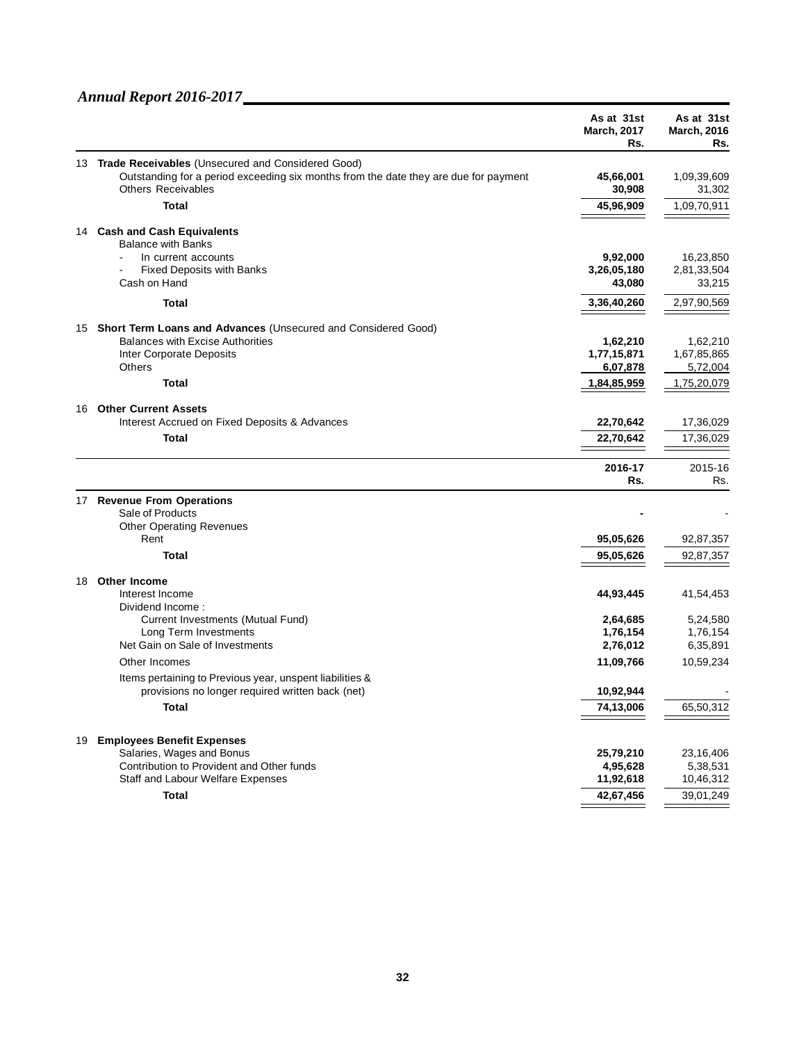| | | As at 31st March, 2017 Rs. | As at 31st March, 2016 Rs. |
|---|---|---|---|
| 13 | **Trade Receivables** (Unsecured and Considered Good) | | |
| | Outstanding for a period exceeding six months from the date they are due for payment | **45,66,001** | 1,09,39,609 |
| | Others Receivables | **30,908** | 31,302 |
| | **Total** | **45,96,909** | 1,09,70,911 |
| 14 | **Cash and Cash Equivalents** | | |
| | Balance with Banks | | |
| | - In current accounts | **9,92,000** | 16,23,850 |
| | - Fixed Deposits with Banks | **3,26,05,180** | 2,81,33,504 |
| | Cash on Hand | **43,080** | 33,215 |
| | **Total** | **3,36,40,260** | 2,97,90,569 |
| 15 | **Short Term Loans and Advances** (Unsecured and Considered Good) | | |
| | Balances with Excise Authorities | **1,62,210** | 1,62,210 |
| | Inter Corporate Deposits | **1,77,15,871** | 1,67,85,865 |
| | Others | **6,07,878** | 5,72,004 |
| | **Total** | **1,84,85,959** | 1,75,20,079 |
| 16 | **Other Current Assets** | | |
| | Interest Accrued on Fixed Deposits & Advances | **22,70,642** | 17,36,029 |
| | **Total** | **22,70,642** | 17,36,029 |

| | | 2016-17 Rs. | 2015-16 Rs. |
|---|---|---|---|
| 17 | **Revenue From Operations** | | |
| | Sale of Products | **-** | - |
| | Other Operating Revenues | | |
| | Rent | **95,05,626** | 92,87,357 |
| | **Total** | **95,05,626** | 92,87,357 |
| 18 | **Other Income** | | |
| | Interest Income | **44,93,445** | 41,54,453 |
| | Dividend Income : | | |
| | Current Investments (Mutual Fund) | **2,64,685** | 5,24,580 |
| | Long Term Investments | **1,76,154** | 1,76,154 |
| | Net Gain on Sale of Investments | **2,76,012** | 6,35,891 |
| | Other Incomes | **11,09,766** | 10,59,234 |
| | Items pertaining to Previous year, unspent liabilities & provisions no longer required written back (net) | **10,92,944** | - |
| | **Total** | **74,13,006** | 65,50,312 |
| 19 | **Employees Benefit Expenses** | | |
| | Salaries, Wages and Bonus | **25,79,210** | 23,16,406 |
| | Contribution to Provident and Other funds | **4,95,628** | 5,38,531 |
| | Staff and Labour Welfare Expenses | **11,92,618** | 10,46,312 |
| | **Total** | **42,67,456** | 39,01,249 |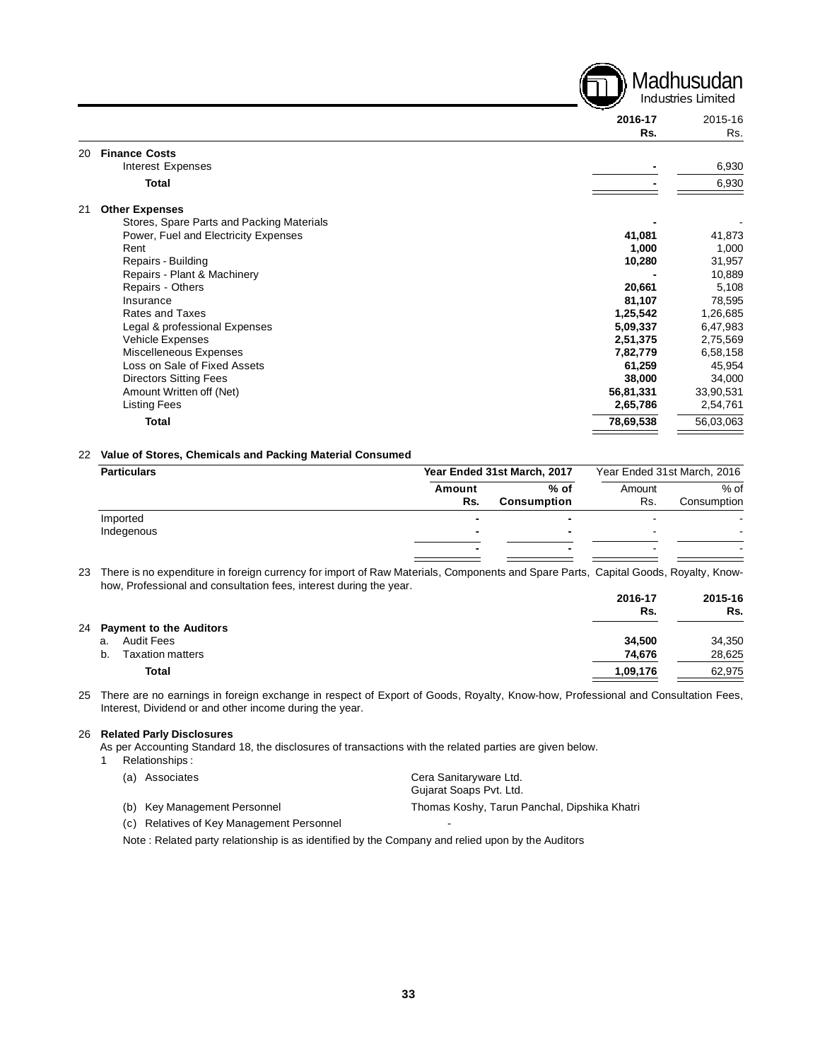| | | 2016-17 Rs. | 2015-16 Rs. |
|---|---|---|---|
| 20 | **Finance Costs** | | |
| | Interest Expenses | - | 6,930 |
| | **Total** | - | 6,930 |
| 21 | **Other Expenses** | | |
| | Stores, Spare Parts and Packing Materials | - | - |
| | Power, Fuel and Electricity Expenses | 41,081 | 41,873 |
| | Rent | 1,000 | 1,000 |
| | Repairs - Building | 10,280 | 31,957 |
| | Repairs - Plant & Machinery | - | 10,889 |
| | Repairs - Others | 20,661 | 5,108 |
| | Insurance | 81,107 | 78,595 |
| | Rates and Taxes | 1,25,542 | 1,26,685 |
| | Legal & professional Expenses | 5,09,337 | 6,47,983 |
| | Vehicle Expenses | 2,51,375 | 2,75,569 |
| | Miscelleneous Expenses | 7,82,779 | 6,58,158 |
| | Loss on Sale of Fixed Assets | 61,259 | 45,954 |
| | Directors Sitting Fees | 38,000 | 34,000 |
| | Amount Written off (Net) | 56,81,331 | 33,90,531 |
| | Listing Fees | 2,65,786 | 2,54,761 |
| | **Total** | 78,69,538 | 56,03,063 |

22 **Value of Stores, Chemicals and Packing Material Consumed**

| Particulars | Year Ended 31st March, 2017 | | Year Ended 31st March, 2016 | |
|---|---|---|---|---|
| | Amount Rs. | % of Consumption | Amount Rs. | % of Consumption |
| Imported | - | - | - | - |
| Indegenous | - | - | - | - |
| | - | - | - | - |

23 There is no expenditure in foreign currency for import of Raw Materials, Components and Spare Parts, Capital Goods, Royalty, Know-how, Professional and consultation fees, interest during the year.

| | | 2016-17 Rs. | 2015-16 Rs. |
|---|---|---|---|
| 24 | **Payment to the Auditors** | | |
| a. | Audit Fees | 34,500 | 34,350 |
| b. | Taxation matters | 74,676 | 28,625 |
| | **Total** | 1,09,176 | 62,975 |

25 There are no earnings in foreign exchange in respect of Export of Goods, Royalty, Know-how, Professional and Consultation Fees, Interest, Dividend or and other income during the year.

26 **Related Parly Disclosures**

As per Accounting Standard 18, the disclosures of transactions with the related parties are given below.

1 Relationships :

(a) Associates — Cera Sanitaryware Ltd.; Gujarat Soaps Pvt. Ltd.

(b) Key Management Personnel — Thomas Koshy, Tarun Panchal, Dipshika Khatri

(c) Relatives of Key Management Personnel — -

Note : Related party relationship is as identified by the Company and relied upon by the Auditors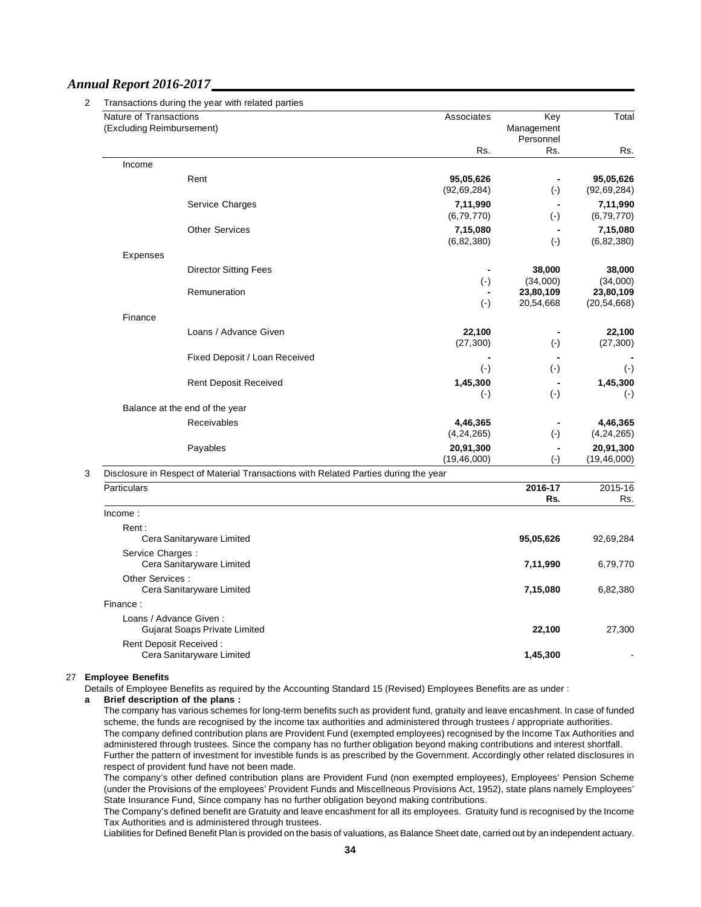2 Transactions during the year with related parties

| Nature of Transactions (Excluding Reimbursement) | | Associates | Key Management Personnel | Total |
|---|---|---|---|---|
| | | Rs. | Rs. | Rs. |
| Income | | | | |
| | Rent | **95,05,626** | **-** | **95,05,626** |
| | | (92,69,284) | (-) | (92,69,284) |
| | Service Charges | **7,11,990** | **-** | **7,11,990** |
| | | (6,79,770) | (-) | (6,79,770) |
| | Other Services | **7,15,080** | **-** | **7,15,080** |
| | | (6,82,380) | (-) | (6,82,380) |
| Expenses | | | | |
| | Director Sitting Fees | **-** | **38,000** | **38,000** |
| | | (-) | (34,000) | (34,000) |
| | Remuneration | **-** | **23,80,109** | **23,80,109** |
| | | (-) | 20,54,668 | (20,54,668) |
| Finance | | | | |
| | Loans / Advance Given | **22,100** | **-** | **22,100** |
| | | (27,300) | (-) | (27,300) |
| | Fixed Deposit / Loan Received | **-** | **-** | **-** |
| | | (-) | (-) | (-) |
| | Rent Deposit Received | **1,45,300** | **-** | **1,45,300** |
| | | (-) | (-) | (-) |
| Balance at the end of the year | | | | |
| | Receivables | **4,46,365** | **-** | **4,46,365** |
| | | (4,24,265) | (-) | (4,24,265) |
| | Payables | **20,91,300** | **-** | **20,91,300** |
| | | (19,46,000) | (-) | (19,46,000) |

3 Disclosure in Respect of Material Transactions with Related Parties during the year

| Particulars | 2016-17 Rs. | 2015-16 Rs. |
|---|---|---|
| Income : | | |
| Rent : Cera Sanitaryware Limited | **95,05,626** | 92,69,284 |
| Service Charges : Cera Sanitaryware Limited | **7,11,990** | 6,79,770 |
| Other Services : Cera Sanitaryware Limited | **7,15,080** | 6,82,380 |
| Finance : | | |
| Loans / Advance Given : Gujarat Soaps Private Limited | **22,100** | 27,300 |
| Rent Deposit Received : Cera Sanitaryware Limited | **1,45,300** | - |

## 27 Employee Benefits

Details of Employee Benefits as required by the Accounting Standard 15 (Revised) Employees Benefits are as under :

**a Brief description of the plans :**

The company has various schemes for long-term benefits such as provident fund, gratuity and leave encashment. In case of funded scheme, the funds are recognised by the income tax authorities and administered through trustees / appropriate authorities.

The company defined contribution plans are Provident Fund (exempted employees) recognised by the Income Tax Authorities and administered through trustees. Since the company has no further obligation beyond making contributions and interest shortfall. Further the pattern of investment for investible funds is as prescribed by the Government. Accordingly other related disclosures in respect of provident fund have not been made.

The company's other defined contribution plans are Provident Fund (non exempted employees), Employees' Pension Scheme (under the Provisions of the employees' Provident Funds and Miscellneous Provisions Act, 1952), state plans namely Employees' State Insurance Fund, Since company has no further obligation beyond making contributions.

The Company's defined benefit are Gratuity and leave encashment for all its employees. Gratuity fund is recognised by the Income Tax Authorities and is administered through trustees.

Liabilities for Defined Benefit Plan is provided on the basis of valuations, as Balance Sheet date, carried out by an independent actuary.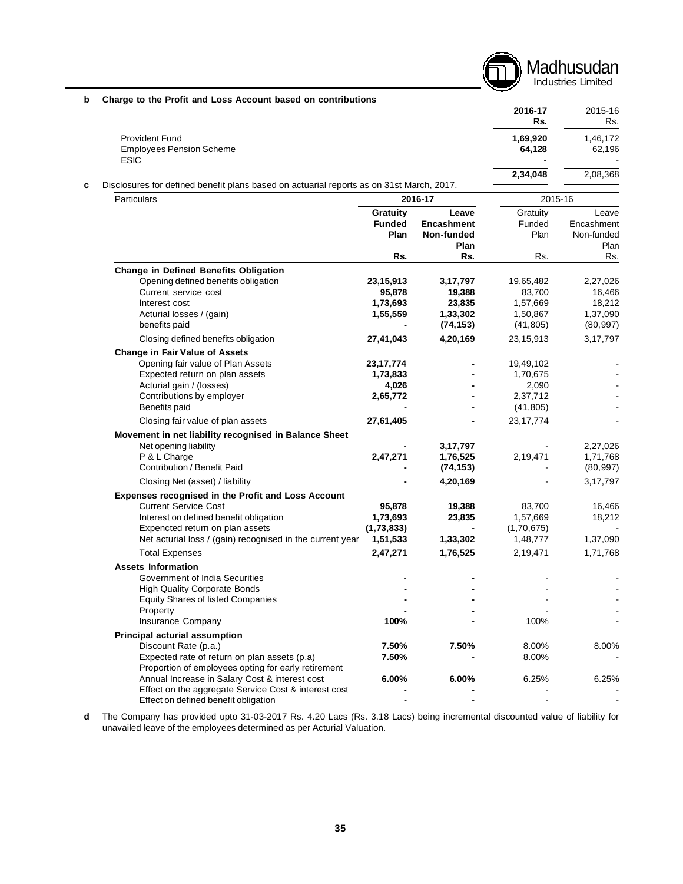**b Charge to the Profit and Loss Account based on contributions**

| | 2016-17 Rs. | 2015-16 Rs. |
|---|---|---|
| Provident Fund | 1,69,920 | 1,46,172 |
| Employees Pension Scheme | 64,128 | 62,196 |
| ESIC | - | - |
| | 2,34,048 | 2,08,368 |

**c** Disclosures for defined benefit plans based on actuarial reports as on 31st March, 2017.

| Particulars | 2016-17 | | 2015-16 | |
|---|---|---|---|---|
| | Gratuity Funded Plan | Leave Encashment Non-funded Plan | Gratuity Funded Plan | Leave Encashment Non-funded Plan |
| | Rs. | Rs. | Rs. | Rs. |
| **Change in Defined Benefits Obligation** | | | | |
| Opening defined benefits obligation | 23,15,913 | 3,17,797 | 19,65,482 | 2,27,026 |
| Current service cost | 95,878 | 19,388 | 83,700 | 16,466 |
| Interest cost | 1,73,693 | 23,835 | 1,57,669 | 18,212 |
| Acturial losses / (gain) | 1,55,559 | 1,33,302 | 1,50,867 | 1,37,090 |
| benefits paid | - | (74,153) | (41,805) | (80,997) |
| Closing defined benefits obligation | 27,41,043 | 4,20,169 | 23,15,913 | 3,17,797 |
| **Change in Fair Value of Assets** | | | | |
| Opening fair value of Plan Assets | 23,17,774 | - | 19,49,102 | - |
| Expected return on plan assets | 1,73,833 | - | 1,70,675 | - |
| Acturial gain / (losses) | 4,026 | - | 2,090 | - |
| Contributions by employer | 2,65,772 | - | 2,37,712 | - |
| Benefits paid | - | - | (41,805) | - |
| Closing fair value of plan assets | 27,61,405 | - | 23,17,774 | - |
| **Movement in net liability recognised in Balance Sheet** | | | | |
| Net opening liability | - | 3,17,797 | - | 2,27,026 |
| P & L Charge | 2,47,271 | 1,76,525 | 2,19,471 | 1,71,768 |
| Contribution / Benefit Paid | - | (74,153) | - | (80,997) |
| Closing Net (asset) / liability | - | 4,20,169 | - | 3,17,797 |
| **Expenses recognised in the Profit and Loss Account** | | | | |
| Current Service Cost | 95,878 | 19,388 | 83,700 | 16,466 |
| Interest on defined benefit obligation | 1,73,693 | 23,835 | 1,57,669 | 18,212 |
| Expencted return on plan assets | (1,73,833) | - | (1,70,675) | - |
| Net acturial loss / (gain) recognised in the current year | 1,51,533 | 1,33,302 | 1,48,777 | 1,37,090 |
| Total Expenses | 2,47,271 | 1,76,525 | 2,19,471 | 1,71,768 |
| **Assets Information** | | | | |
| Government of India Securities | - | - | - | - |
| High Quality Corporate Bonds | - | - | - | - |
| Equity Shares of listed Companies | - | - | - | - |
| Property | - | - | - | - |
| Insurance Company | 100% | - | 100% | - |
| **Principal acturial assumption** | | | | |
| Discount Rate (p.a.) | 7.50% | 7.50% | 8.00% | 8.00% |
| Expected rate of return on plan assets (p.a) | 7.50% | - | 8.00% | - |
| Proportion of employees opting for early retirement | | | | |
| Annual Increase in Salary Cost & interest cost | 6.00% | 6.00% | 6.25% | 6.25% |
| Effect on the aggregate Service Cost & interest cost | - | - | - | - |
| Effect on defined benefit obligation | - | - | - | - |

**d** The Company has provided upto 31-03-2017 Rs. 4.20 Lacs (Rs. 3.18 Lacs) being incremental discounted value of liability for unavailed leave of the employees determined as per Acturial Valuation.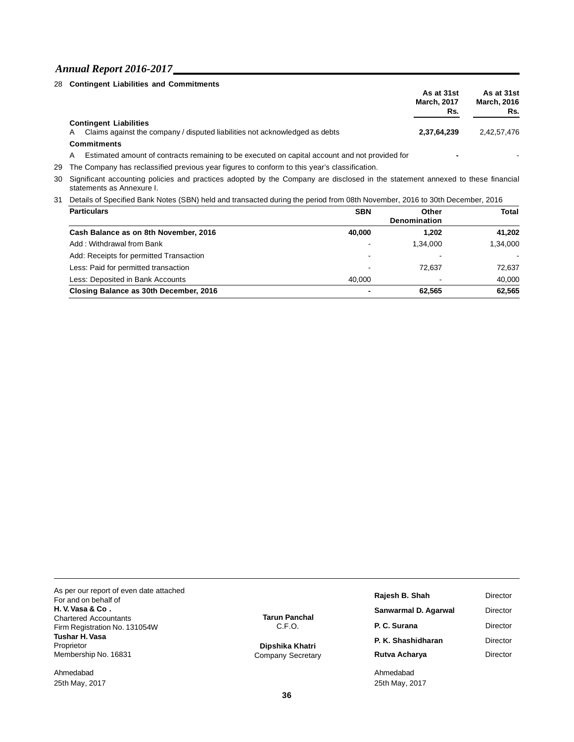28 **Contingent Liabilities and Commitments**

| | As at 31st March, 2017 Rs. | As at 31st March, 2016 Rs. |
|---|---|---|
| **Contingent Liabilities** | | |
| A Claims against the company / disputed liabilities not acknowledged as debts | **2,37,64,239** | 2,42,57,476 |
| **Commitments** | | |
| A Estimated amount of contracts remaining to be executed on capital account and not provided for | **-** | - |

29 The Company has reclassified previous year figures to conform to this year's classification.

30 Significant accounting policies and practices adopted by the Company are disclosed in the statement annexed to these financial statements as Annexure I.

31 Details of Specified Bank Notes (SBN) held and transacted during the period from 08th November, 2016 to 30th December, 2016

| Particulars | SBN | Other Denomination | Total |
|---|---|---|---|
| **Cash Balance as on 8th November, 2016** | **40,000** | **1,202** | **41,202** |
| Add : Withdrawal from Bank | - | 1,34,000 | 1,34,000 |
| Add: Receipts for permitted Transaction | - | - | - |
| Less: Paid for permitted transaction | - | 72,637 | 72,637 |
| Less: Deposited in Bank Accounts | 40,000 | - | 40,000 |
| **Closing Balance as 30th December, 2016** | **-** | **62,565** | **62,565** |

As per our report of even date attached
For and on behalf of
**H. V. Vasa & Co .**
Chartered Accountants
Firm Registration No. 131054W
**Tushar H. Vasa**
Proprietor
Membership No. 16831

Ahmedabad
25th May, 2017

**Tarun Panchal**
C.F.O.

**Dipshika Khatri**
Company Secretary

**Rajesh B. Shah** Director
**Sanwarmal D. Agarwal** Director
**P. C. Surana** Director
**P. K. Shashidharan** Director
**Rutva Acharya** Director

Ahmedabad
25th May, 2017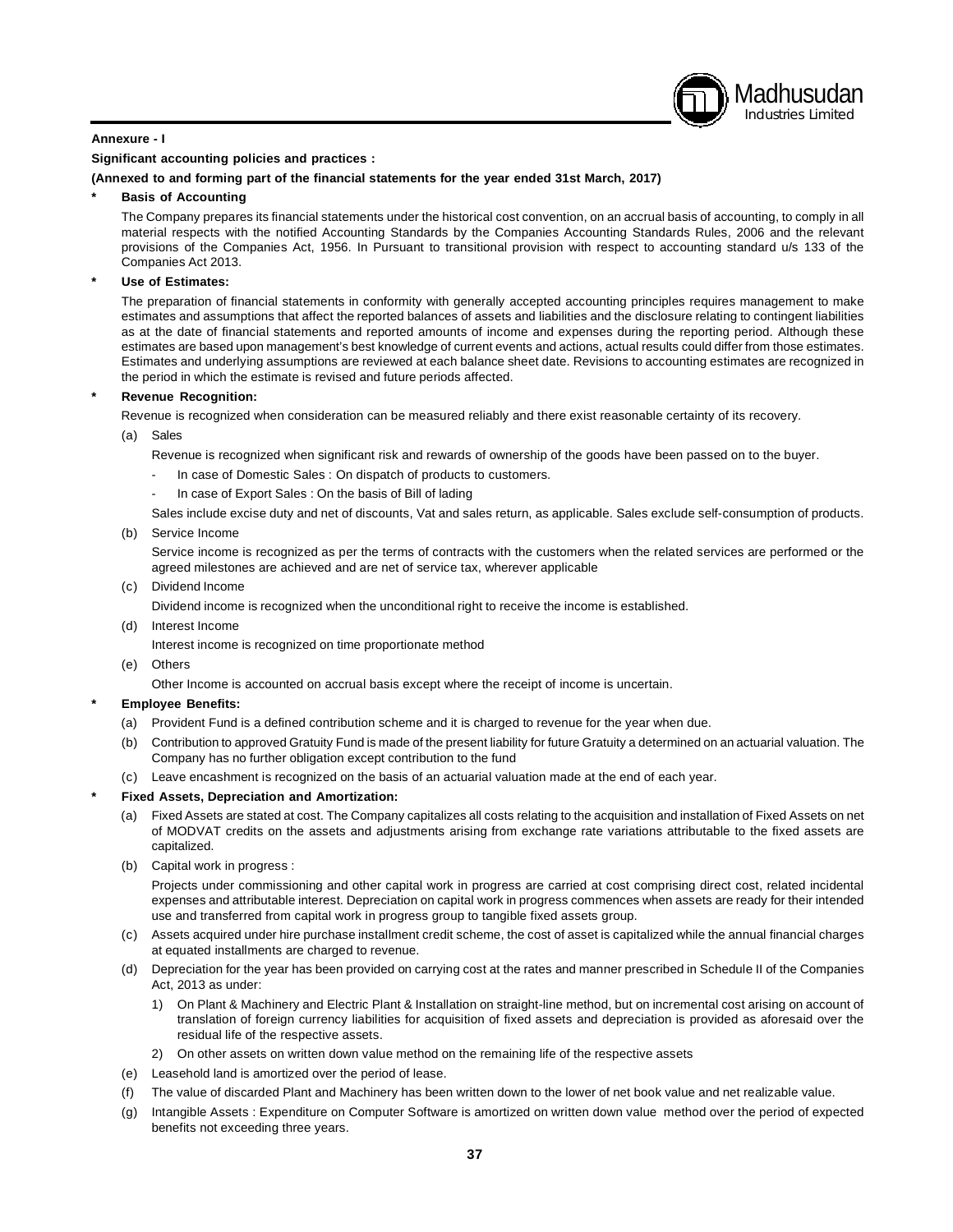**Annexure - I**

**Significant accounting policies and practices :**

**(Annexed to and forming part of the financial statements for the year ended 31st March, 2017)**

- **Basis of Accounting**

  The Company prepares its financial statements under the historical cost convention, on an accrual basis of accounting, to comply in all material respects with the notified Accounting Standards by the Companies Accounting Standards Rules, 2006 and the relevant provisions of the Companies Act, 1956. In Pursuant to transitional provision with respect to accounting standard u/s 133 of the Companies Act 2013.

- **Use of Estimates:**

  The preparation of financial statements in conformity with generally accepted accounting principles requires management to make estimates and assumptions that affect the reported balances of assets and liabilities and the disclosure relating to contingent liabilities as at the date of financial statements and reported amounts of income and expenses during the reporting period. Although these estimates are based upon management's best knowledge of current events and actions, actual results could differ from those estimates. Estimates and underlying assumptions are reviewed at each balance sheet date. Revisions to accounting estimates are recognized in the period in which the estimate is revised and future periods affected.

- **Revenue Recognition:**

  Revenue is recognized when consideration can be measured reliably and there exist reasonable certainty of its recovery.

  (a) Sales

  Revenue is recognized when significant risk and rewards of ownership of the goods have been passed on to the buyer.

  - In case of Domestic Sales : On dispatch of products to customers.
  - In case of Export Sales : On the basis of Bill of lading

  Sales include excise duty and net of discounts, Vat and sales return, as applicable. Sales exclude self-consumption of products.

  (b) Service Income

  Service income is recognized as per the terms of contracts with the customers when the related services are performed or the agreed milestones are achieved and are net of service tax, wherever applicable

  (c) Dividend Income

  Dividend income is recognized when the unconditional right to receive the income is established.

  (d) Interest Income

  Interest income is recognized on time proportionate method

  (e) Others

  Other Income is accounted on accrual basis except where the receipt of income is uncertain.

- **Employee Benefits:**

  (a) Provident Fund is a defined contribution scheme and it is charged to revenue for the year when due.

  (b) Contribution to approved Gratuity Fund is made of the present liability for future Gratuity a determined on an actuarial valuation. The Company has no further obligation except contribution to the fund

  (c) Leave encashment is recognized on the basis of an actuarial valuation made at the end of each year.

- **Fixed Assets, Depreciation and Amortization:**

  (a) Fixed Assets are stated at cost. The Company capitalizes all costs relating to the acquisition and installation of Fixed Assets on net of MODVAT credits on the assets and adjustments arising from exchange rate variations attributable to the fixed assets are capitalized.

  (b) Capital work in progress :

  Projects under commissioning and other capital work in progress are carried at cost comprising direct cost, related incidental expenses and attributable interest. Depreciation on capital work in progress commences when assets are ready for their intended use and transferred from capital work in progress group to tangible fixed assets group.

  (c) Assets acquired under hire purchase installment credit scheme, the cost of asset is capitalized while the annual financial charges at equated installments are charged to revenue.

  (d) Depreciation for the year has been provided on carrying cost at the rates and manner prescribed in Schedule II of the Companies Act, 2013 as under:

  1) On Plant & Machinery and Electric Plant & Installation on straight-line method, but on incremental cost arising on account of translation of foreign currency liabilities for acquisition of fixed assets and depreciation is provided as aforesaid over the residual life of the respective assets.

  2) On other assets on written down value method on the remaining life of the respective assets

  (e) Leasehold land is amortized over the period of lease.

  (f) The value of discarded Plant and Machinery has been written down to the lower of net book value and net realizable value.

  (g) Intangible Assets : Expenditure on Computer Software is amortized on written down value method over the period of expected benefits not exceeding three years.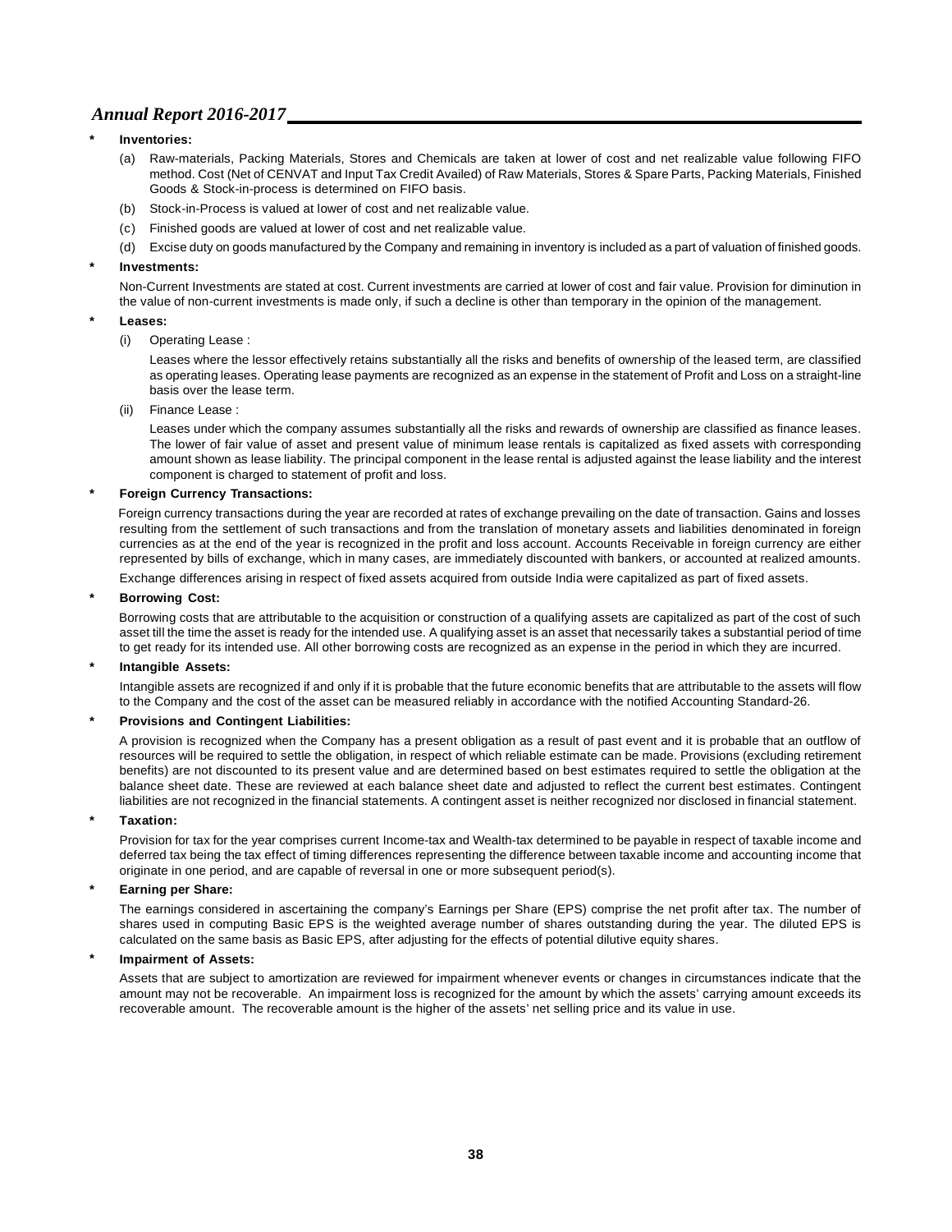* **Inventories:**

  (a) Raw-materials, Packing Materials, Stores and Chemicals are taken at lower of cost and net realizable value following FIFO method. Cost (Net of CENVAT and Input Tax Credit Availed) of Raw Materials, Stores & Spare Parts, Packing Materials, Finished Goods & Stock-in-process is determined on FIFO basis.

  (b) Stock-in-Process is valued at lower of cost and net realizable value.

  (c) Finished goods are valued at lower of cost and net realizable value.

  (d) Excise duty on goods manufactured by the Company and remaining in inventory is included as a part of valuation of finished goods.

* **Investments:**

  Non-Current Investments are stated at cost. Current investments are carried at lower of cost and fair value. Provision for diminution in the value of non-current investments is made only, if such a decline is other than temporary in the opinion of the management.

* **Leases:**

  (i) Operating Lease :

  Leases where the lessor effectively retains substantially all the risks and benefits of ownership of the leased term, are classified as operating leases. Operating lease payments are recognized as an expense in the statement of Profit and Loss on a straight-line basis over the lease term.

  (ii) Finance Lease :

  Leases under which the company assumes substantially all the risks and rewards of ownership are classified as finance leases. The lower of fair value of asset and present value of minimum lease rentals is capitalized as fixed assets with corresponding amount shown as lease liability. The principal component in the lease rental is adjusted against the lease liability and the interest component is charged to statement of profit and loss.

* **Foreign Currency Transactions:**

  Foreign currency transactions during the year are recorded at rates of exchange prevailing on the date of transaction. Gains and losses resulting from the settlement of such transactions and from the translation of monetary assets and liabilities denominated in foreign currencies as at the end of the year is recognized in the profit and loss account. Accounts Receivable in foreign currency are either represented by bills of exchange, which in many cases, are immediately discounted with bankers, or accounted at realized amounts.

  Exchange differences arising in respect of fixed assets acquired from outside India were capitalized as part of fixed assets.

* **Borrowing Cost:**

  Borrowing costs that are attributable to the acquisition or construction of a qualifying assets are capitalized as part of the cost of such asset till the time the asset is ready for the intended use. A qualifying asset is an asset that necessarily takes a substantial period of time to get ready for its intended use. All other borrowing costs are recognized as an expense in the period in which they are incurred.

* **Intangible Assets:**

  Intangible assets are recognized if and only if it is probable that the future economic benefits that are attributable to the assets will flow to the Company and the cost of the asset can be measured reliably in accordance with the notified Accounting Standard-26.

* **Provisions and Contingent Liabilities:**

  A provision is recognized when the Company has a present obligation as a result of past event and it is probable that an outflow of resources will be required to settle the obligation, in respect of which reliable estimate can be made. Provisions (excluding retirement benefits) are not discounted to its present value and are determined based on best estimates required to settle the obligation at the balance sheet date. These are reviewed at each balance sheet date and adjusted to reflect the current best estimates. Contingent liabilities are not recognized in the financial statements. A contingent asset is neither recognized nor disclosed in financial statement.

* **Taxation:**

  Provision for tax for the year comprises current Income-tax and Wealth-tax determined to be payable in respect of taxable income and deferred tax being the tax effect of timing differences representing the difference between taxable income and accounting income that originate in one period, and are capable of reversal in one or more subsequent period(s).

* **Earning per Share:**

  The earnings considered in ascertaining the company's Earnings per Share (EPS) comprise the net profit after tax. The number of shares used in computing Basic EPS is the weighted average number of shares outstanding during the year. The diluted EPS is calculated on the same basis as Basic EPS, after adjusting for the effects of potential dilutive equity shares.

* **Impairment of Assets:**

  Assets that are subject to amortization are reviewed for impairment whenever events or changes in circumstances indicate that the amount may not be recoverable. An impairment loss is recognized for the amount by which the assets' carrying amount exceeds its recoverable amount. The recoverable amount is the higher of the assets' net selling price and its value in use.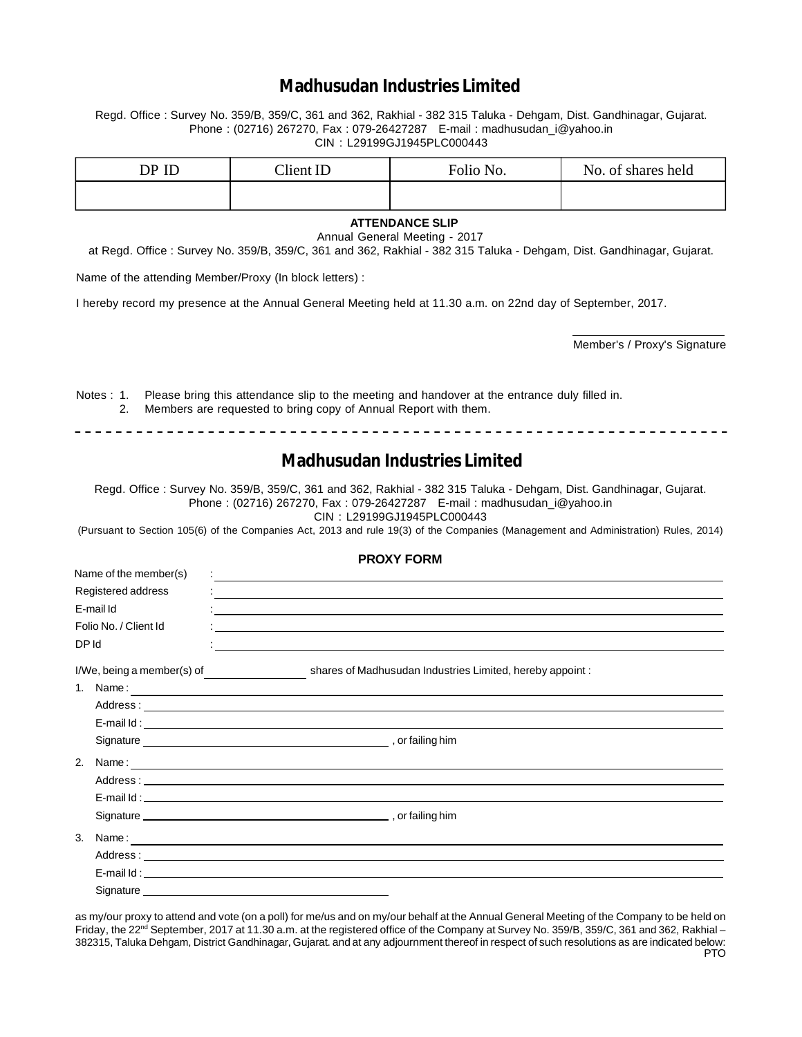# Madhusudan Industries Limited

Regd. Office : Survey No. 359/B, 359/C, 361 and 362, Rakhial - 382 315 Taluka - Dehgam, Dist. Gandhinagar, Gujarat.
Phone : (02716) 267270, Fax : 079-26427287 E-mail : madhusudan_i@yahoo.in
CIN : L29199GJ1945PLC000443

| DP ID | Client ID | Folio No. | No. of shares held |
|---|---|---|---|
| | | | |

**ATTENDANCE SLIP**

Annual General Meeting - 2017

at Regd. Office : Survey No. 359/B, 359/C, 361 and 362, Rakhial - 382 315 Taluka - Dehgam, Dist. Gandhinagar, Gujarat.

Name of the attending Member/Proxy (In block letters) :

I hereby record my presence at the Annual General Meeting held at 11.30 a.m. on 22nd day of September, 2017.

Member's / Proxy's Signature

Notes : 1. Please bring this attendance slip to the meeting and handover at the entrance duly filled in.
2. Members are requested to bring copy of Annual Report with them.

---

# Madhusudan Industries Limited

Regd. Office : Survey No. 359/B, 359/C, 361 and 362, Rakhial - 382 315 Taluka - Dehgam, Dist. Gandhinagar, Gujarat.
Phone : (02716) 267270, Fax : 079-26427287 E-mail : madhusudan_i@yahoo.in
CIN : L29199GJ1945PLC000443

(Pursuant to Section 105(6) of the Companies Act, 2013 and rule 19(3) of the Companies (Management and Administration) Rules, 2014)

**PROXY FORM**

Name of the member(s) : ____________________

Registered address : ____________________

E-mail Id : ____________________

Folio No. / Client Id : ____________________

DP Id : ____________________

I/We, being a member(s) of ________ shares of Madhusudan Industries Limited, hereby appoint :

1. Name : ____________________
   Address : ____________________
   E-mail Id : ____________________
   Signature ____________________ , or failing him

2. Name : ____________________
   Address : ____________________
   E-mail Id : ____________________
   Signature ____________________ , or failing him

3. Name : ____________________
   Address : ____________________
   E-mail Id : ____________________
   Signature ____________________

as my/our proxy to attend and vote (on a poll) for me/us and on my/our behalf at the Annual General Meeting of the Company to be held on Friday, the 22nd September, 2017 at 11.30 a.m. at the registered office of the Company at Survey No. 359/B, 359/C, 361 and 362, Rakhial – 382315, Taluka Dehgam, District Gandhinagar, Gujarat. and at any adjournment thereof in respect of such resolutions as are indicated below:

PTO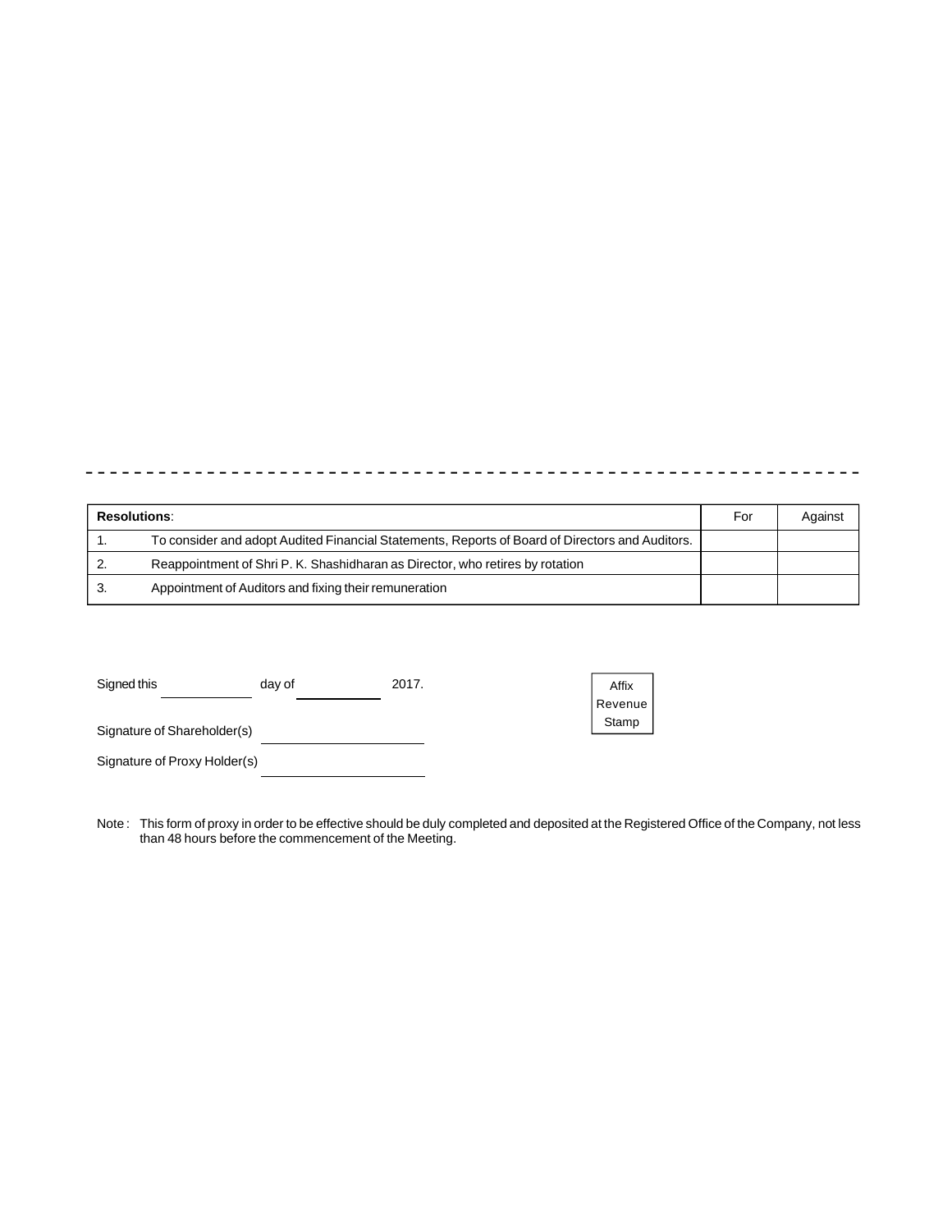- - - - - - - - - - - - - - - - - - - - - - - - - - - - - - - - - - - - - - - - - - - - - - - - - - - - - - - - - - - -

| **Resolutions**: | | For | Against |
|---|---|---|---|
| 1. | To consider and adopt Audited Financial Statements, Reports of Board of Directors and Auditors. | | |
| 2. | Reappointment of Shri P. K. Shashidharan as Director, who retires by rotation | | |
| 3. | Appointment of Auditors and fixing their remuneration | | |

Signed this ____________ day of ____________ 2017.

Affix Revenue Stamp

Signature of Shareholder(s) ____________________

Signature of Proxy Holder(s) ____________________

Note : This form of proxy in order to be effective should be duly completed and deposited at the Registered Office of the Company, not less than 48 hours before the commencement of the Meeting.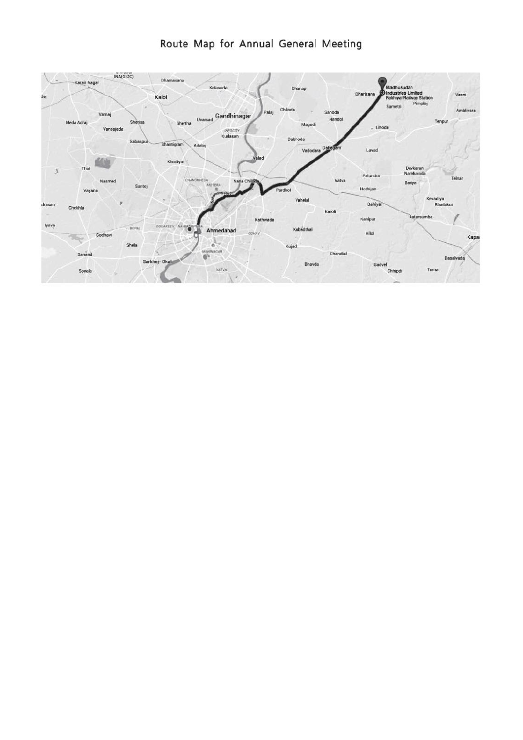# Route Map for Annual General Meeting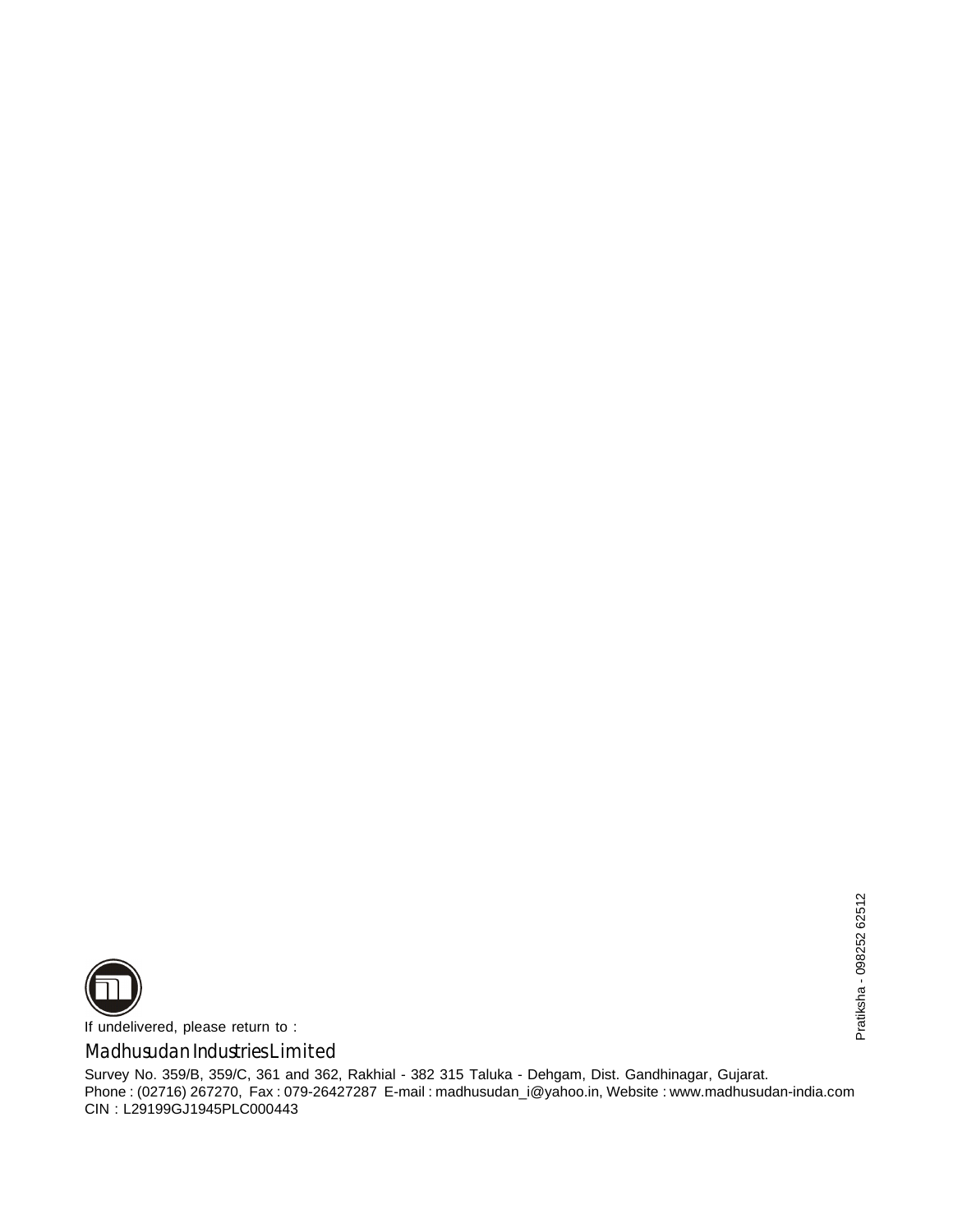If undelivered, please return to :

*Madhusudan Industries Limited*

Survey No. 359/B, 359/C, 361 and 362, Rakhial - 382 315 Taluka - Dehgam, Dist. Gandhinagar, Gujarat.
Phone : (02716) 267270, Fax : 079-26427287 E-mail : madhusudan_i@yahoo.in, Website : www.madhusudan-india.com
CIN : L29199GJ1945PLC000443

Pratiksha - 098252 62512